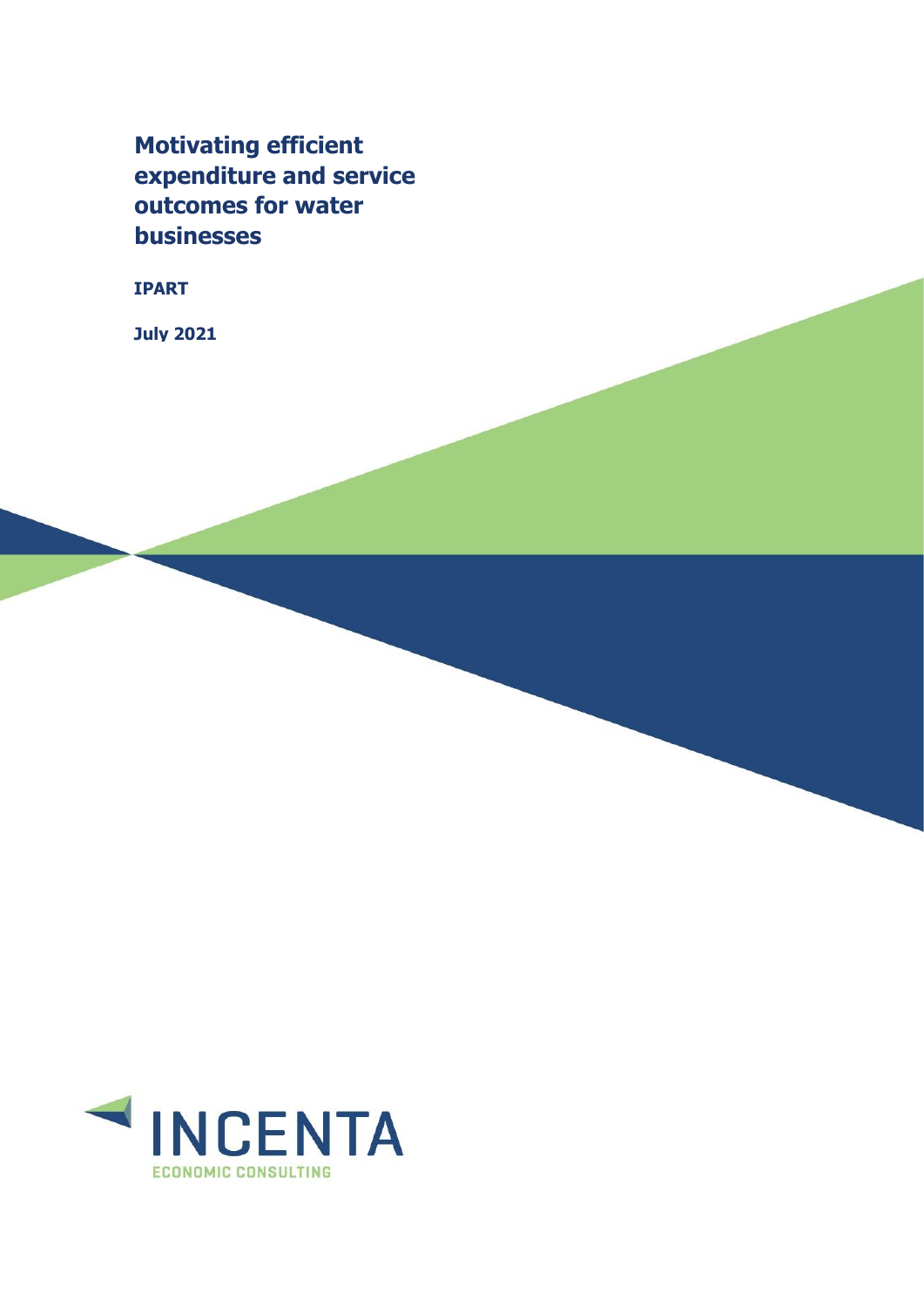# Motivating efficient expenditure and service outcomes for water businesses

**IPART**

**July 2021**

INCENTA

ECONOMIC CONSULTING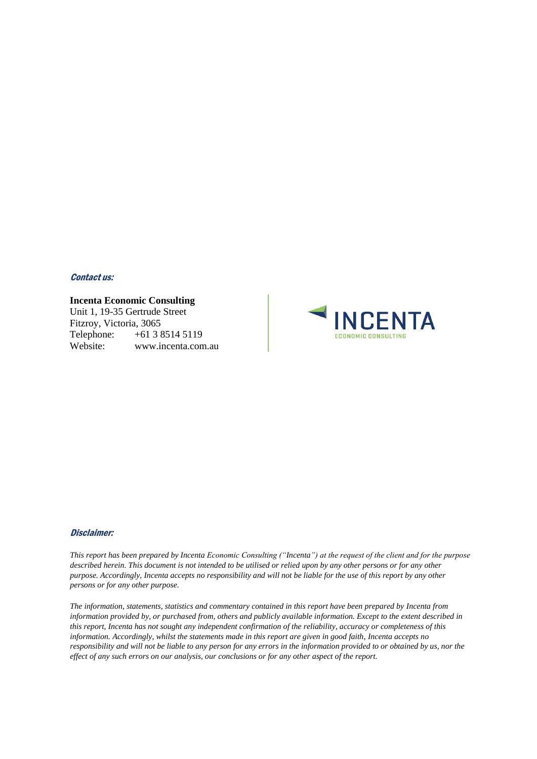***Contact us:***

**Incenta Economic Consulting**
Unit 1, 19-35 Gertrude Street
Fitzroy, Victoria, 3065
Telephone: +61 3 8514 5119
Website: www.incenta.com.au

***Disclaimer:***

*This report has been prepared by Incenta Economic Consulting ("Incenta") at the request of the client and for the purpose described herein. This document is not intended to be utilised or relied upon by any other persons or for any other purpose. Accordingly, Incenta accepts no responsibility and will not be liable for the use of this report by any other persons or for any other purpose.*

*The information, statements, statistics and commentary contained in this report have been prepared by Incenta from information provided by, or purchased from, others and publicly available information. Except to the extent described in this report, Incenta has not sought any independent confirmation of the reliability, accuracy or completeness of this information. Accordingly, whilst the statements made in this report are given in good faith, Incenta accepts no responsibility and will not be liable to any person for any errors in the information provided to or obtained by us, nor the effect of any such errors on our analysis, our conclusions or for any other aspect of the report.*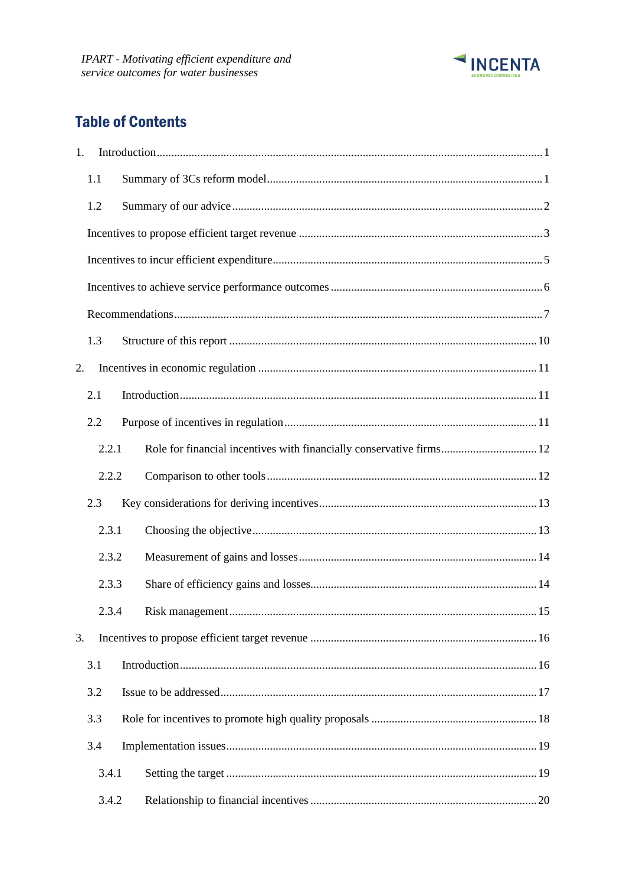## Table of Contents

1. Introduction ... 1
   - 1.1 Summary of 3Cs reform model ... 1
   - 1.2 Summary of our advice ... 2
   - Incentives to propose efficient target revenue ... 3
   - Incentives to incur efficient expenditure ... 5
   - Incentives to achieve service performance outcomes ... 6
   - Recommendations ... 7
   - 1.3 Structure of this report ... 10
2. Incentives in economic regulation ... 11
   - 2.1 Introduction ... 11
   - 2.2 Purpose of incentives in regulation ... 11
     - 2.2.1 Role for financial incentives with financially conservative firms ... 12
     - 2.2.2 Comparison to other tools ... 12
   - 2.3 Key considerations for deriving incentives ... 13
     - 2.3.1 Choosing the objective ... 13
     - 2.3.2 Measurement of gains and losses ... 14
     - 2.3.3 Share of efficiency gains and losses ... 14
     - 2.3.4 Risk management ... 15
3. Incentives to propose efficient target revenue ... 16
   - 3.1 Introduction ... 16
   - 3.2 Issue to be addressed ... 17
   - 3.3 Role for incentives to promote high quality proposals ... 18
   - 3.4 Implementation issues ... 19
     - 3.4.1 Setting the target ... 19
     - 3.4.2 Relationship to financial incentives ... 20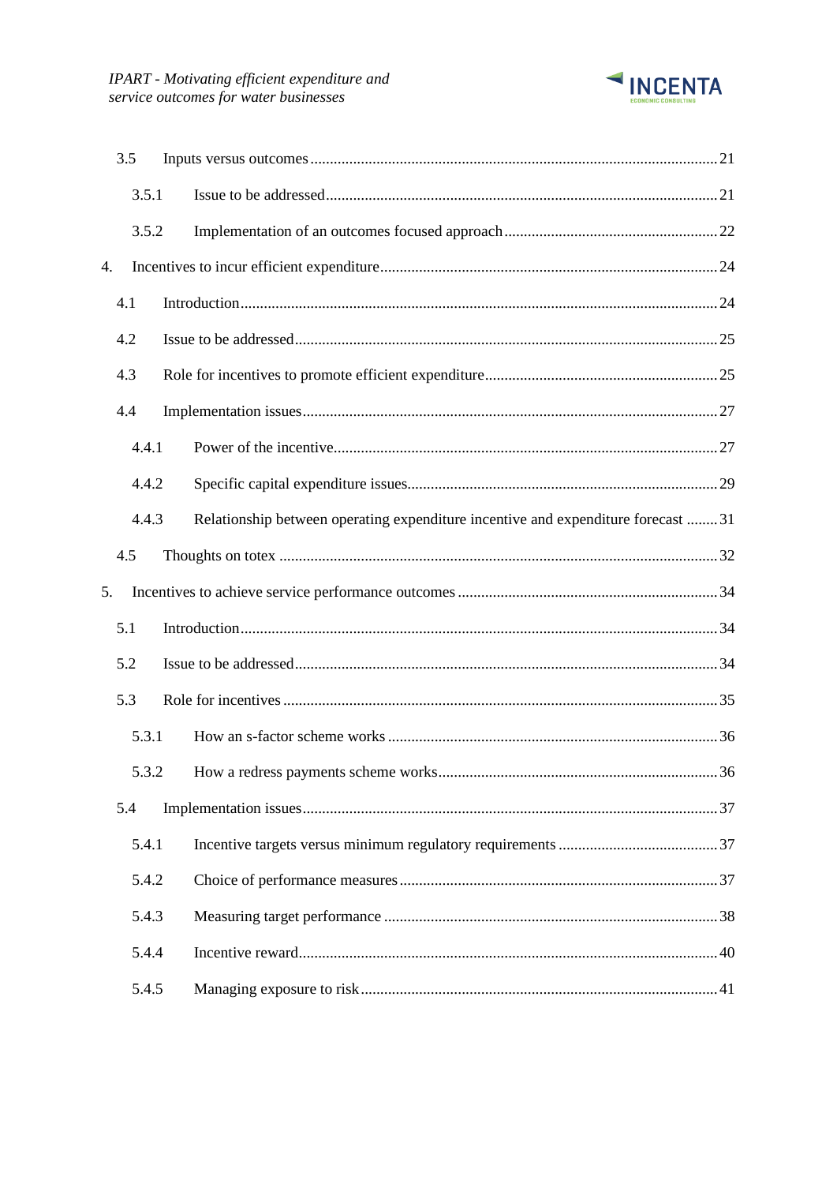3.5 Inputs versus outcomes ........................................................ 21

3.5.1 Issue to be addressed ........................................................ 21

3.5.2 Implementation of an outcomes focused approach ........................................................ 22

4. Incentives to incur efficient expenditure ........................................................ 24

4.1 Introduction ........................................................ 24

4.2 Issue to be addressed ........................................................ 25

4.3 Role for incentives to promote efficient expenditure ........................................................ 25

4.4 Implementation issues ........................................................ 27

4.4.1 Power of the incentive ........................................................ 27

4.4.2 Specific capital expenditure issues ........................................................ 29

4.4.3 Relationship between operating expenditure incentive and expenditure forecast ........ 31

4.5 Thoughts on totex ........................................................ 32

5. Incentives to achieve service performance outcomes ........................................................ 34

5.1 Introduction ........................................................ 34

5.2 Issue to be addressed ........................................................ 34

5.3 Role for incentives ........................................................ 35

5.3.1 How an s-factor scheme works ........................................................ 36

5.3.2 How a redress payments scheme works ........................................................ 36

5.4 Implementation issues ........................................................ 37

5.4.1 Incentive targets versus minimum regulatory requirements ........................................................ 37

5.4.2 Choice of performance measures ........................................................ 37

5.4.3 Measuring target performance ........................................................ 38

5.4.4 Incentive reward ........................................................ 40

5.4.5 Managing exposure to risk ........................................................ 41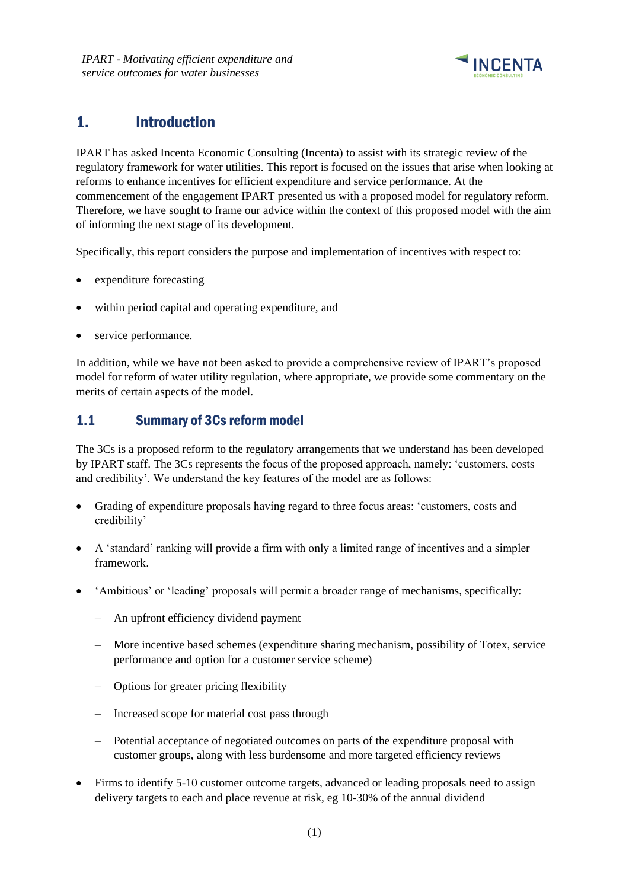# 1. Introduction

IPART has asked Incenta Economic Consulting (Incenta) to assist with its strategic review of the regulatory framework for water utilities. This report is focused on the issues that arise when looking at reforms to enhance incentives for efficient expenditure and service performance. At the commencement of the engagement IPART presented us with a proposed model for regulatory reform. Therefore, we have sought to frame our advice within the context of this proposed model with the aim of informing the next stage of its development.

Specifically, this report considers the purpose and implementation of incentives with respect to:

- expenditure forecasting
- within period capital and operating expenditure, and
- service performance.

In addition, while we have not been asked to provide a comprehensive review of IPART's proposed model for reform of water utility regulation, where appropriate, we provide some commentary on the merits of certain aspects of the model.

## 1.1 Summary of 3Cs reform model

The 3Cs is a proposed reform to the regulatory arrangements that we understand has been developed by IPART staff. The 3Cs represents the focus of the proposed approach, namely: 'customers, costs and credibility'. We understand the key features of the model are as follows:

- Grading of expenditure proposals having regard to three focus areas: 'customers, costs and credibility'
- A 'standard' ranking will provide a firm with only a limited range of incentives and a simpler framework.
- 'Ambitious' or 'leading' proposals will permit a broader range of mechanisms, specifically:
  - An upfront efficiency dividend payment
  - More incentive based schemes (expenditure sharing mechanism, possibility of Totex, service performance and option for a customer service scheme)
  - Options for greater pricing flexibility
  - Increased scope for material cost pass through
  - Potential acceptance of negotiated outcomes on parts of the expenditure proposal with customer groups, along with less burdensome and more targeted efficiency reviews
- Firms to identify 5-10 customer outcome targets, advanced or leading proposals need to assign delivery targets to each and place revenue at risk, eg 10-30% of the annual dividend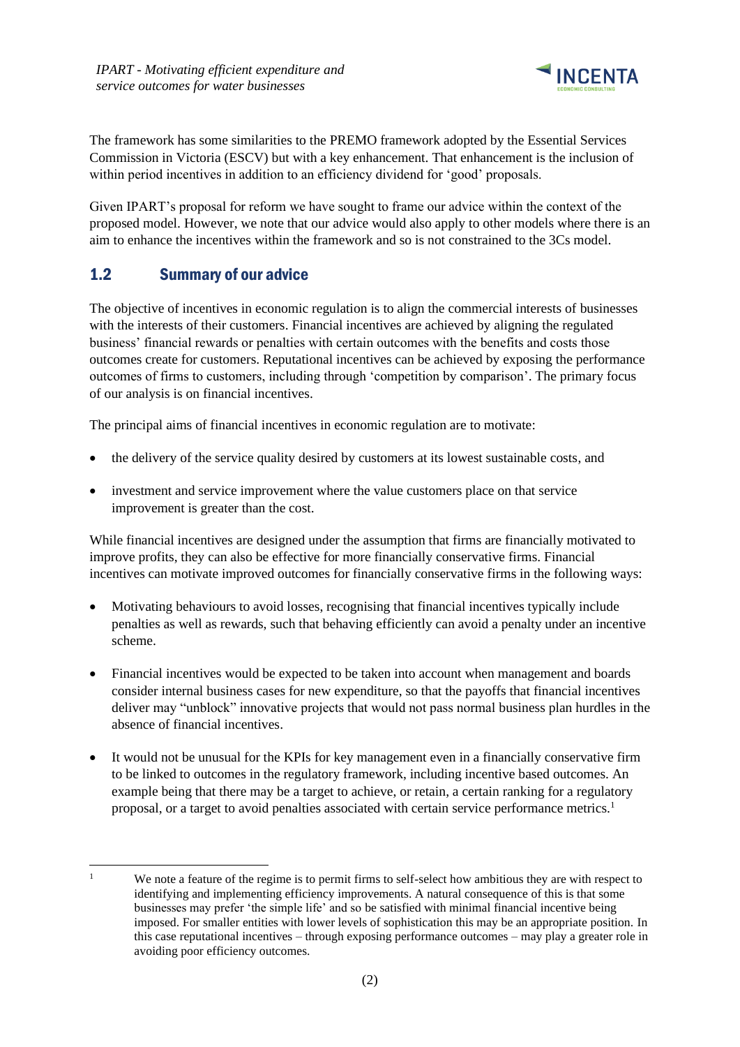The framework has some similarities to the PREMO framework adopted by the Essential Services Commission in Victoria (ESCV) but with a key enhancement. That enhancement is the inclusion of within period incentives in addition to an efficiency dividend for 'good' proposals.

Given IPART's proposal for reform we have sought to frame our advice within the context of the proposed model. However, we note that our advice would also apply to other models where there is an aim to enhance the incentives within the framework and so is not constrained to the 3Cs model.

## 1.2 Summary of our advice

The objective of incentives in economic regulation is to align the commercial interests of businesses with the interests of their customers. Financial incentives are achieved by aligning the regulated business' financial rewards or penalties with certain outcomes with the benefits and costs those outcomes create for customers. Reputational incentives can be achieved by exposing the performance outcomes of firms to customers, including through 'competition by comparison'. The primary focus of our analysis is on financial incentives.

The principal aims of financial incentives in economic regulation are to motivate:

- the delivery of the service quality desired by customers at its lowest sustainable costs, and
- investment and service improvement where the value customers place on that service improvement is greater than the cost.

While financial incentives are designed under the assumption that firms are financially motivated to improve profits, they can also be effective for more financially conservative firms. Financial incentives can motivate improved outcomes for financially conservative firms in the following ways:

- Motivating behaviours to avoid losses, recognising that financial incentives typically include penalties as well as rewards, such that behaving efficiently can avoid a penalty under an incentive scheme.
- Financial incentives would be expected to be taken into account when management and boards consider internal business cases for new expenditure, so that the payoffs that financial incentives deliver may "unblock" innovative projects that would not pass normal business plan hurdles in the absence of financial incentives.
- It would not be unusual for the KPIs for key management even in a financially conservative firm to be linked to outcomes in the regulatory framework, including incentive based outcomes. An example being that there may be a target to achieve, or retain, a certain ranking for a regulatory proposal, or a target to avoid penalties associated with certain service performance metrics.[1]

[1] We note a feature of the regime is to permit firms to self-select how ambitious they are with respect to identifying and implementing efficiency improvements. A natural consequence of this is that some businesses may prefer 'the simple life' and so be satisfied with minimal financial incentive being imposed. For smaller entities with lower levels of sophistication this may be an appropriate position. In this case reputational incentives – through exposing performance outcomes – may play a greater role in avoiding poor efficiency outcomes.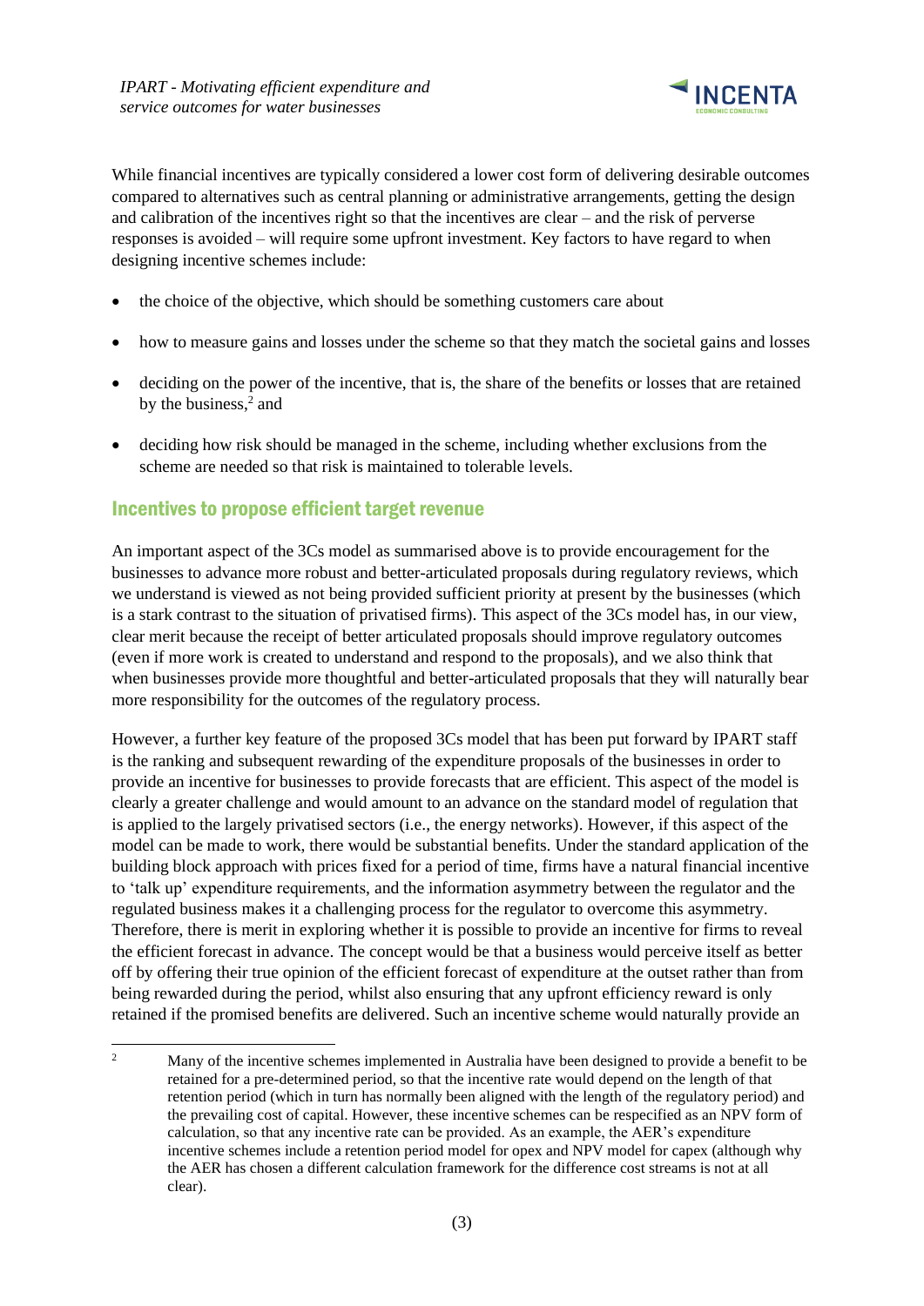While financial incentives are typically considered a lower cost form of delivering desirable outcomes compared to alternatives such as central planning or administrative arrangements, getting the design and calibration of the incentives right so that the incentives are clear – and the risk of perverse responses is avoided – will require some upfront investment. Key factors to have regard to when designing incentive schemes include:

- the choice of the objective, which should be something customers care about
- how to measure gains and losses under the scheme so that they match the societal gains and losses
- deciding on the power of the incentive, that is, the share of the benefits or losses that are retained by the business,[2] and
- deciding how risk should be managed in the scheme, including whether exclusions from the scheme are needed so that risk is maintained to tolerable levels.

## Incentives to propose efficient target revenue

An important aspect of the 3Cs model as summarised above is to provide encouragement for the businesses to advance more robust and better-articulated proposals during regulatory reviews, which we understand is viewed as not being provided sufficient priority at present by the businesses (which is a stark contrast to the situation of privatised firms). This aspect of the 3Cs model has, in our view, clear merit because the receipt of better articulated proposals should improve regulatory outcomes (even if more work is created to understand and respond to the proposals), and we also think that when businesses provide more thoughtful and better-articulated proposals that they will naturally bear more responsibility for the outcomes of the regulatory process.

However, a further key feature of the proposed 3Cs model that has been put forward by IPART staff is the ranking and subsequent rewarding of the expenditure proposals of the businesses in order to provide an incentive for businesses to provide forecasts that are efficient. This aspect of the model is clearly a greater challenge and would amount to an advance on the standard model of regulation that is applied to the largely privatised sectors (i.e., the energy networks). However, if this aspect of the model can be made to work, there would be substantial benefits. Under the standard application of the building block approach with prices fixed for a period of time, firms have a natural financial incentive to 'talk up' expenditure requirements, and the information asymmetry between the regulator and the regulated business makes it a challenging process for the regulator to overcome this asymmetry. Therefore, there is merit in exploring whether it is possible to provide an incentive for firms to reveal the efficient forecast in advance. The concept would be that a business would perceive itself as better off by offering their true opinion of the efficient forecast of expenditure at the outset rather than from being rewarded during the period, whilst also ensuring that any upfront efficiency reward is only retained if the promised benefits are delivered. Such an incentive scheme would naturally provide an

[2] Many of the incentive schemes implemented in Australia have been designed to provide a benefit to be retained for a pre-determined period, so that the incentive rate would depend on the length of that retention period (which in turn has normally been aligned with the length of the regulatory period) and the prevailing cost of capital. However, these incentive schemes can be respecified as an NPV form of calculation, so that any incentive rate can be provided. As an example, the AER's expenditure incentive schemes include a retention period model for opex and NPV model for capex (although why the AER has chosen a different calculation framework for the difference cost streams is not at all clear).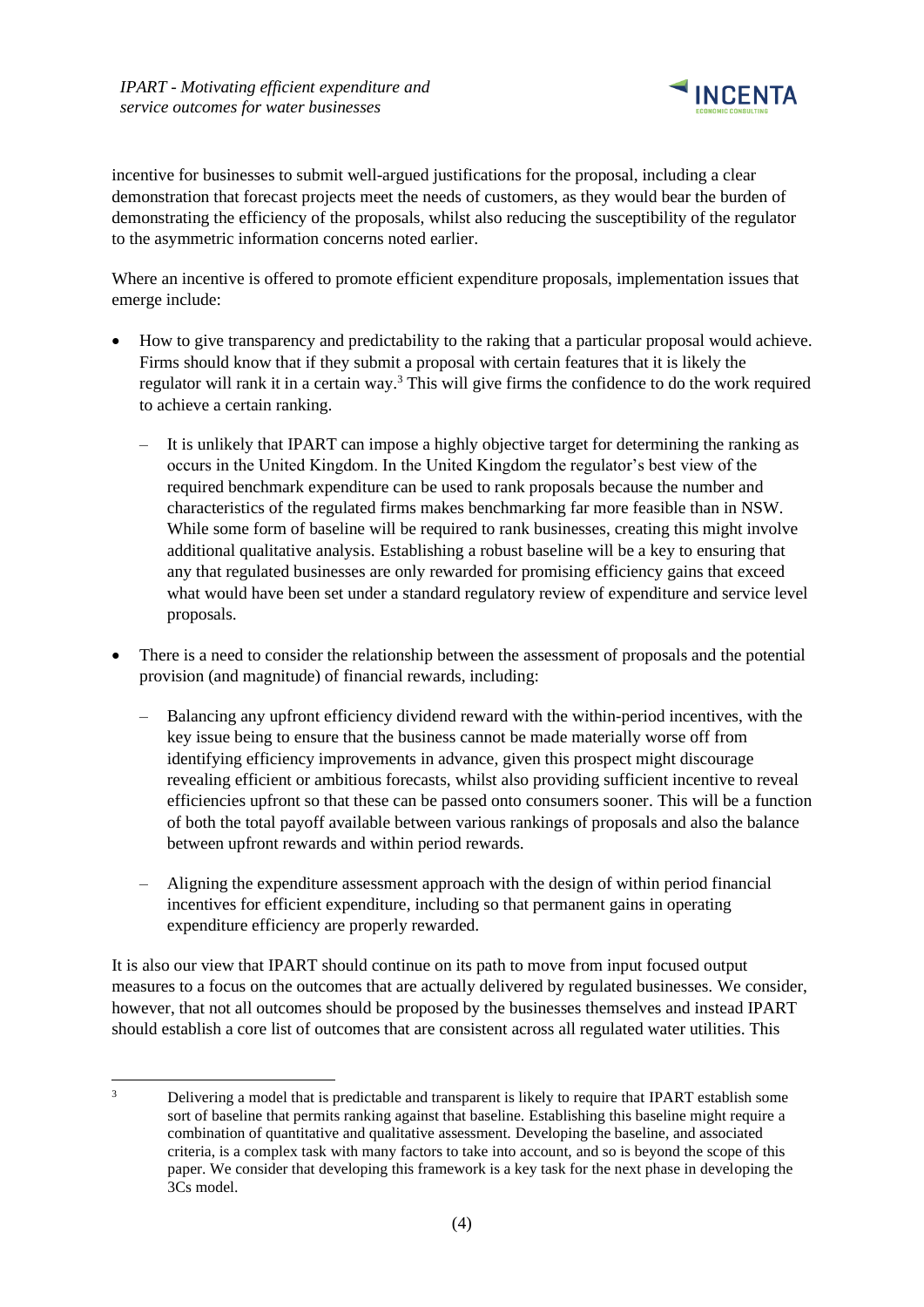incentive for businesses to submit well-argued justifications for the proposal, including a clear demonstration that forecast projects meet the needs of customers, as they would bear the burden of demonstrating the efficiency of the proposals, whilst also reducing the susceptibility of the regulator to the asymmetric information concerns noted earlier.

Where an incentive is offered to promote efficient expenditure proposals, implementation issues that emerge include:

- How to give transparency and predictability to the raking that a particular proposal would achieve. Firms should know that if they submit a proposal with certain features that it is likely the regulator will rank it in a certain way.[3] This will give firms the confidence to do the work required to achieve a certain ranking.
  - It is unlikely that IPART can impose a highly objective target for determining the ranking as occurs in the United Kingdom. In the United Kingdom the regulator's best view of the required benchmark expenditure can be used to rank proposals because the number and characteristics of the regulated firms makes benchmarking far more feasible than in NSW. While some form of baseline will be required to rank businesses, creating this might involve additional qualitative analysis. Establishing a robust baseline will be a key to ensuring that any that regulated businesses are only rewarded for promising efficiency gains that exceed what would have been set under a standard regulatory review of expenditure and service level proposals.
- There is a need to consider the relationship between the assessment of proposals and the potential provision (and magnitude) of financial rewards, including:
  - Balancing any upfront efficiency dividend reward with the within-period incentives, with the key issue being to ensure that the business cannot be made materially worse off from identifying efficiency improvements in advance, given this prospect might discourage revealing efficient or ambitious forecasts, whilst also providing sufficient incentive to reveal efficiencies upfront so that these can be passed onto consumers sooner. This will be a function of both the total payoff available between various rankings of proposals and also the balance between upfront rewards and within period rewards.
  - Aligning the expenditure assessment approach with the design of within period financial incentives for efficient expenditure, including so that permanent gains in operating expenditure efficiency are properly rewarded.

It is also our view that IPART should continue on its path to move from input focused output measures to a focus on the outcomes that are actually delivered by regulated businesses. We consider, however, that not all outcomes should be proposed by the businesses themselves and instead IPART should establish a core list of outcomes that are consistent across all regulated water utilities. This

[3] Delivering a model that is predictable and transparent is likely to require that IPART establish some sort of baseline that permits ranking against that baseline. Establishing this baseline might require a combination of quantitative and qualitative assessment. Developing the baseline, and associated criteria, is a complex task with many factors to take into account, and so is beyond the scope of this paper. We consider that developing this framework is a key task for the next phase in developing the 3Cs model.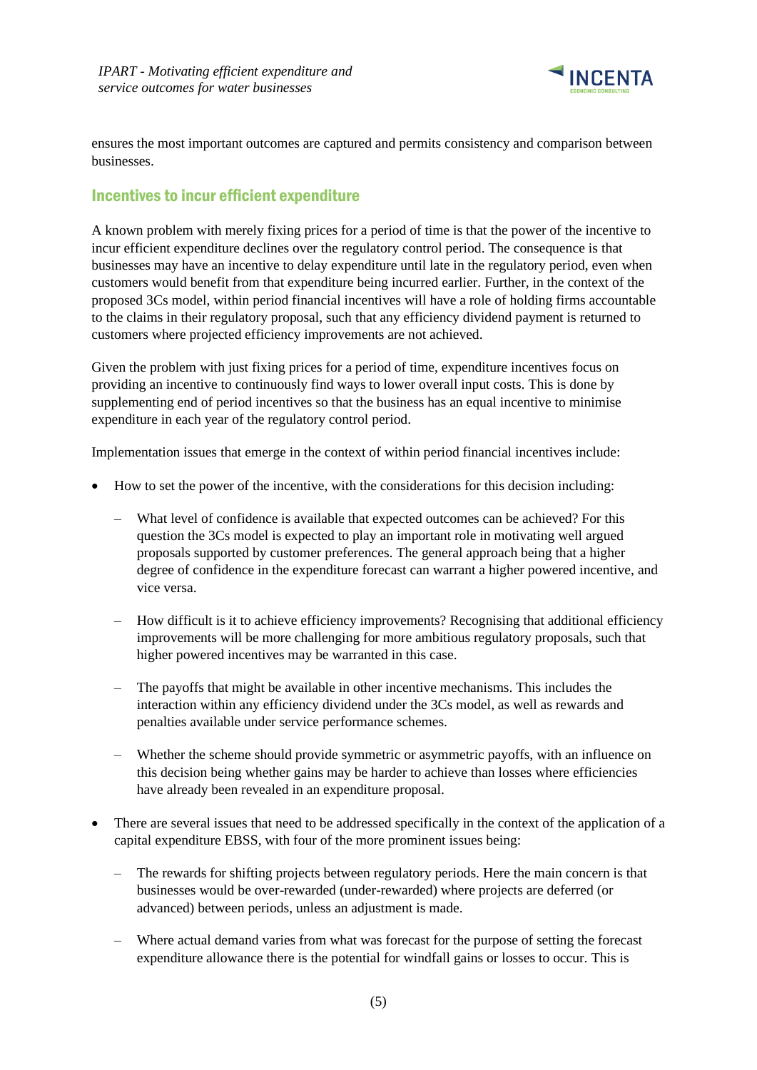ensures the most important outcomes are captured and permits consistency and comparison between businesses.

## Incentives to incur efficient expenditure

A known problem with merely fixing prices for a period of time is that the power of the incentive to incur efficient expenditure declines over the regulatory control period. The consequence is that businesses may have an incentive to delay expenditure until late in the regulatory period, even when customers would benefit from that expenditure being incurred earlier. Further, in the context of the proposed 3Cs model, within period financial incentives will have a role of holding firms accountable to the claims in their regulatory proposal, such that any efficiency dividend payment is returned to customers where projected efficiency improvements are not achieved.

Given the problem with just fixing prices for a period of time, expenditure incentives focus on providing an incentive to continuously find ways to lower overall input costs. This is done by supplementing end of period incentives so that the business has an equal incentive to minimise expenditure in each year of the regulatory control period.

Implementation issues that emerge in the context of within period financial incentives include:

- How to set the power of the incentive, with the considerations for this decision including:
  - What level of confidence is available that expected outcomes can be achieved? For this question the 3Cs model is expected to play an important role in motivating well argued proposals supported by customer preferences. The general approach being that a higher degree of confidence in the expenditure forecast can warrant a higher powered incentive, and vice versa.
  - How difficult is it to achieve efficiency improvements? Recognising that additional efficiency improvements will be more challenging for more ambitious regulatory proposals, such that higher powered incentives may be warranted in this case.
  - The payoffs that might be available in other incentive mechanisms. This includes the interaction within any efficiency dividend under the 3Cs model, as well as rewards and penalties available under service performance schemes.
  - Whether the scheme should provide symmetric or asymmetric payoffs, with an influence on this decision being whether gains may be harder to achieve than losses where efficiencies have already been revealed in an expenditure proposal.
- There are several issues that need to be addressed specifically in the context of the application of a capital expenditure EBSS, with four of the more prominent issues being:
  - The rewards for shifting projects between regulatory periods. Here the main concern is that businesses would be over-rewarded (under-rewarded) where projects are deferred (or advanced) between periods, unless an adjustment is made.
  - Where actual demand varies from what was forecast for the purpose of setting the forecast expenditure allowance there is the potential for windfall gains or losses to occur. This is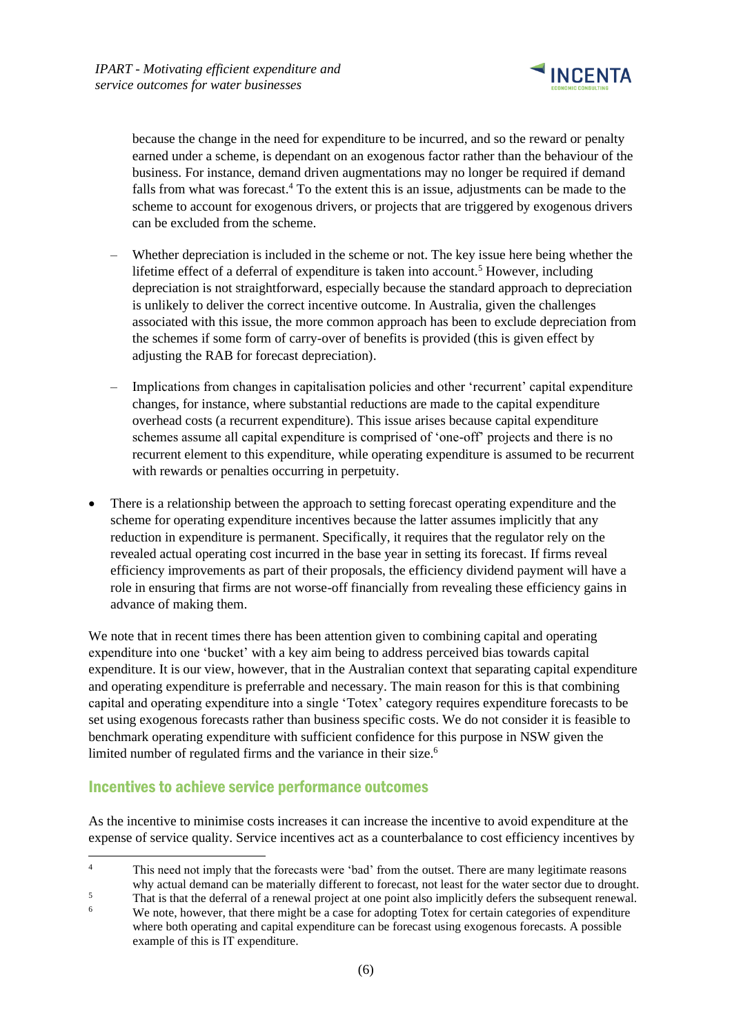because the change in the need for expenditure to be incurred, and so the reward or penalty earned under a scheme, is dependant on an exogenous factor rather than the behaviour of the business. For instance, demand driven augmentations may no longer be required if demand falls from what was forecast.[4] To the extent this is an issue, adjustments can be made to the scheme to account for exogenous drivers, or projects that are triggered by exogenous drivers can be excluded from the scheme.

  - Whether depreciation is included in the scheme or not. The key issue here being whether the lifetime effect of a deferral of expenditure is taken into account.[5] However, including depreciation is not straightforward, especially because the standard approach to depreciation is unlikely to deliver the correct incentive outcome. In Australia, given the challenges associated with this issue, the more common approach has been to exclude depreciation from the schemes if some form of carry-over of benefits is provided (this is given effect by adjusting the RAB for forecast depreciation).

  - Implications from changes in capitalisation policies and other 'recurrent' capital expenditure changes, for instance, where substantial reductions are made to the capital expenditure overhead costs (a recurrent expenditure). This issue arises because capital expenditure schemes assume all capital expenditure is comprised of 'one-off' projects and there is no recurrent element to this expenditure, while operating expenditure is assumed to be recurrent with rewards or penalties occurring in perpetuity.

- There is a relationship between the approach to setting forecast operating expenditure and the scheme for operating expenditure incentives because the latter assumes implicitly that any reduction in expenditure is permanent. Specifically, it requires that the regulator rely on the revealed actual operating cost incurred in the base year in setting its forecast. If firms reveal efficiency improvements as part of their proposals, the efficiency dividend payment will have a role in ensuring that firms are not worse-off financially from revealing these efficiency gains in advance of making them.

We note that in recent times there has been attention given to combining capital and operating expenditure into one 'bucket' with a key aim being to address perceived bias towards capital expenditure. It is our view, however, that in the Australian context that separating capital expenditure and operating expenditure is preferrable and necessary. The main reason for this is that combining capital and operating expenditure into a single 'Totex' category requires expenditure forecasts to be set using exogenous forecasts rather than business specific costs. We do not consider it is feasible to benchmark operating expenditure with sufficient confidence for this purpose in NSW given the limited number of regulated firms and the variance in their size.[6]

## Incentives to achieve service performance outcomes

As the incentive to minimise costs increases it can increase the incentive to avoid expenditure at the expense of service quality. Service incentives act as a counterbalance to cost efficiency incentives by

[4] This need not imply that the forecasts were 'bad' from the outset. There are many legitimate reasons why actual demand can be materially different to forecast, not least for the water sector due to drought.

[5] That is that the deferral of a renewal project at one point also implicitly defers the subsequent renewal.

[6] We note, however, that there might be a case for adopting Totex for certain categories of expenditure where both operating and capital expenditure can be forecast using exogenous forecasts. A possible example of this is IT expenditure.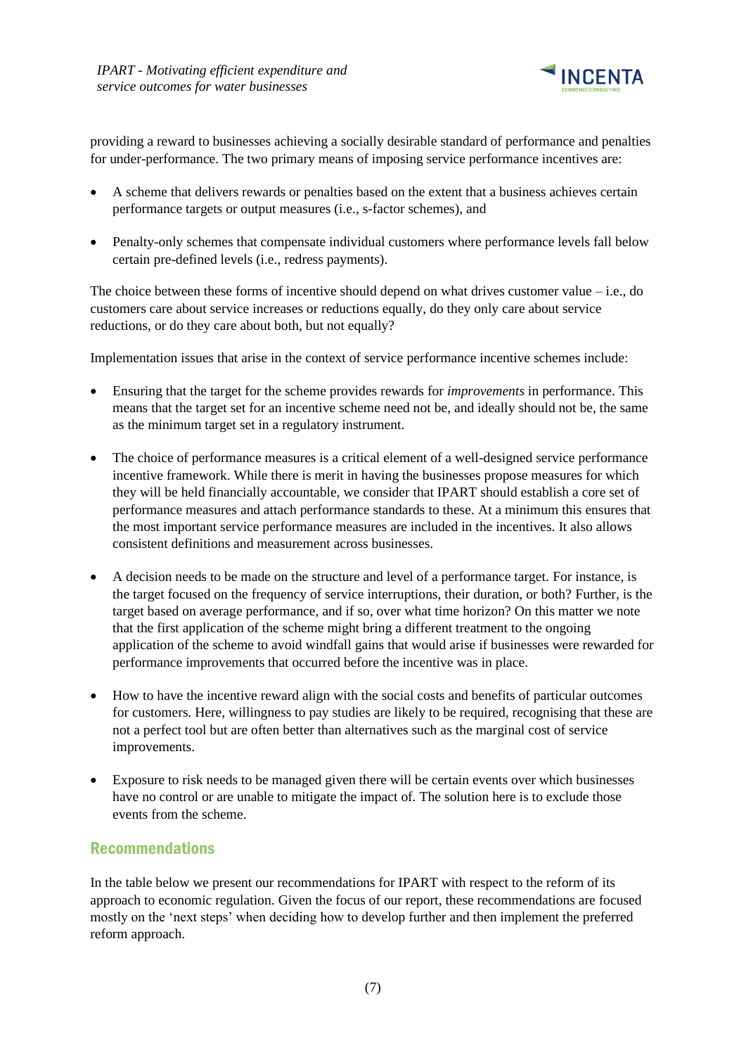providing a reward to businesses achieving a socially desirable standard of performance and penalties for under-performance. The two primary means of imposing service performance incentives are:

- A scheme that delivers rewards or penalties based on the extent that a business achieves certain performance targets or output measures (i.e., s-factor schemes), and
- Penalty-only schemes that compensate individual customers where performance levels fall below certain pre-defined levels (i.e., redress payments).

The choice between these forms of incentive should depend on what drives customer value – i.e., do customers care about service increases or reductions equally, do they only care about service reductions, or do they care about both, but not equally?

Implementation issues that arise in the context of service performance incentive schemes include:

- Ensuring that the target for the scheme provides rewards for *improvements* in performance. This means that the target set for an incentive scheme need not be, and ideally should not be, the same as the minimum target set in a regulatory instrument.
- The choice of performance measures is a critical element of a well-designed service performance incentive framework. While there is merit in having the businesses propose measures for which they will be held financially accountable, we consider that IPART should establish a core set of performance measures and attach performance standards to these. At a minimum this ensures that the most important service performance measures are included in the incentives. It also allows consistent definitions and measurement across businesses.
- A decision needs to be made on the structure and level of a performance target. For instance, is the target focused on the frequency of service interruptions, their duration, or both? Further, is the target based on average performance, and if so, over what time horizon? On this matter we note that the first application of the scheme might bring a different treatment to the ongoing application of the scheme to avoid windfall gains that would arise if businesses were rewarded for performance improvements that occurred before the incentive was in place.
- How to have the incentive reward align with the social costs and benefits of particular outcomes for customers. Here, willingness to pay studies are likely to be required, recognising that these are not a perfect tool but are often better than alternatives such as the marginal cost of service improvements.
- Exposure to risk needs to be managed given there will be certain events over which businesses have no control or are unable to mitigate the impact of. The solution here is to exclude those events from the scheme.

## Recommendations

In the table below we present our recommendations for IPART with respect to the reform of its approach to economic regulation. Given the focus of our report, these recommendations are focused mostly on the 'next steps' when deciding how to develop further and then implement the preferred reform approach.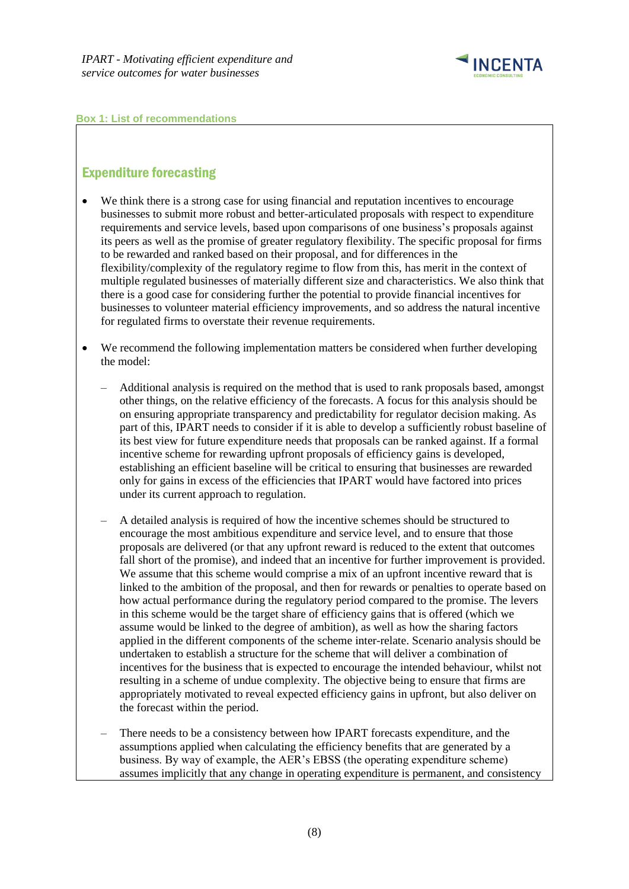**Box 1: List of recommendations**

## Expenditure forecasting

- We think there is a strong case for using financial and reputation incentives to encourage businesses to submit more robust and better-articulated proposals with respect to expenditure requirements and service levels, based upon comparisons of one business's proposals against its peers as well as the promise of greater regulatory flexibility. The specific proposal for firms to be rewarded and ranked based on their proposal, and for differences in the flexibility/complexity of the regulatory regime to flow from this, has merit in the context of multiple regulated businesses of materially different size and characteristics. We also think that there is a good case for considering further the potential to provide financial incentives for businesses to volunteer material efficiency improvements, and so address the natural incentive for regulated firms to overstate their revenue requirements.
- We recommend the following implementation matters be considered when further developing the model:
  - Additional analysis is required on the method that is used to rank proposals based, amongst other things, on the relative efficiency of the forecasts. A focus for this analysis should be on ensuring appropriate transparency and predictability for regulator decision making. As part of this, IPART needs to consider if it is able to develop a sufficiently robust baseline of its best view for future expenditure needs that proposals can be ranked against. If a formal incentive scheme for rewarding upfront proposals of efficiency gains is developed, establishing an efficient baseline will be critical to ensuring that businesses are rewarded only for gains in excess of the efficiencies that IPART would have factored into prices under its current approach to regulation.
  - A detailed analysis is required of how the incentive schemes should be structured to encourage the most ambitious expenditure and service level, and to ensure that those proposals are delivered (or that any upfront reward is reduced to the extent that outcomes fall short of the promise), and indeed that an incentive for further improvement is provided. We assume that this scheme would comprise a mix of an upfront incentive reward that is linked to the ambition of the proposal, and then for rewards or penalties to operate based on how actual performance during the regulatory period compared to the promise. The levers in this scheme would be the target share of efficiency gains that is offered (which we assume would be linked to the degree of ambition), as well as how the sharing factors applied in the different components of the scheme inter-relate. Scenario analysis should be undertaken to establish a structure for the scheme that will deliver a combination of incentives for the business that is expected to encourage the intended behaviour, whilst not resulting in a scheme of undue complexity. The objective being to ensure that firms are appropriately motivated to reveal expected efficiency gains in upfront, but also deliver on the forecast within the period.
  - There needs to be a consistency between how IPART forecasts expenditure, and the assumptions applied when calculating the efficiency benefits that are generated by a business. By way of example, the AER's EBSS (the operating expenditure scheme) assumes implicitly that any change in operating expenditure is permanent, and consistency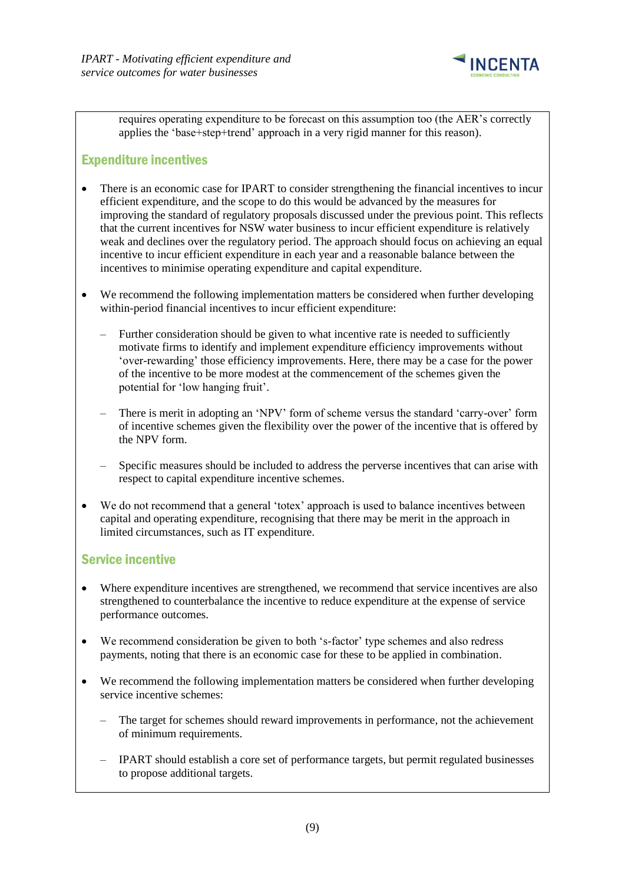requires operating expenditure to be forecast on this assumption too (the AER's correctly applies the 'base+step+trend' approach in a very rigid manner for this reason).

## Expenditure incentives

- There is an economic case for IPART to consider strengthening the financial incentives to incur efficient expenditure, and the scope to do this would be advanced by the measures for improving the standard of regulatory proposals discussed under the previous point. This reflects that the current incentives for NSW water business to incur efficient expenditure is relatively weak and declines over the regulatory period. The approach should focus on achieving an equal incentive to incur efficient expenditure in each year and a reasonable balance between the incentives to minimise operating expenditure and capital expenditure.

- We recommend the following implementation matters be considered when further developing within-period financial incentives to incur efficient expenditure:

  – Further consideration should be given to what incentive rate is needed to sufficiently motivate firms to identify and implement expenditure efficiency improvements without 'over-rewarding' those efficiency improvements. Here, there may be a case for the power of the incentive to be more modest at the commencement of the schemes given the potential for 'low hanging fruit'.

  – There is merit in adopting an 'NPV' form of scheme versus the standard 'carry-over' form of incentive schemes given the flexibility over the power of the incentive that is offered by the NPV form.

  – Specific measures should be included to address the perverse incentives that can arise with respect to capital expenditure incentive schemes.

- We do not recommend that a general 'totex' approach is used to balance incentives between capital and operating expenditure, recognising that there may be merit in the approach in limited circumstances, such as IT expenditure.

## Service incentive

- Where expenditure incentives are strengthened, we recommend that service incentives are also strengthened to counterbalance the incentive to reduce expenditure at the expense of service performance outcomes.

- We recommend consideration be given to both 's-factor' type schemes and also redress payments, noting that there is an economic case for these to be applied in combination.

- We recommend the following implementation matters be considered when further developing service incentive schemes:

  – The target for schemes should reward improvements in performance, not the achievement of minimum requirements.

  – IPART should establish a core set of performance targets, but permit regulated businesses to propose additional targets.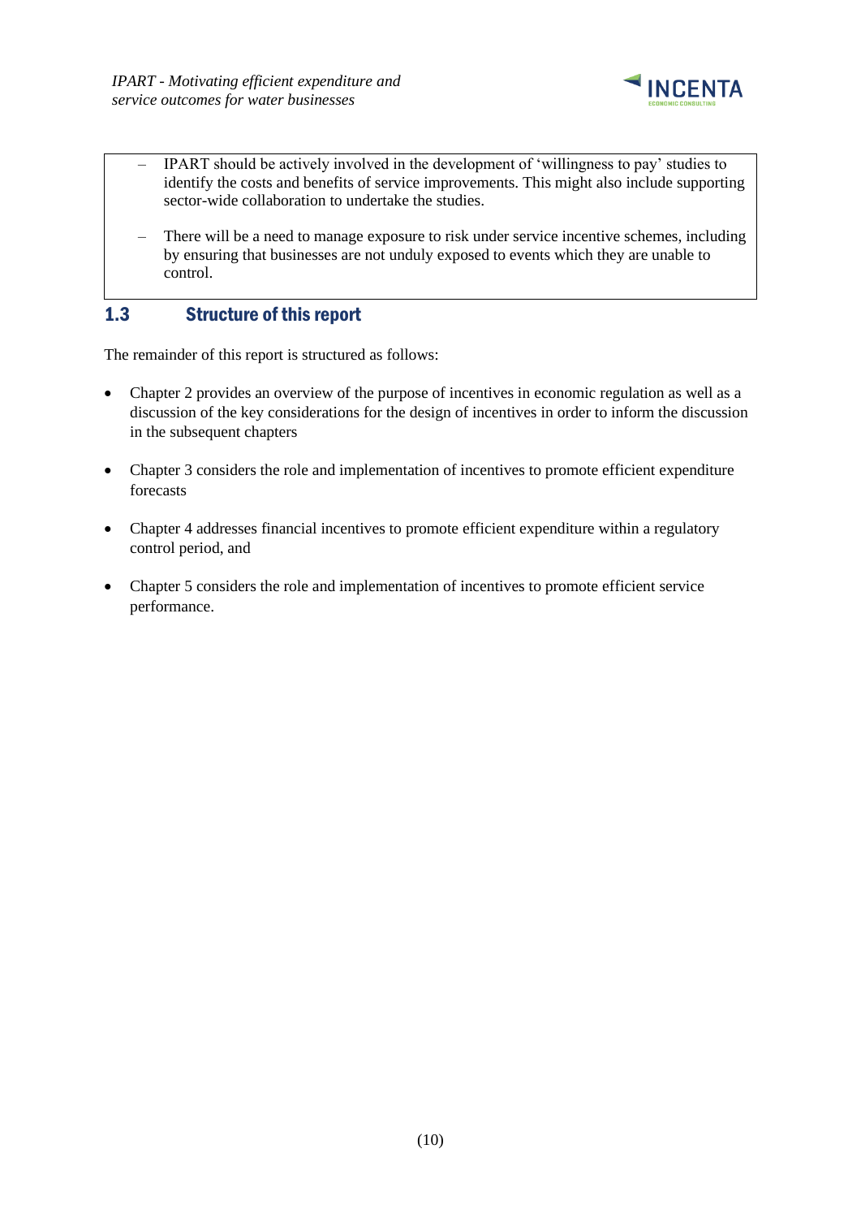- IPART should be actively involved in the development of 'willingness to pay' studies to identify the costs and benefits of service improvements. This might also include supporting sector-wide collaboration to undertake the studies.

- There will be a need to manage exposure to risk under service incentive schemes, including by ensuring that businesses are not unduly exposed to events which they are unable to control.

## 1.3 Structure of this report

The remainder of this report is structured as follows:

- Chapter 2 provides an overview of the purpose of incentives in economic regulation as well as a discussion of the key considerations for the design of incentives in order to inform the discussion in the subsequent chapters
- Chapter 3 considers the role and implementation of incentives to promote efficient expenditure forecasts
- Chapter 4 addresses financial incentives to promote efficient expenditure within a regulatory control period, and
- Chapter 5 considers the role and implementation of incentives to promote efficient service performance.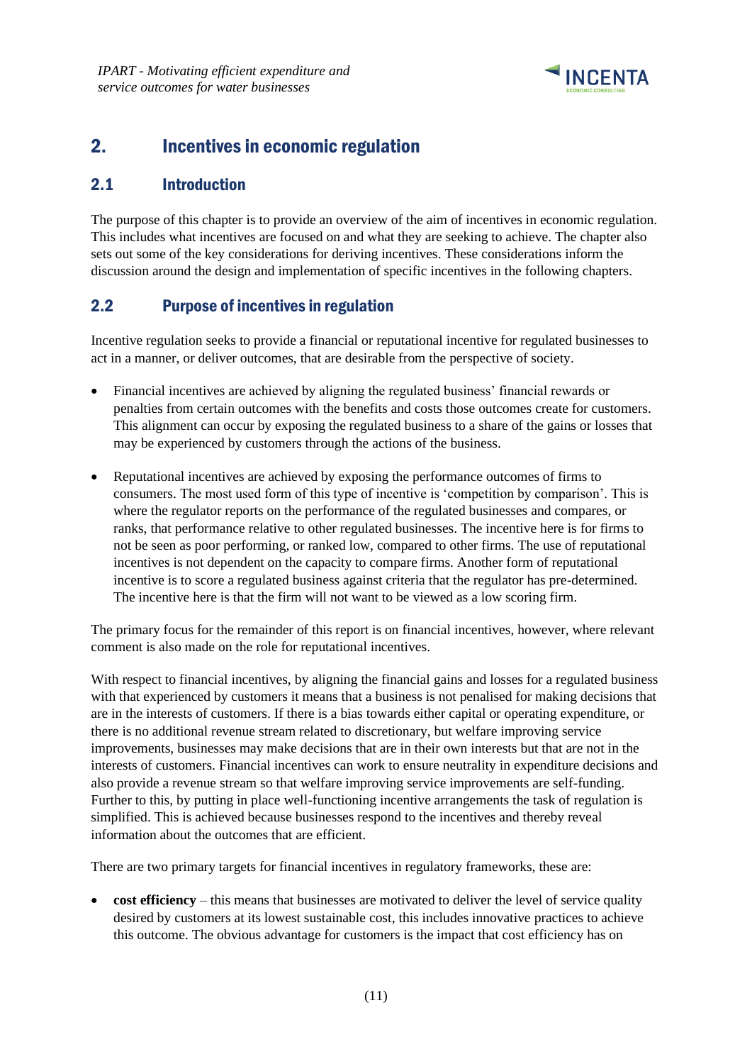## 2. Incentives in economic regulation

### 2.1 Introduction

The purpose of this chapter is to provide an overview of the aim of incentives in economic regulation. This includes what incentives are focused on and what they are seeking to achieve. The chapter also sets out some of the key considerations for deriving incentives. These considerations inform the discussion around the design and implementation of specific incentives in the following chapters.

### 2.2 Purpose of incentives in regulation

Incentive regulation seeks to provide a financial or reputational incentive for regulated businesses to act in a manner, or deliver outcomes, that are desirable from the perspective of society.

- Financial incentives are achieved by aligning the regulated business' financial rewards or penalties from certain outcomes with the benefits and costs those outcomes create for customers. This alignment can occur by exposing the regulated business to a share of the gains or losses that may be experienced by customers through the actions of the business.
- Reputational incentives are achieved by exposing the performance outcomes of firms to consumers. The most used form of this type of incentive is 'competition by comparison'. This is where the regulator reports on the performance of the regulated businesses and compares, or ranks, that performance relative to other regulated businesses. The incentive here is for firms to not be seen as poor performing, or ranked low, compared to other firms. The use of reputational incentives is not dependent on the capacity to compare firms. Another form of reputational incentive is to score a regulated business against criteria that the regulator has pre-determined. The incentive here is that the firm will not want to be viewed as a low scoring firm.

The primary focus for the remainder of this report is on financial incentives, however, where relevant comment is also made on the role for reputational incentives.

With respect to financial incentives, by aligning the financial gains and losses for a regulated business with that experienced by customers it means that a business is not penalised for making decisions that are in the interests of customers. If there is a bias towards either capital or operating expenditure, or there is no additional revenue stream related to discretionary, but welfare improving service improvements, businesses may make decisions that are in their own interests but that are not in the interests of customers. Financial incentives can work to ensure neutrality in expenditure decisions and also provide a revenue stream so that welfare improving service improvements are self-funding. Further to this, by putting in place well-functioning incentive arrangements the task of regulation is simplified. This is achieved because businesses respond to the incentives and thereby reveal information about the outcomes that are efficient.

There are two primary targets for financial incentives in regulatory frameworks, these are:

- **cost efficiency** – this means that businesses are motivated to deliver the level of service quality desired by customers at its lowest sustainable cost, this includes innovative practices to achieve this outcome. The obvious advantage for customers is the impact that cost efficiency has on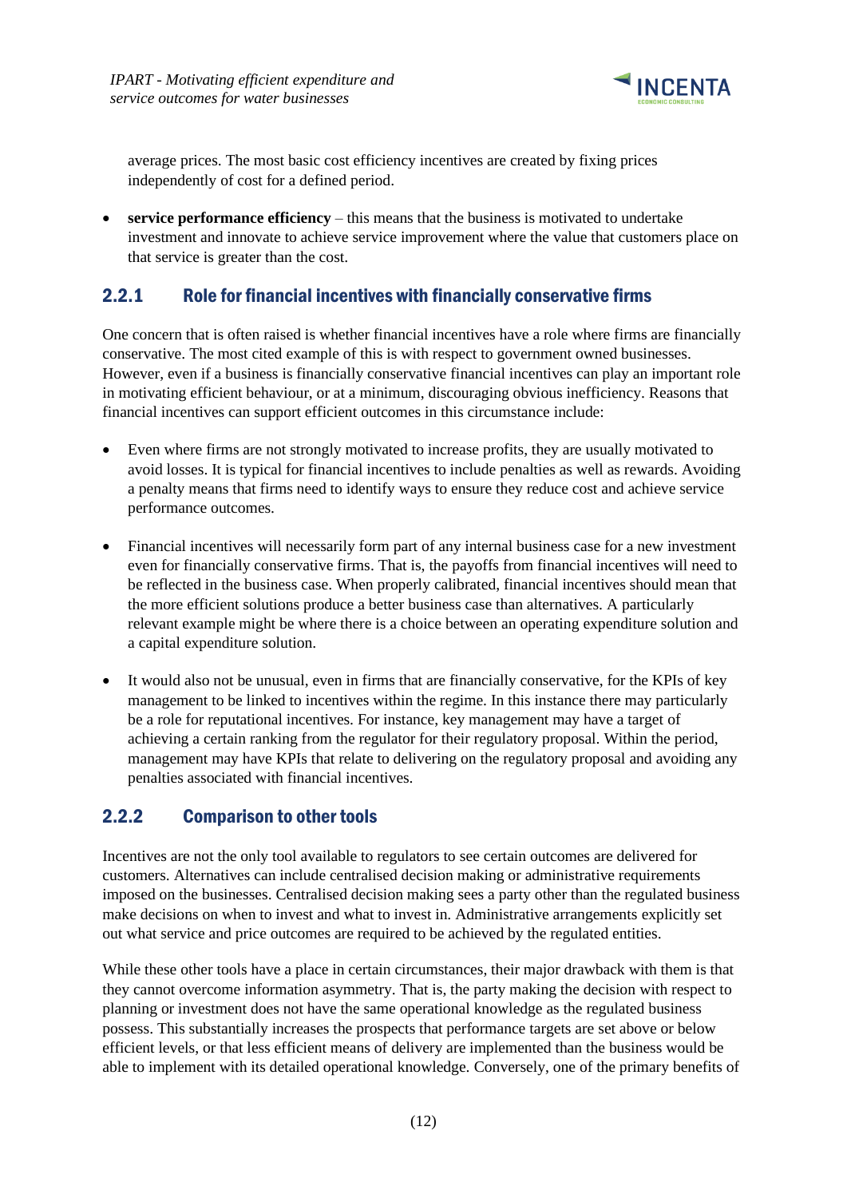average prices. The most basic cost efficiency incentives are created by fixing prices independently of cost for a defined period.

- **service performance efficiency** – this means that the business is motivated to undertake investment and innovate to achieve service improvement where the value that customers place on that service is greater than the cost.

### 2.2.1 Role for financial incentives with financially conservative firms

One concern that is often raised is whether financial incentives have a role where firms are financially conservative. The most cited example of this is with respect to government owned businesses. However, even if a business is financially conservative financial incentives can play an important role in motivating efficient behaviour, or at a minimum, discouraging obvious inefficiency. Reasons that financial incentives can support efficient outcomes in this circumstance include:

- Even where firms are not strongly motivated to increase profits, they are usually motivated to avoid losses. It is typical for financial incentives to include penalties as well as rewards. Avoiding a penalty means that firms need to identify ways to ensure they reduce cost and achieve service performance outcomes.

- Financial incentives will necessarily form part of any internal business case for a new investment even for financially conservative firms. That is, the payoffs from financial incentives will need to be reflected in the business case. When properly calibrated, financial incentives should mean that the more efficient solutions produce a better business case than alternatives. A particularly relevant example might be where there is a choice between an operating expenditure solution and a capital expenditure solution.

- It would also not be unusual, even in firms that are financially conservative, for the KPIs of key management to be linked to incentives within the regime. In this instance there may particularly be a role for reputational incentives. For instance, key management may have a target of achieving a certain ranking from the regulator for their regulatory proposal. Within the period, management may have KPIs that relate to delivering on the regulatory proposal and avoiding any penalties associated with financial incentives.

### 2.2.2 Comparison to other tools

Incentives are not the only tool available to regulators to see certain outcomes are delivered for customers. Alternatives can include centralised decision making or administrative requirements imposed on the businesses. Centralised decision making sees a party other than the regulated business make decisions on when to invest and what to invest in. Administrative arrangements explicitly set out what service and price outcomes are required to be achieved by the regulated entities.

While these other tools have a place in certain circumstances, their major drawback with them is that they cannot overcome information asymmetry. That is, the party making the decision with respect to planning or investment does not have the same operational knowledge as the regulated business possess. This substantially increases the prospects that performance targets are set above or below efficient levels, or that less efficient means of delivery are implemented than the business would be able to implement with its detailed operational knowledge. Conversely, one of the primary benefits of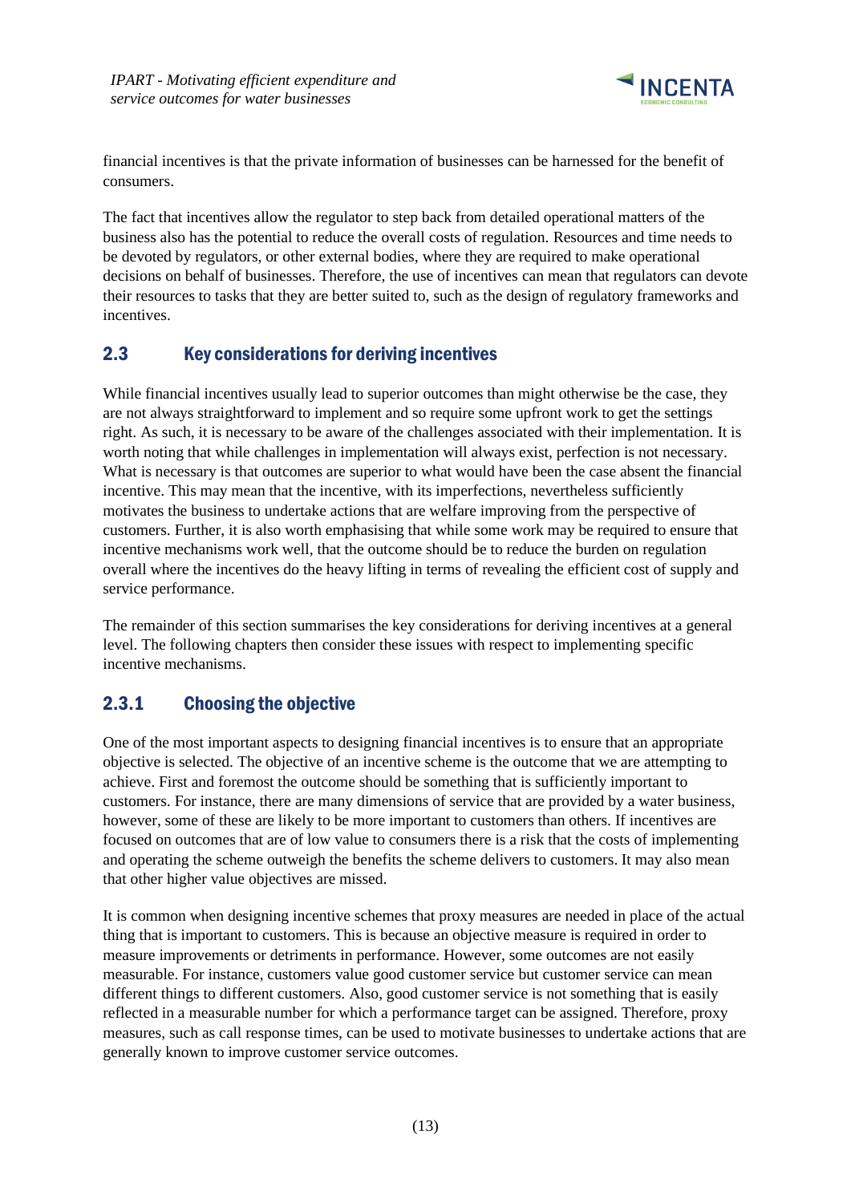financial incentives is that the private information of businesses can be harnessed for the benefit of consumers.

The fact that incentives allow the regulator to step back from detailed operational matters of the business also has the potential to reduce the overall costs of regulation. Resources and time needs to be devoted by regulators, or other external bodies, where they are required to make operational decisions on behalf of businesses. Therefore, the use of incentives can mean that regulators can devote their resources to tasks that they are better suited to, such as the design of regulatory frameworks and incentives.

## 2.3 Key considerations for deriving incentives

While financial incentives usually lead to superior outcomes than might otherwise be the case, they are not always straightforward to implement and so require some upfront work to get the settings right. As such, it is necessary to be aware of the challenges associated with their implementation. It is worth noting that while challenges in implementation will always exist, perfection is not necessary. What is necessary is that outcomes are superior to what would have been the case absent the financial incentive. This may mean that the incentive, with its imperfections, nevertheless sufficiently motivates the business to undertake actions that are welfare improving from the perspective of customers. Further, it is also worth emphasising that while some work may be required to ensure that incentive mechanisms work well, that the outcome should be to reduce the burden on regulation overall where the incentives do the heavy lifting in terms of revealing the efficient cost of supply and service performance.

The remainder of this section summarises the key considerations for deriving incentives at a general level. The following chapters then consider these issues with respect to implementing specific incentive mechanisms.

### 2.3.1 Choosing the objective

One of the most important aspects to designing financial incentives is to ensure that an appropriate objective is selected. The objective of an incentive scheme is the outcome that we are attempting to achieve. First and foremost the outcome should be something that is sufficiently important to customers. For instance, there are many dimensions of service that are provided by a water business, however, some of these are likely to be more important to customers than others. If incentives are focused on outcomes that are of low value to consumers there is a risk that the costs of implementing and operating the scheme outweigh the benefits the scheme delivers to customers. It may also mean that other higher value objectives are missed.

It is common when designing incentive schemes that proxy measures are needed in place of the actual thing that is important to customers. This is because an objective measure is required in order to measure improvements or detriments in performance. However, some outcomes are not easily measurable. For instance, customers value good customer service but customer service can mean different things to different customers. Also, good customer service is not something that is easily reflected in a measurable number for which a performance target can be assigned. Therefore, proxy measures, such as call response times, can be used to motivate businesses to undertake actions that are generally known to improve customer service outcomes.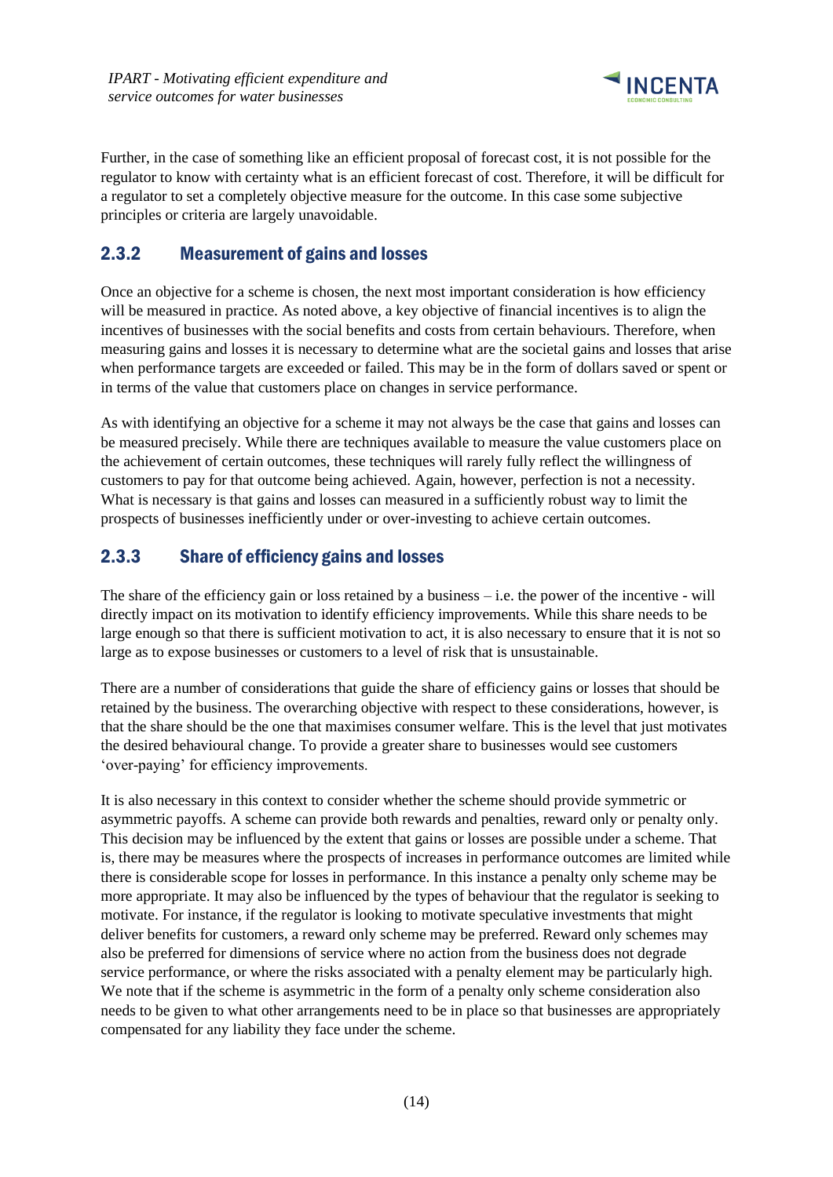Further, in the case of something like an efficient proposal of forecast cost, it is not possible for the regulator to know with certainty what is an efficient forecast of cost. Therefore, it will be difficult for a regulator to set a completely objective measure for the outcome. In this case some subjective principles or criteria are largely unavoidable.

### 2.3.2 Measurement of gains and losses

Once an objective for a scheme is chosen, the next most important consideration is how efficiency will be measured in practice. As noted above, a key objective of financial incentives is to align the incentives of businesses with the social benefits and costs from certain behaviours. Therefore, when measuring gains and losses it is necessary to determine what are the societal gains and losses that arise when performance targets are exceeded or failed. This may be in the form of dollars saved or spent or in terms of the value that customers place on changes in service performance.

As with identifying an objective for a scheme it may not always be the case that gains and losses can be measured precisely. While there are techniques available to measure the value customers place on the achievement of certain outcomes, these techniques will rarely fully reflect the willingness of customers to pay for that outcome being achieved. Again, however, perfection is not a necessity. What is necessary is that gains and losses can measured in a sufficiently robust way to limit the prospects of businesses inefficiently under or over-investing to achieve certain outcomes.

### 2.3.3 Share of efficiency gains and losses

The share of the efficiency gain or loss retained by a business – i.e. the power of the incentive - will directly impact on its motivation to identify efficiency improvements. While this share needs to be large enough so that there is sufficient motivation to act, it is also necessary to ensure that it is not so large as to expose businesses or customers to a level of risk that is unsustainable.

There are a number of considerations that guide the share of efficiency gains or losses that should be retained by the business. The overarching objective with respect to these considerations, however, is that the share should be the one that maximises consumer welfare. This is the level that just motivates the desired behavioural change. To provide a greater share to businesses would see customers 'over-paying' for efficiency improvements.

It is also necessary in this context to consider whether the scheme should provide symmetric or asymmetric payoffs. A scheme can provide both rewards and penalties, reward only or penalty only. This decision may be influenced by the extent that gains or losses are possible under a scheme. That is, there may be measures where the prospects of increases in performance outcomes are limited while there is considerable scope for losses in performance. In this instance a penalty only scheme may be more appropriate. It may also be influenced by the types of behaviour that the regulator is seeking to motivate. For instance, if the regulator is looking to motivate speculative investments that might deliver benefits for customers, a reward only scheme may be preferred. Reward only schemes may also be preferred for dimensions of service where no action from the business does not degrade service performance, or where the risks associated with a penalty element may be particularly high. We note that if the scheme is asymmetric in the form of a penalty only scheme consideration also needs to be given to what other arrangements need to be in place so that businesses are appropriately compensated for any liability they face under the scheme.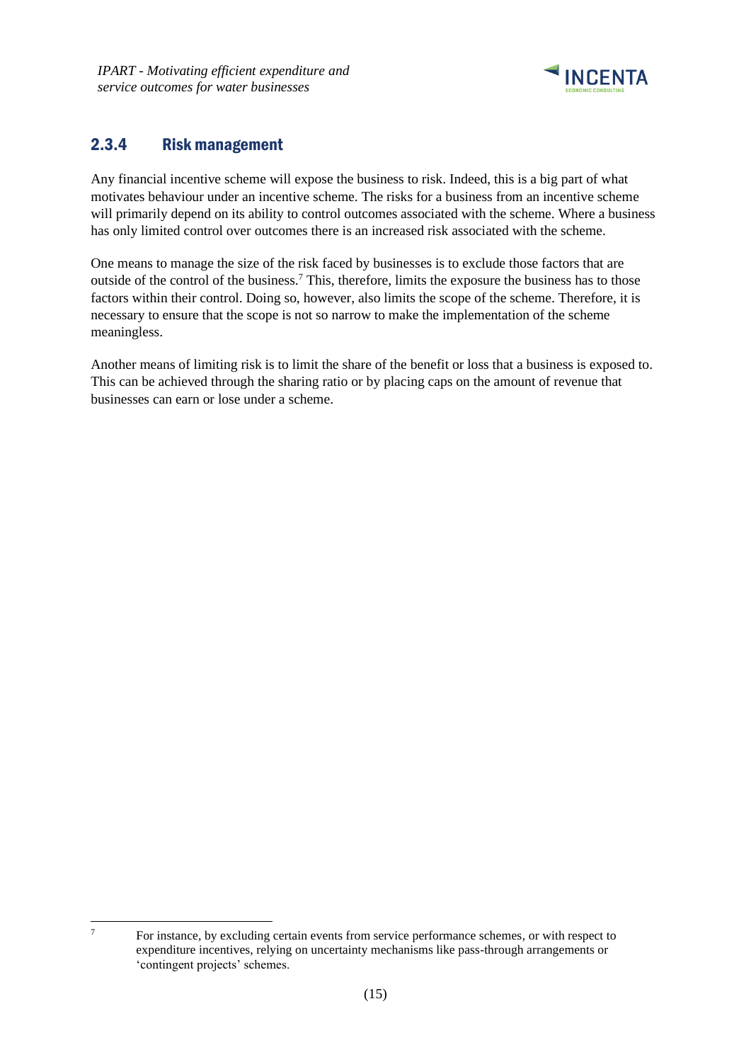### 2.3.4 Risk management

Any financial incentive scheme will expose the business to risk. Indeed, this is a big part of what motivates behaviour under an incentive scheme. The risks for a business from an incentive scheme will primarily depend on its ability to control outcomes associated with the scheme. Where a business has only limited control over outcomes there is an increased risk associated with the scheme.

One means to manage the size of the risk faced by businesses is to exclude those factors that are outside of the control of the business.[7] This, therefore, limits the exposure the business has to those factors within their control. Doing so, however, also limits the scope of the scheme. Therefore, it is necessary to ensure that the scope is not so narrow to make the implementation of the scheme meaningless.

Another means of limiting risk is to limit the share of the benefit or loss that a business is exposed to. This can be achieved through the sharing ratio or by placing caps on the amount of revenue that businesses can earn or lose under a scheme.

[7] For instance, by excluding certain events from service performance schemes, or with respect to expenditure incentives, relying on uncertainty mechanisms like pass-through arrangements or 'contingent projects' schemes.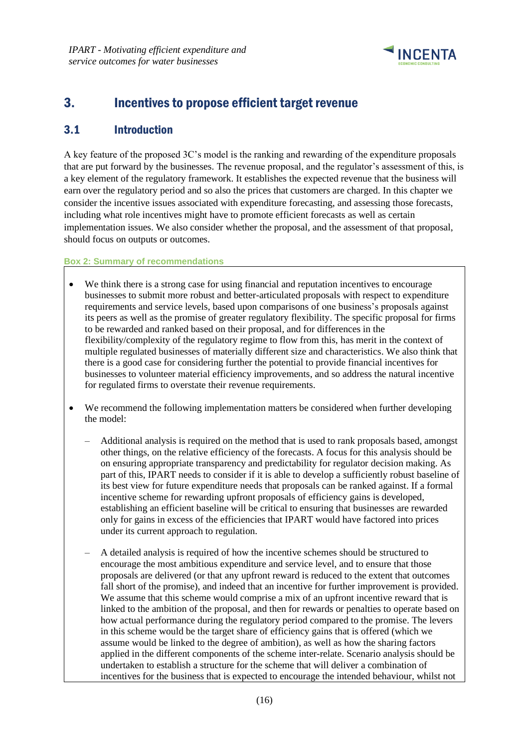# 3. Incentives to propose efficient target revenue

## 3.1 Introduction

A key feature of the proposed 3C's model is the ranking and rewarding of the expenditure proposals that are put forward by the businesses. The revenue proposal, and the regulator's assessment of this, is a key element of the regulatory framework. It establishes the expected revenue that the business will earn over the regulatory period and so also the prices that customers are charged. In this chapter we consider the incentive issues associated with expenditure forecasting, and assessing those forecasts, including what role incentives might have to promote efficient forecasts as well as certain implementation issues. We also consider whether the proposal, and the assessment of that proposal, should focus on outputs or outcomes.

**Box 2: Summary of recommendations**

- We think there is a strong case for using financial and reputation incentives to encourage businesses to submit more robust and better-articulated proposals with respect to expenditure requirements and service levels, based upon comparisons of one business's proposals against its peers as well as the promise of greater regulatory flexibility. The specific proposal for firms to be rewarded and ranked based on their proposal, and for differences in the flexibility/complexity of the regulatory regime to flow from this, has merit in the context of multiple regulated businesses of materially different size and characteristics. We also think that there is a good case for considering further the potential to provide financial incentives for businesses to volunteer material efficiency improvements, and so address the natural incentive for regulated firms to overstate their revenue requirements.
- We recommend the following implementation matters be considered when further developing the model:
  - Additional analysis is required on the method that is used to rank proposals based, amongst other things, on the relative efficiency of the forecasts. A focus for this analysis should be on ensuring appropriate transparency and predictability for regulator decision making. As part of this, IPART needs to consider if it is able to develop a sufficiently robust baseline of its best view for future expenditure needs that proposals can be ranked against. If a formal incentive scheme for rewarding upfront proposals of efficiency gains is developed, establishing an efficient baseline will be critical to ensuring that businesses are rewarded only for gains in excess of the efficiencies that IPART would have factored into prices under its current approach to regulation.
  - A detailed analysis is required of how the incentive schemes should be structured to encourage the most ambitious expenditure and service level, and to ensure that those proposals are delivered (or that any upfront reward is reduced to the extent that outcomes fall short of the promise), and indeed that an incentive for further improvement is provided. We assume that this scheme would comprise a mix of an upfront incentive reward that is linked to the ambition of the proposal, and then for rewards or penalties to operate based on how actual performance during the regulatory period compared to the promise. The levers in this scheme would be the target share of efficiency gains that is offered (which we assume would be linked to the degree of ambition), as well as how the sharing factors applied in the different components of the scheme inter-relate. Scenario analysis should be undertaken to establish a structure for the scheme that will deliver a combination of incentives for the business that is expected to encourage the intended behaviour, whilst not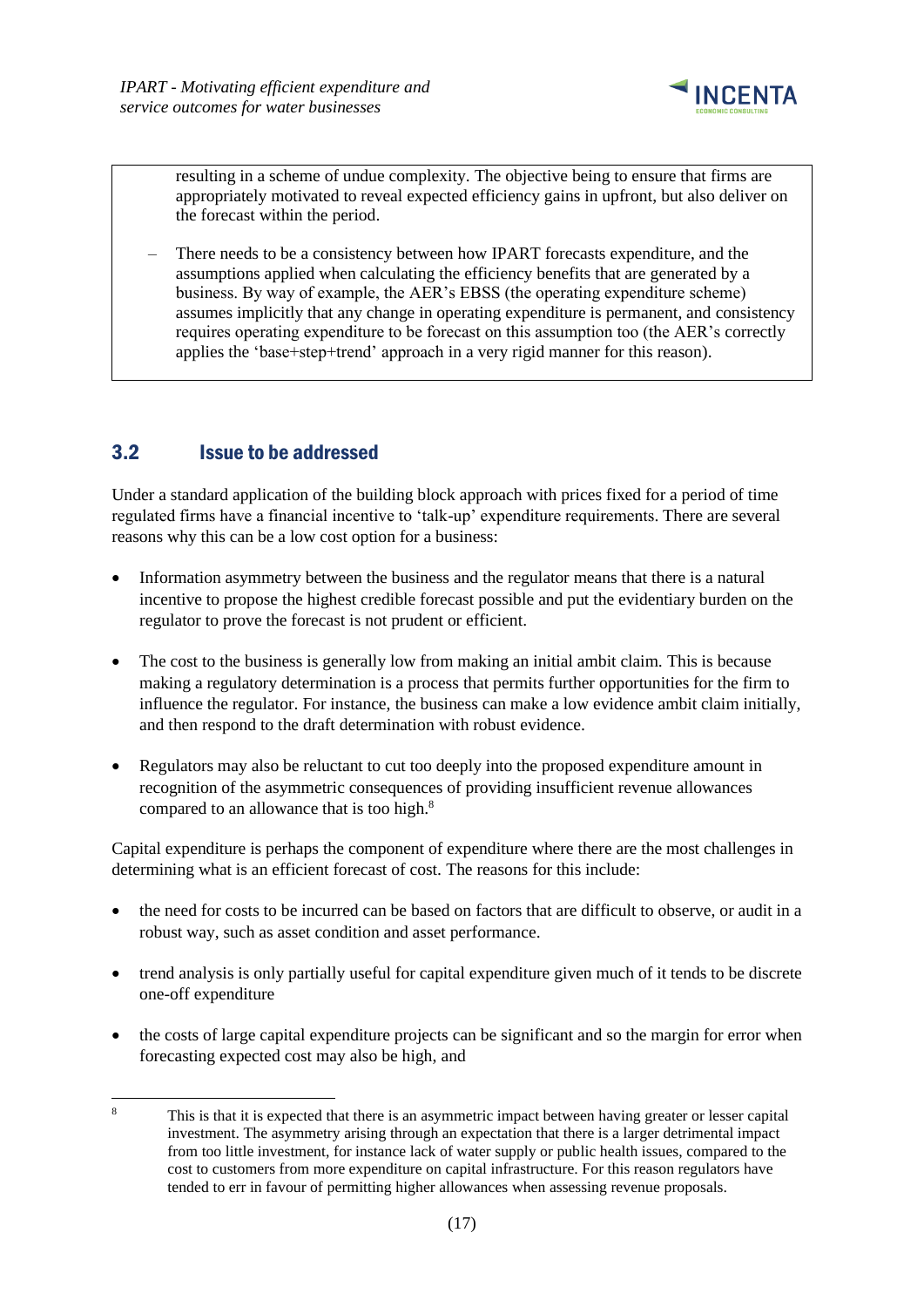resulting in a scheme of undue complexity. The objective being to ensure that firms are appropriately motivated to reveal expected efficiency gains in upfront, but also deliver on the forecast within the period.

– There needs to be a consistency between how IPART forecasts expenditure, and the assumptions applied when calculating the efficiency benefits that are generated by a business. By way of example, the AER's EBSS (the operating expenditure scheme) assumes implicitly that any change in operating expenditure is permanent, and consistency requires operating expenditure to be forecast on this assumption too (the AER's correctly applies the 'base+step+trend' approach in a very rigid manner for this reason).

## 3.2 Issue to be addressed

Under a standard application of the building block approach with prices fixed for a period of time regulated firms have a financial incentive to 'talk-up' expenditure requirements. There are several reasons why this can be a low cost option for a business:

- Information asymmetry between the business and the regulator means that there is a natural incentive to propose the highest credible forecast possible and put the evidentiary burden on the regulator to prove the forecast is not prudent or efficient.
- The cost to the business is generally low from making an initial ambit claim. This is because making a regulatory determination is a process that permits further opportunities for the firm to influence the regulator. For instance, the business can make a low evidence ambit claim initially, and then respond to the draft determination with robust evidence.
- Regulators may also be reluctant to cut too deeply into the proposed expenditure amount in recognition of the asymmetric consequences of providing insufficient revenue allowances compared to an allowance that is too high.[8]

Capital expenditure is perhaps the component of expenditure where there are the most challenges in determining what is an efficient forecast of cost. The reasons for this include:

- the need for costs to be incurred can be based on factors that are difficult to observe, or audit in a robust way, such as asset condition and asset performance.
- trend analysis is only partially useful for capital expenditure given much of it tends to be discrete one-off expenditure
- the costs of large capital expenditure projects can be significant and so the margin for error when forecasting expected cost may also be high, and

---

[8] This is that it is expected that there is an asymmetric impact between having greater or lesser capital investment. The asymmetry arising through an expectation that there is a larger detrimental impact from too little investment, for instance lack of water supply or public health issues, compared to the cost to customers from more expenditure on capital infrastructure. For this reason regulators have tended to err in favour of permitting higher allowances when assessing revenue proposals.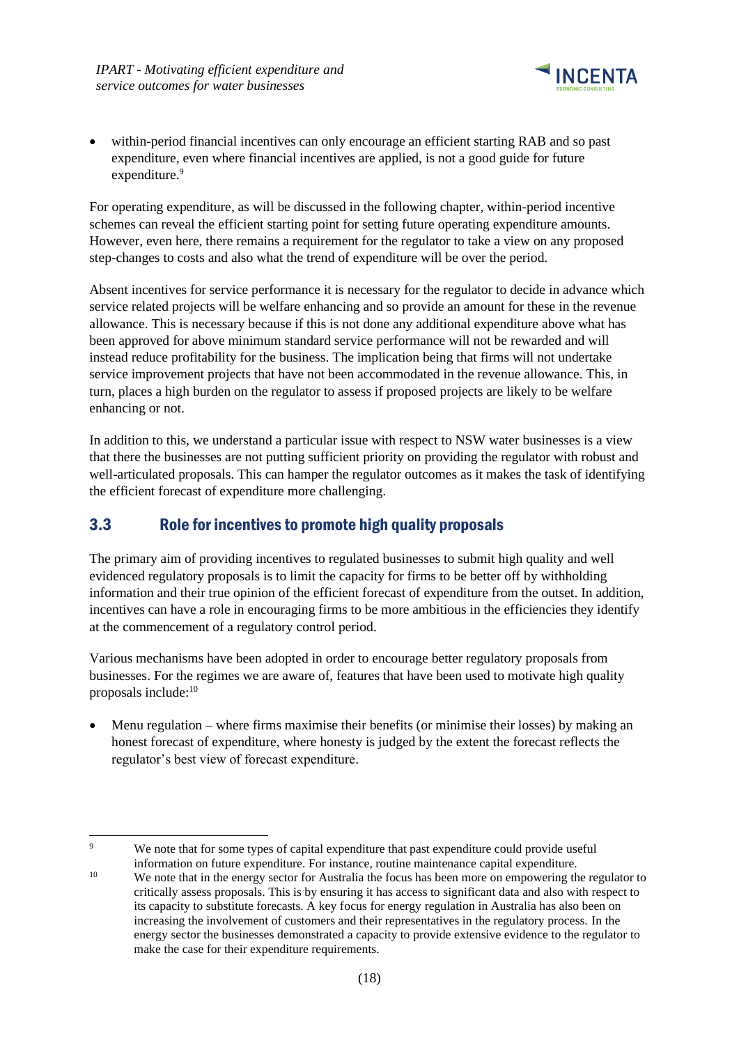- within-period financial incentives can only encourage an efficient starting RAB and so past expenditure, even where financial incentives are applied, is not a good guide for future expenditure.[9]

For operating expenditure, as will be discussed in the following chapter, within-period incentive schemes can reveal the efficient starting point for setting future operating expenditure amounts. However, even here, there remains a requirement for the regulator to take a view on any proposed step-changes to costs and also what the trend of expenditure will be over the period.

Absent incentives for service performance it is necessary for the regulator to decide in advance which service related projects will be welfare enhancing and so provide an amount for these in the revenue allowance. This is necessary because if this is not done any additional expenditure above what has been approved for above minimum standard service performance will not be rewarded and will instead reduce profitability for the business. The implication being that firms will not undertake service improvement projects that have not been accommodated in the revenue allowance. This, in turn, places a high burden on the regulator to assess if proposed projects are likely to be welfare enhancing or not.

In addition to this, we understand a particular issue with respect to NSW water businesses is a view that there the businesses are not putting sufficient priority on providing the regulator with robust and well-articulated proposals. This can hamper the regulator outcomes as it makes the task of identifying the efficient forecast of expenditure more challenging.

## 3.3 Role for incentives to promote high quality proposals

The primary aim of providing incentives to regulated businesses to submit high quality and well evidenced regulatory proposals is to limit the capacity for firms to be better off by withholding information and their true opinion of the efficient forecast of expenditure from the outset. In addition, incentives can have a role in encouraging firms to be more ambitious in the efficiencies they identify at the commencement of a regulatory control period.

Various mechanisms have been adopted in order to encourage better regulatory proposals from businesses. For the regimes we are aware of, features that have been used to motivate high quality proposals include:[10]

- Menu regulation – where firms maximise their benefits (or minimise their losses) by making an honest forecast of expenditure, where honesty is judged by the extent the forecast reflects the regulator's best view of forecast expenditure.

---

[9] We note that for some types of capital expenditure that past expenditure could provide useful information on future expenditure. For instance, routine maintenance capital expenditure.

[10] We note that in the energy sector for Australia the focus has been more on empowering the regulator to critically assess proposals. This is by ensuring it has access to significant data and also with respect to its capacity to substitute forecasts. A key focus for energy regulation in Australia has also been on increasing the involvement of customers and their representatives in the regulatory process. In the energy sector the businesses demonstrated a capacity to provide extensive evidence to the regulator to make the case for their expenditure requirements.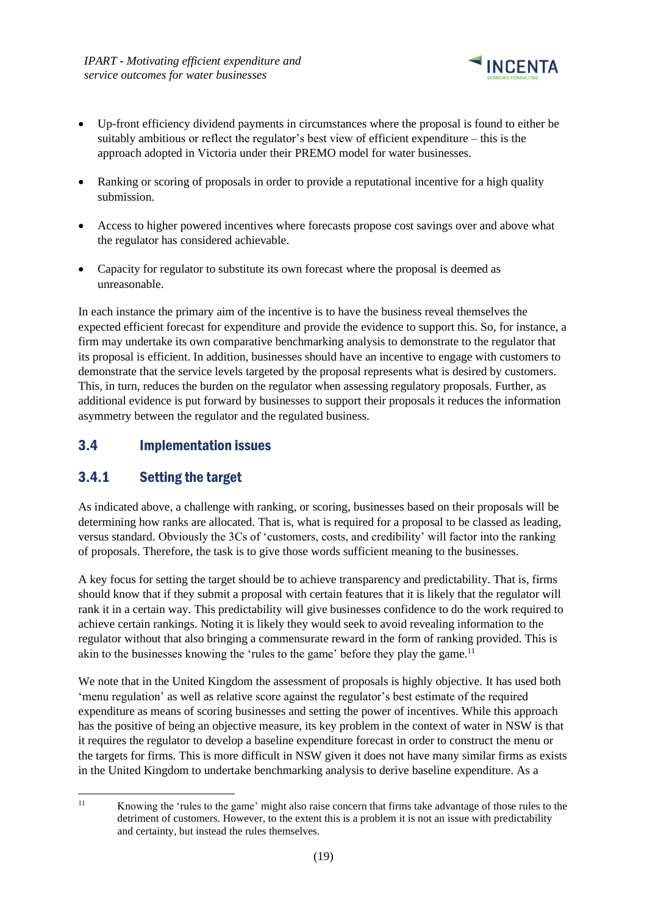- Up-front efficiency dividend payments in circumstances where the proposal is found to either be suitably ambitious or reflect the regulator's best view of efficient expenditure – this is the approach adopted in Victoria under their PREMO model for water businesses.
- Ranking or scoring of proposals in order to provide a reputational incentive for a high quality submission.
- Access to higher powered incentives where forecasts propose cost savings over and above what the regulator has considered achievable.
- Capacity for regulator to substitute its own forecast where the proposal is deemed as unreasonable.

In each instance the primary aim of the incentive is to have the business reveal themselves the expected efficient forecast for expenditure and provide the evidence to support this. So, for instance, a firm may undertake its own comparative benchmarking analysis to demonstrate to the regulator that its proposal is efficient. In addition, businesses should have an incentive to engage with customers to demonstrate that the service levels targeted by the proposal represents what is desired by customers. This, in turn, reduces the burden on the regulator when assessing regulatory proposals. Further, as additional evidence is put forward by businesses to support their proposals it reduces the information asymmetry between the regulator and the regulated business.

## 3.4 Implementation issues

### 3.4.1 Setting the target

As indicated above, a challenge with ranking, or scoring, businesses based on their proposals will be determining how ranks are allocated. That is, what is required for a proposal to be classed as leading, versus standard. Obviously the 3Cs of 'customers, costs, and credibility' will factor into the ranking of proposals. Therefore, the task is to give those words sufficient meaning to the businesses.

A key focus for setting the target should be to achieve transparency and predictability. That is, firms should know that if they submit a proposal with certain features that it is likely that the regulator will rank it in a certain way. This predictability will give businesses confidence to do the work required to achieve certain rankings. Noting it is likely they would seek to avoid revealing information to the regulator without that also bringing a commensurate reward in the form of ranking provided. This is akin to the businesses knowing the 'rules to the game' before they play the game.[11]

We note that in the United Kingdom the assessment of proposals is highly objective. It has used both 'menu regulation' as well as relative score against the regulator's best estimate of the required expenditure as means of scoring businesses and setting the power of incentives. While this approach has the positive of being an objective measure, its key problem in the context of water in NSW is that it requires the regulator to develop a baseline expenditure forecast in order to construct the menu or the targets for firms. This is more difficult in NSW given it does not have many similar firms as exists in the United Kingdom to undertake benchmarking analysis to derive baseline expenditure. As a

[11] Knowing the 'rules to the game' might also raise concern that firms take advantage of those rules to the detriment of customers. However, to the extent this is a problem it is not an issue with predictability and certainty, but instead the rules themselves.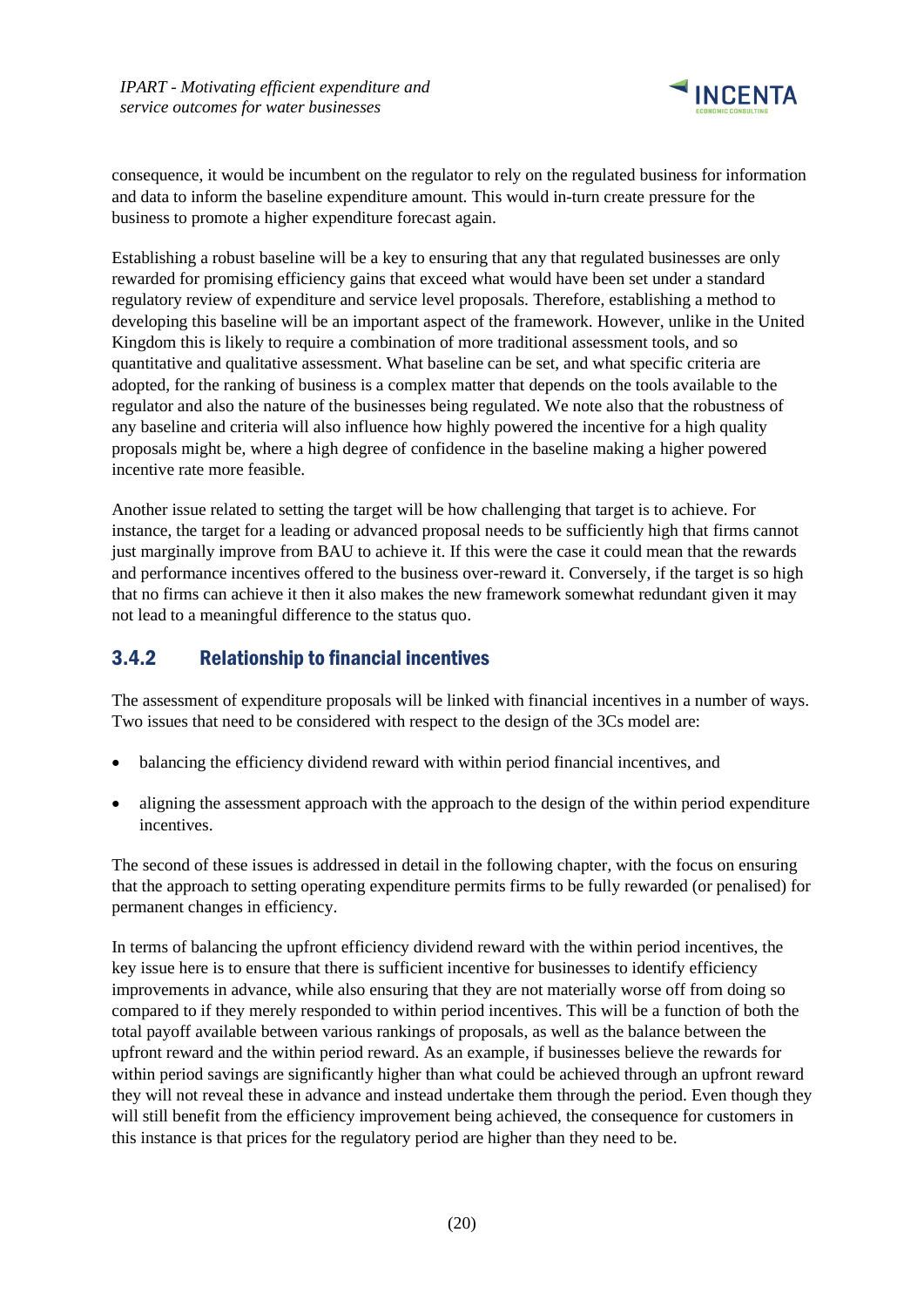consequence, it would be incumbent on the regulator to rely on the regulated business for information and data to inform the baseline expenditure amount. This would in-turn create pressure for the business to promote a higher expenditure forecast again.

Establishing a robust baseline will be a key to ensuring that any that regulated businesses are only rewarded for promising efficiency gains that exceed what would have been set under a standard regulatory review of expenditure and service level proposals. Therefore, establishing a method to developing this baseline will be an important aspect of the framework. However, unlike in the United Kingdom this is likely to require a combination of more traditional assessment tools, and so quantitative and qualitative assessment. What baseline can be set, and what specific criteria are adopted, for the ranking of business is a complex matter that depends on the tools available to the regulator and also the nature of the businesses being regulated. We note also that the robustness of any baseline and criteria will also influence how highly powered the incentive for a high quality proposals might be, where a high degree of confidence in the baseline making a higher powered incentive rate more feasible.

Another issue related to setting the target will be how challenging that target is to achieve. For instance, the target for a leading or advanced proposal needs to be sufficiently high that firms cannot just marginally improve from BAU to achieve it. If this were the case it could mean that the rewards and performance incentives offered to the business over-reward it. Conversely, if the target is so high that no firms can achieve it then it also makes the new framework somewhat redundant given it may not lead to a meaningful difference to the status quo.

### 3.4.2 Relationship to financial incentives

The assessment of expenditure proposals will be linked with financial incentives in a number of ways. Two issues that need to be considered with respect to the design of the 3Cs model are:

- balancing the efficiency dividend reward with within period financial incentives, and
- aligning the assessment approach with the approach to the design of the within period expenditure incentives.

The second of these issues is addressed in detail in the following chapter, with the focus on ensuring that the approach to setting operating expenditure permits firms to be fully rewarded (or penalised) for permanent changes in efficiency.

In terms of balancing the upfront efficiency dividend reward with the within period incentives, the key issue here is to ensure that there is sufficient incentive for businesses to identify efficiency improvements in advance, while also ensuring that they are not materially worse off from doing so compared to if they merely responded to within period incentives. This will be a function of both the total payoff available between various rankings of proposals, as well as the balance between the upfront reward and the within period reward. As an example, if businesses believe the rewards for within period savings are significantly higher than what could be achieved through an upfront reward they will not reveal these in advance and instead undertake them through the period. Even though they will still benefit from the efficiency improvement being achieved, the consequence for customers in this instance is that prices for the regulatory period are higher than they need to be.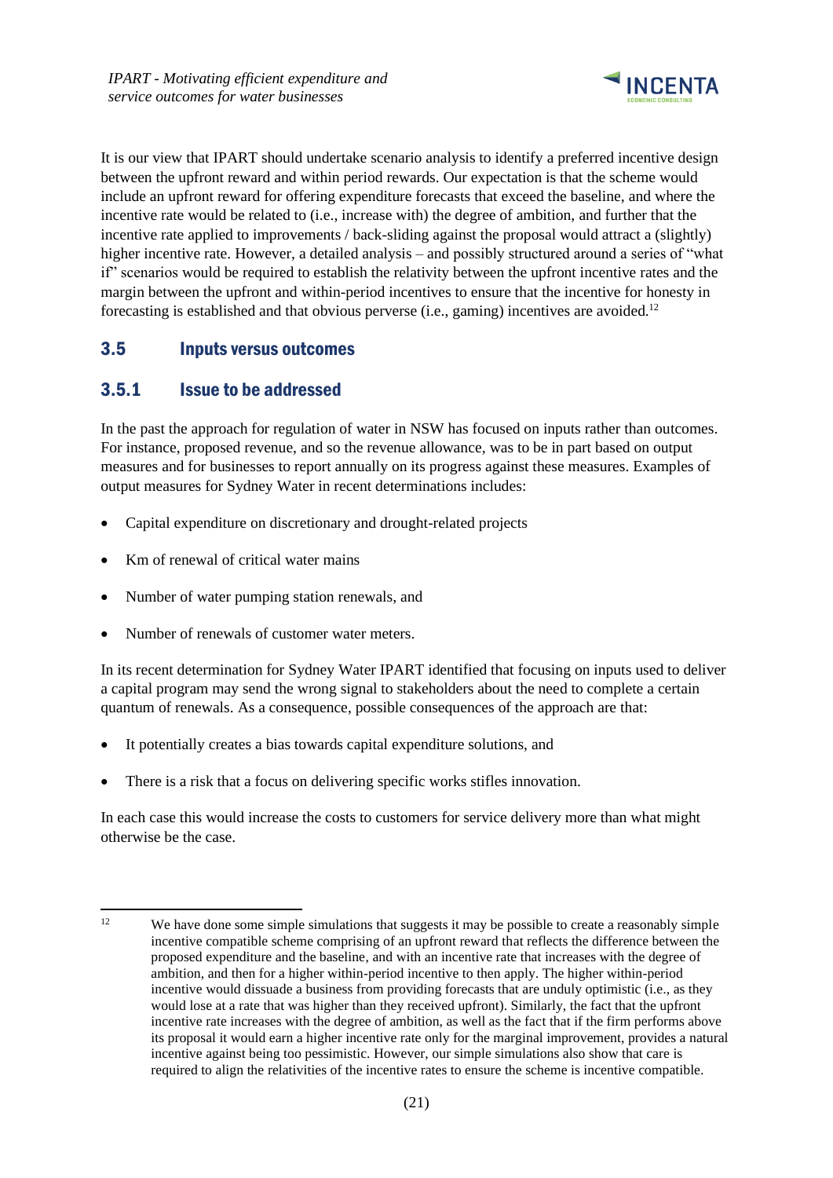It is our view that IPART should undertake scenario analysis to identify a preferred incentive design between the upfront reward and within period rewards. Our expectation is that the scheme would include an upfront reward for offering expenditure forecasts that exceed the baseline, and where the incentive rate would be related to (i.e., increase with) the degree of ambition, and further that the incentive rate applied to improvements / back-sliding against the proposal would attract a (slightly) higher incentive rate. However, a detailed analysis – and possibly structured around a series of "what if" scenarios would be required to establish the relativity between the upfront incentive rates and the margin between the upfront and within-period incentives to ensure that the incentive for honesty in forecasting is established and that obvious perverse (i.e., gaming) incentives are avoided.[12]

## 3.5 Inputs versus outcomes

### 3.5.1 Issue to be addressed

In the past the approach for regulation of water in NSW has focused on inputs rather than outcomes. For instance, proposed revenue, and so the revenue allowance, was to be in part based on output measures and for businesses to report annually on its progress against these measures. Examples of output measures for Sydney Water in recent determinations includes:

- Capital expenditure on discretionary and drought-related projects
- Km of renewal of critical water mains
- Number of water pumping station renewals, and
- Number of renewals of customer water meters.

In its recent determination for Sydney Water IPART identified that focusing on inputs used to deliver a capital program may send the wrong signal to stakeholders about the need to complete a certain quantum of renewals. As a consequence, possible consequences of the approach are that:

- It potentially creates a bias towards capital expenditure solutions, and
- There is a risk that a focus on delivering specific works stifles innovation.

In each case this would increase the costs to customers for service delivery more than what might otherwise be the case.

[12] We have done some simple simulations that suggests it may be possible to create a reasonably simple incentive compatible scheme comprising of an upfront reward that reflects the difference between the proposed expenditure and the baseline, and with an incentive rate that increases with the degree of ambition, and then for a higher within-period incentive to then apply. The higher within-period incentive would dissuade a business from providing forecasts that are unduly optimistic (i.e., as they would lose at a rate that was higher than they received upfront). Similarly, the fact that the upfront incentive rate increases with the degree of ambition, as well as the fact that if the firm performs above its proposal it would earn a higher incentive rate only for the marginal improvement, provides a natural incentive against being too pessimistic. However, our simple simulations also show that care is required to align the relativities of the incentive rates to ensure the scheme is incentive compatible.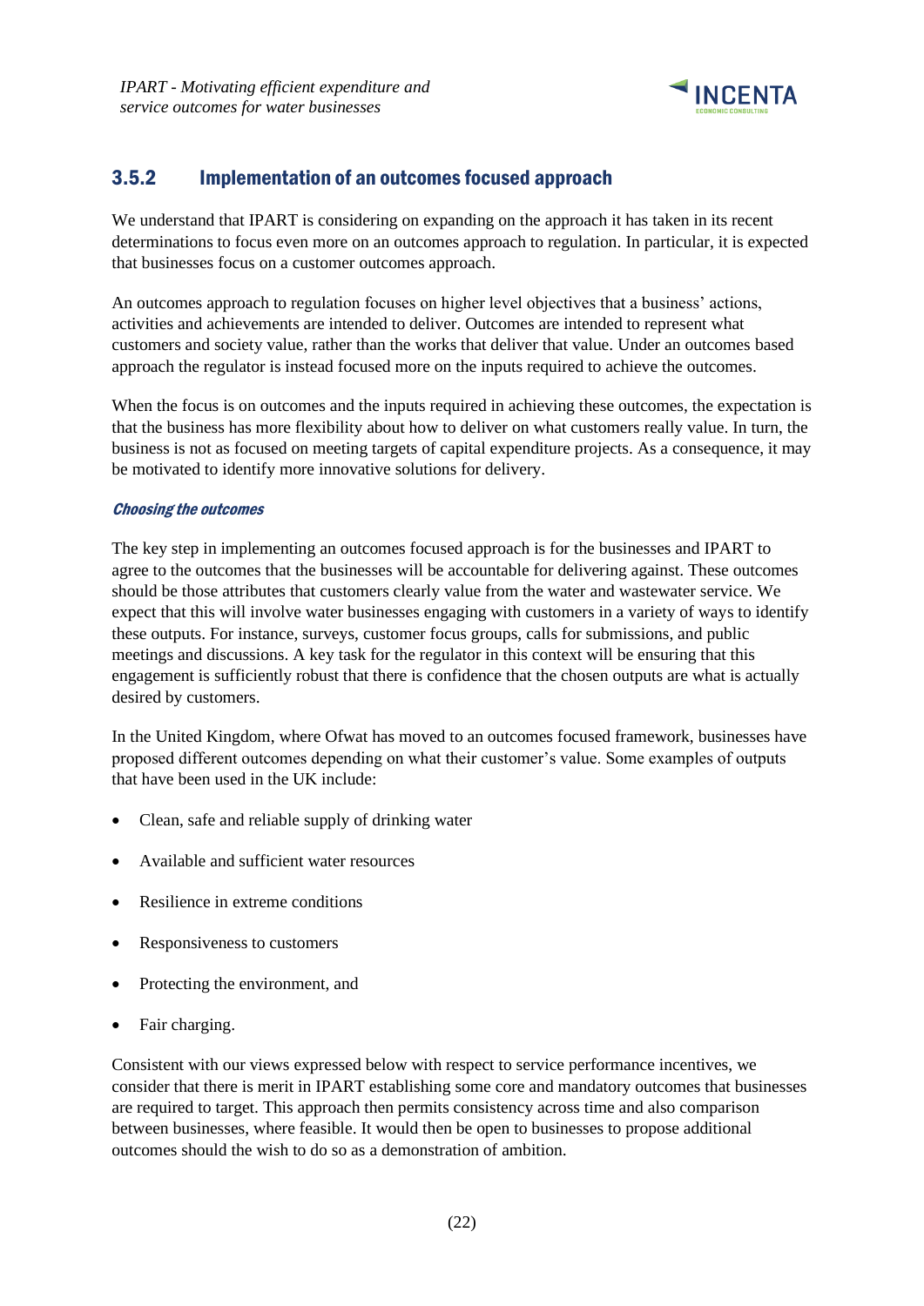### 3.5.2 Implementation of an outcomes focused approach

We understand that IPART is considering on expanding on the approach it has taken in its recent determinations to focus even more on an outcomes approach to regulation. In particular, it is expected that businesses focus on a customer outcomes approach.

An outcomes approach to regulation focuses on higher level objectives that a business' actions, activities and achievements are intended to deliver. Outcomes are intended to represent what customers and society value, rather than the works that deliver that value. Under an outcomes based approach the regulator is instead focused more on the inputs required to achieve the outcomes.

When the focus is on outcomes and the inputs required in achieving these outcomes, the expectation is that the business has more flexibility about how to deliver on what customers really value. In turn, the business is not as focused on meeting targets of capital expenditure projects. As a consequence, it may be motivated to identify more innovative solutions for delivery.

***Choosing the outcomes***

The key step in implementing an outcomes focused approach is for the businesses and IPART to agree to the outcomes that the businesses will be accountable for delivering against. These outcomes should be those attributes that customers clearly value from the water and wastewater service. We expect that this will involve water businesses engaging with customers in a variety of ways to identify these outputs. For instance, surveys, customer focus groups, calls for submissions, and public meetings and discussions. A key task for the regulator in this context will be ensuring that this engagement is sufficiently robust that there is confidence that the chosen outputs are what is actually desired by customers.

In the United Kingdom, where Ofwat has moved to an outcomes focused framework, businesses have proposed different outcomes depending on what their customer's value. Some examples of outputs that have been used in the UK include:

- Clean, safe and reliable supply of drinking water
- Available and sufficient water resources
- Resilience in extreme conditions
- Responsiveness to customers
- Protecting the environment, and
- Fair charging.

Consistent with our views expressed below with respect to service performance incentives, we consider that there is merit in IPART establishing some core and mandatory outcomes that businesses are required to target. This approach then permits consistency across time and also comparison between businesses, where feasible. It would then be open to businesses to propose additional outcomes should the wish to do so as a demonstration of ambition.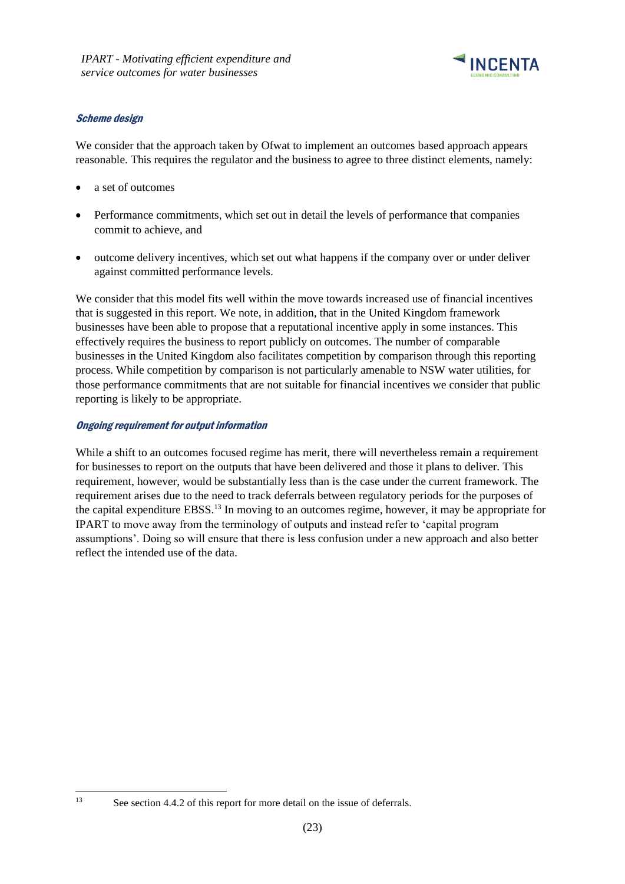### *Scheme design*

We consider that the approach taken by Ofwat to implement an outcomes based approach appears reasonable. This requires the regulator and the business to agree to three distinct elements, namely:

- a set of outcomes
- Performance commitments, which set out in detail the levels of performance that companies commit to achieve, and
- outcome delivery incentives, which set out what happens if the company over or under deliver against committed performance levels.

We consider that this model fits well within the move towards increased use of financial incentives that is suggested in this report. We note, in addition, that in the United Kingdom framework businesses have been able to propose that a reputational incentive apply in some instances. This effectively requires the business to report publicly on outcomes. The number of comparable businesses in the United Kingdom also facilitates competition by comparison through this reporting process. While competition by comparison is not particularly amenable to NSW water utilities, for those performance commitments that are not suitable for financial incentives we consider that public reporting is likely to be appropriate.

### *Ongoing requirement for output information*

While a shift to an outcomes focused regime has merit, there will nevertheless remain a requirement for businesses to report on the outputs that have been delivered and those it plans to deliver. This requirement, however, would be substantially less than is the case under the current framework. The requirement arises due to the need to track deferrals between regulatory periods for the purposes of the capital expenditure EBSS.[13] In moving to an outcomes regime, however, it may be appropriate for IPART to move away from the terminology of outputs and instead refer to 'capital program assumptions'. Doing so will ensure that there is less confusion under a new approach and also better reflect the intended use of the data.

---

[13] See section 4.4.2 of this report for more detail on the issue of deferrals.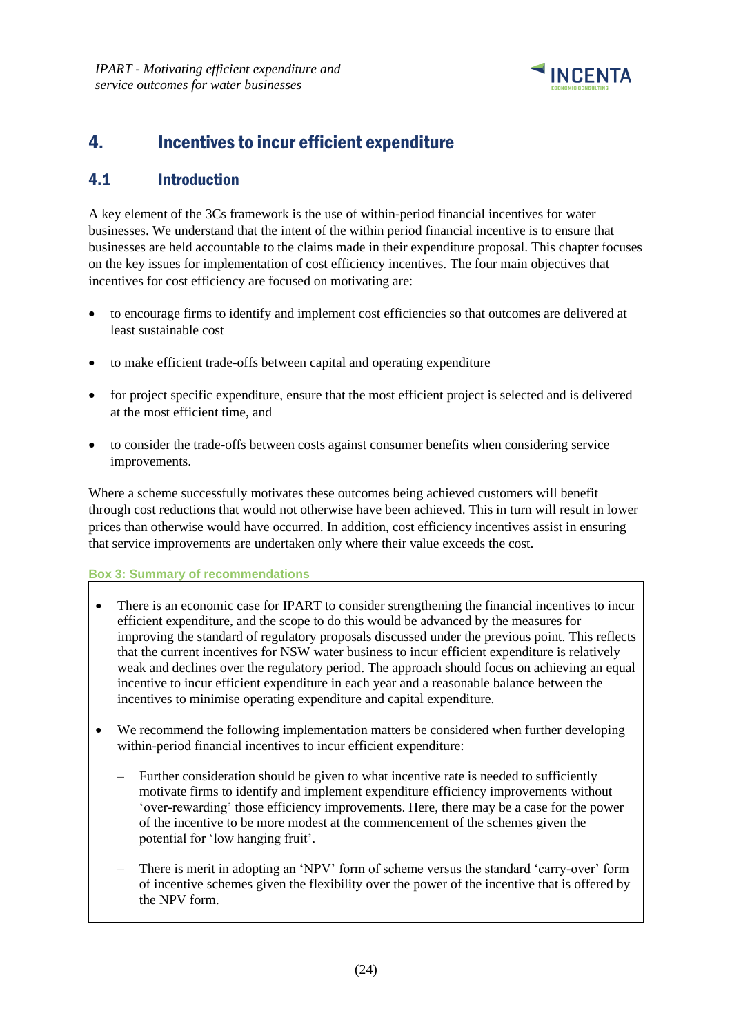# 4. Incentives to incur efficient expenditure

## 4.1 Introduction

A key element of the 3Cs framework is the use of within-period financial incentives for water businesses. We understand that the intent of the within period financial incentive is to ensure that businesses are held accountable to the claims made in their expenditure proposal. This chapter focuses on the key issues for implementation of cost efficiency incentives. The four main objectives that incentives for cost efficiency are focused on motivating are:

- to encourage firms to identify and implement cost efficiencies so that outcomes are delivered at least sustainable cost
- to make efficient trade-offs between capital and operating expenditure
- for project specific expenditure, ensure that the most efficient project is selected and is delivered at the most efficient time, and
- to consider the trade-offs between costs against consumer benefits when considering service improvements.

Where a scheme successfully motivates these outcomes being achieved customers will benefit through cost reductions that would not otherwise have been achieved. This in turn will result in lower prices than otherwise would have occurred. In addition, cost efficiency incentives assist in ensuring that service improvements are undertaken only where their value exceeds the cost.

**Box 3: Summary of recommendations**

- There is an economic case for IPART to consider strengthening the financial incentives to incur efficient expenditure, and the scope to do this would be advanced by the measures for improving the standard of regulatory proposals discussed under the previous point. This reflects that the current incentives for NSW water business to incur efficient expenditure is relatively weak and declines over the regulatory period. The approach should focus on achieving an equal incentive to incur efficient expenditure in each year and a reasonable balance between the incentives to minimise operating expenditure and capital expenditure.
- We recommend the following implementation matters be considered when further developing within-period financial incentives to incur efficient expenditure:
  - Further consideration should be given to what incentive rate is needed to sufficiently motivate firms to identify and implement expenditure efficiency improvements without 'over-rewarding' those efficiency improvements. Here, there may be a case for the power of the incentive to be more modest at the commencement of the schemes given the potential for 'low hanging fruit'.
  - There is merit in adopting an 'NPV' form of scheme versus the standard 'carry-over' form of incentive schemes given the flexibility over the power of the incentive that is offered by the NPV form.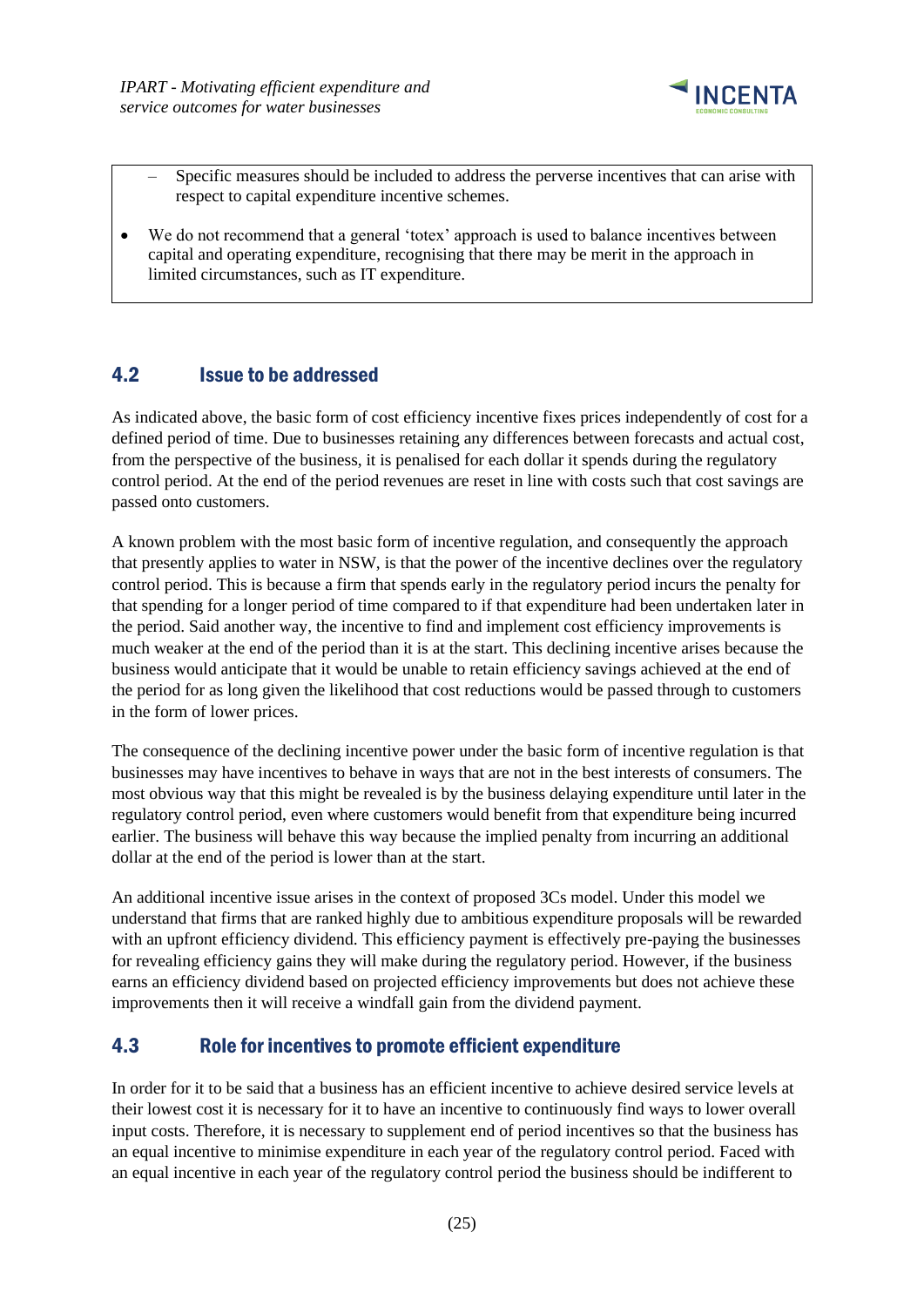- Specific measures should be included to address the perverse incentives that can arise with respect to capital expenditure incentive schemes.

- We do not recommend that a general 'totex' approach is used to balance incentives between capital and operating expenditure, recognising that there may be merit in the approach in limited circumstances, such as IT expenditure.

## 4.2 Issue to be addressed

As indicated above, the basic form of cost efficiency incentive fixes prices independently of cost for a defined period of time. Due to businesses retaining any differences between forecasts and actual cost, from the perspective of the business, it is penalised for each dollar it spends during the regulatory control period. At the end of the period revenues are reset in line with costs such that cost savings are passed onto customers.

A known problem with the most basic form of incentive regulation, and consequently the approach that presently applies to water in NSW, is that the power of the incentive declines over the regulatory control period. This is because a firm that spends early in the regulatory period incurs the penalty for that spending for a longer period of time compared to if that expenditure had been undertaken later in the period. Said another way, the incentive to find and implement cost efficiency improvements is much weaker at the end of the period than it is at the start. This declining incentive arises because the business would anticipate that it would be unable to retain efficiency savings achieved at the end of the period for as long given the likelihood that cost reductions would be passed through to customers in the form of lower prices.

The consequence of the declining incentive power under the basic form of incentive regulation is that businesses may have incentives to behave in ways that are not in the best interests of consumers. The most obvious way that this might be revealed is by the business delaying expenditure until later in the regulatory control period, even where customers would benefit from that expenditure being incurred earlier. The business will behave this way because the implied penalty from incurring an additional dollar at the end of the period is lower than at the start.

An additional incentive issue arises in the context of proposed 3Cs model. Under this model we understand that firms that are ranked highly due to ambitious expenditure proposals will be rewarded with an upfront efficiency dividend. This efficiency payment is effectively pre-paying the businesses for revealing efficiency gains they will make during the regulatory period. However, if the business earns an efficiency dividend based on projected efficiency improvements but does not achieve these improvements then it will receive a windfall gain from the dividend payment.

## 4.3 Role for incentives to promote efficient expenditure

In order for it to be said that a business has an efficient incentive to achieve desired service levels at their lowest cost it is necessary for it to have an incentive to continuously find ways to lower overall input costs. Therefore, it is necessary to supplement end of period incentives so that the business has an equal incentive to minimise expenditure in each year of the regulatory control period. Faced with an equal incentive in each year of the regulatory control period the business should be indifferent to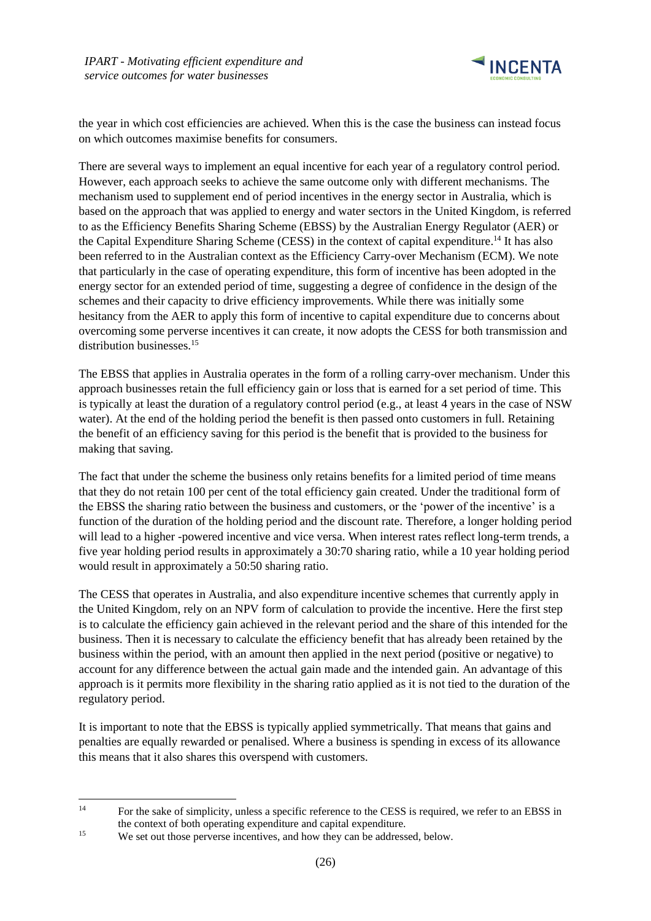the year in which cost efficiencies are achieved. When this is the case the business can instead focus on which outcomes maximise benefits for consumers.

There are several ways to implement an equal incentive for each year of a regulatory control period. However, each approach seeks to achieve the same outcome only with different mechanisms. The mechanism used to supplement end of period incentives in the energy sector in Australia, which is based on the approach that was applied to energy and water sectors in the United Kingdom, is referred to as the Efficiency Benefits Sharing Scheme (EBSS) by the Australian Energy Regulator (AER) or the Capital Expenditure Sharing Scheme (CESS) in the context of capital expenditure.[14] It has also been referred to in the Australian context as the Efficiency Carry-over Mechanism (ECM). We note that particularly in the case of operating expenditure, this form of incentive has been adopted in the energy sector for an extended period of time, suggesting a degree of confidence in the design of the schemes and their capacity to drive efficiency improvements. While there was initially some hesitancy from the AER to apply this form of incentive to capital expenditure due to concerns about overcoming some perverse incentives it can create, it now adopts the CESS for both transmission and distribution businesses.[15]

The EBSS that applies in Australia operates in the form of a rolling carry-over mechanism. Under this approach businesses retain the full efficiency gain or loss that is earned for a set period of time. This is typically at least the duration of a regulatory control period (e.g., at least 4 years in the case of NSW water). At the end of the holding period the benefit is then passed onto customers in full. Retaining the benefit of an efficiency saving for this period is the benefit that is provided to the business for making that saving.

The fact that under the scheme the business only retains benefits for a limited period of time means that they do not retain 100 per cent of the total efficiency gain created. Under the traditional form of the EBSS the sharing ratio between the business and customers, or the 'power of the incentive' is a function of the duration of the holding period and the discount rate. Therefore, a longer holding period will lead to a higher -powered incentive and vice versa. When interest rates reflect long-term trends, a five year holding period results in approximately a 30:70 sharing ratio, while a 10 year holding period would result in approximately a 50:50 sharing ratio.

The CESS that operates in Australia, and also expenditure incentive schemes that currently apply in the United Kingdom, rely on an NPV form of calculation to provide the incentive. Here the first step is to calculate the efficiency gain achieved in the relevant period and the share of this intended for the business. Then it is necessary to calculate the efficiency benefit that has already been retained by the business within the period, with an amount then applied in the next period (positive or negative) to account for any difference between the actual gain made and the intended gain. An advantage of this approach is it permits more flexibility in the sharing ratio applied as it is not tied to the duration of the regulatory period.

It is important to note that the EBSS is typically applied symmetrically. That means that gains and penalties are equally rewarded or penalised. Where a business is spending in excess of its allowance this means that it also shares this overspend with customers.

---

[14] For the sake of simplicity, unless a specific reference to the CESS is required, we refer to an EBSS in the context of both operating expenditure and capital expenditure.

[15] We set out those perverse incentives, and how they can be addressed, below.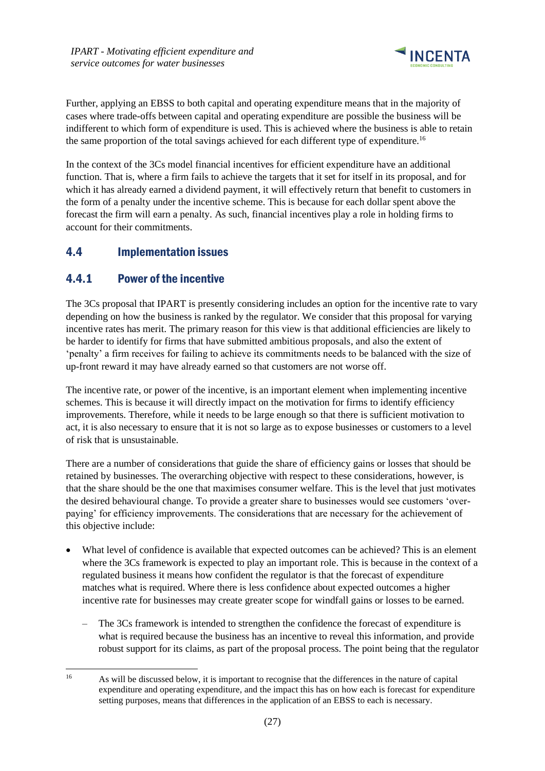Further, applying an EBSS to both capital and operating expenditure means that in the majority of cases where trade-offs between capital and operating expenditure are possible the business will be indifferent to which form of expenditure is used. This is achieved where the business is able to retain the same proportion of the total savings achieved for each different type of expenditure.[16]

In the context of the 3Cs model financial incentives for efficient expenditure have an additional function. That is, where a firm fails to achieve the targets that it set for itself in its proposal, and for which it has already earned a dividend payment, it will effectively return that benefit to customers in the form of a penalty under the incentive scheme. This is because for each dollar spent above the forecast the firm will earn a penalty. As such, financial incentives play a role in holding firms to account for their commitments.

## 4.4 Implementation issues

### 4.4.1 Power of the incentive

The 3Cs proposal that IPART is presently considering includes an option for the incentive rate to vary depending on how the business is ranked by the regulator. We consider that this proposal for varying incentive rates has merit. The primary reason for this view is that additional efficiencies are likely to be harder to identify for firms that have submitted ambitious proposals, and also the extent of 'penalty' a firm receives for failing to achieve its commitments needs to be balanced with the size of up-front reward it may have already earned so that customers are not worse off.

The incentive rate, or power of the incentive, is an important element when implementing incentive schemes. This is because it will directly impact on the motivation for firms to identify efficiency improvements. Therefore, while it needs to be large enough so that there is sufficient motivation to act, it is also necessary to ensure that it is not so large as to expose businesses or customers to a level of risk that is unsustainable.

There are a number of considerations that guide the share of efficiency gains or losses that should be retained by businesses. The overarching objective with respect to these considerations, however, is that the share should be the one that maximises consumer welfare. This is the level that just motivates the desired behavioural change. To provide a greater share to businesses would see customers 'over-paying' for efficiency improvements. The considerations that are necessary for the achievement of this objective include:

- What level of confidence is available that expected outcomes can be achieved? This is an element where the 3Cs framework is expected to play an important role. This is because in the context of a regulated business it means how confident the regulator is that the forecast of expenditure matches what is required. Where there is less confidence about expected outcomes a higher incentive rate for businesses may create greater scope for windfall gains or losses to be earned.
  - The 3Cs framework is intended to strengthen the confidence the forecast of expenditure is what is required because the business has an incentive to reveal this information, and provide robust support for its claims, as part of the proposal process. The point being that the regulator

[16] As will be discussed below, it is important to recognise that the differences in the nature of capital expenditure and operating expenditure, and the impact this has on how each is forecast for expenditure setting purposes, means that differences in the application of an EBSS to each is necessary.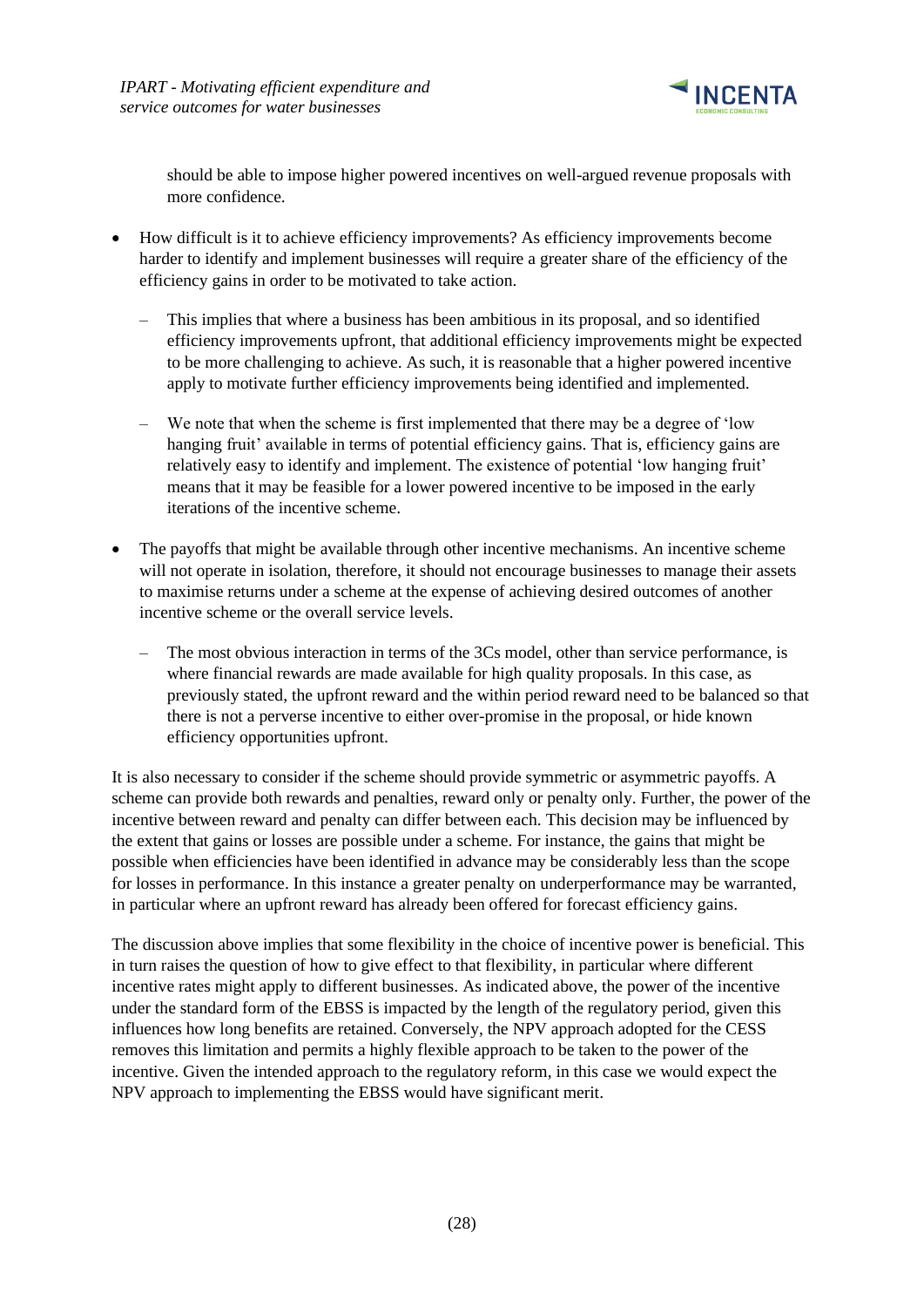should be able to impose higher powered incentives on well-argued revenue proposals with more confidence.

- How difficult is it to achieve efficiency improvements? As efficiency improvements become harder to identify and implement businesses will require a greater share of the efficiency of the efficiency gains in order to be motivated to take action.
  - This implies that where a business has been ambitious in its proposal, and so identified efficiency improvements upfront, that additional efficiency improvements might be expected to be more challenging to achieve. As such, it is reasonable that a higher powered incentive apply to motivate further efficiency improvements being identified and implemented.
  - We note that when the scheme is first implemented that there may be a degree of 'low hanging fruit' available in terms of potential efficiency gains. That is, efficiency gains are relatively easy to identify and implement. The existence of potential 'low hanging fruit' means that it may be feasible for a lower powered incentive to be imposed in the early iterations of the incentive scheme.
- The payoffs that might be available through other incentive mechanisms. An incentive scheme will not operate in isolation, therefore, it should not encourage businesses to manage their assets to maximise returns under a scheme at the expense of achieving desired outcomes of another incentive scheme or the overall service levels.
  - The most obvious interaction in terms of the 3Cs model, other than service performance, is where financial rewards are made available for high quality proposals. In this case, as previously stated, the upfront reward and the within period reward need to be balanced so that there is not a perverse incentive to either over-promise in the proposal, or hide known efficiency opportunities upfront.

It is also necessary to consider if the scheme should provide symmetric or asymmetric payoffs. A scheme can provide both rewards and penalties, reward only or penalty only. Further, the power of the incentive between reward and penalty can differ between each. This decision may be influenced by the extent that gains or losses are possible under a scheme. For instance, the gains that might be possible when efficiencies have been identified in advance may be considerably less than the scope for losses in performance. In this instance a greater penalty on underperformance may be warranted, in particular where an upfront reward has already been offered for forecast efficiency gains.

The discussion above implies that some flexibility in the choice of incentive power is beneficial. This in turn raises the question of how to give effect to that flexibility, in particular where different incentive rates might apply to different businesses. As indicated above, the power of the incentive under the standard form of the EBSS is impacted by the length of the regulatory period, given this influences how long benefits are retained. Conversely, the NPV approach adopted for the CESS removes this limitation and permits a highly flexible approach to be taken to the power of the incentive. Given the intended approach to the regulatory reform, in this case we would expect the NPV approach to implementing the EBSS would have significant merit.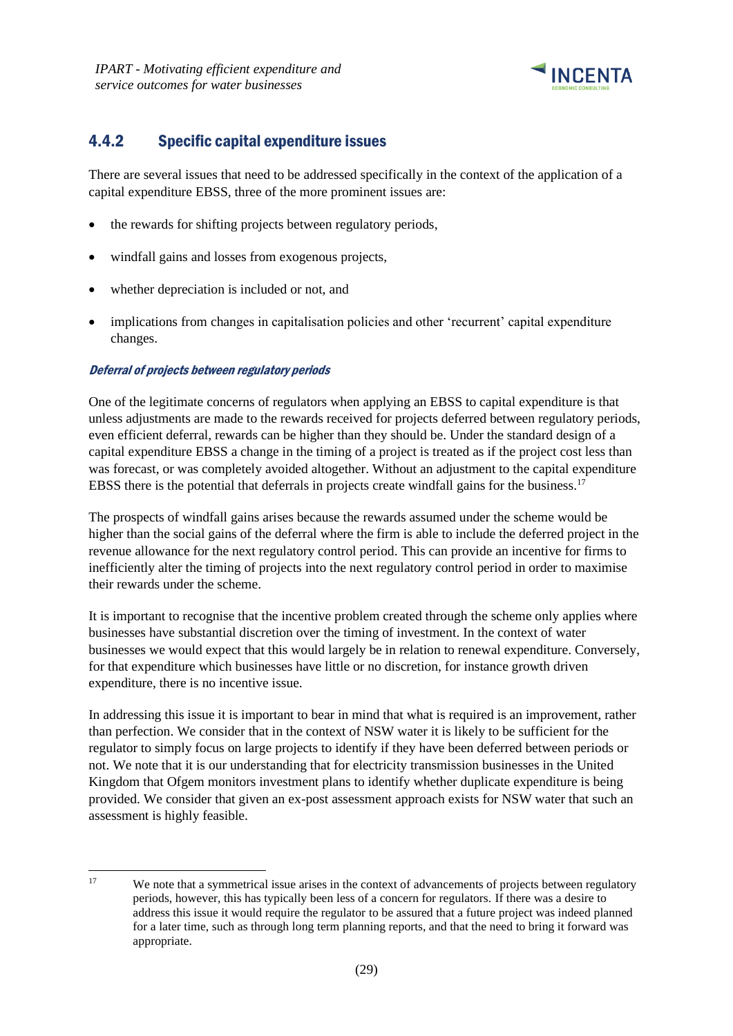### 4.4.2 Specific capital expenditure issues

There are several issues that need to be addressed specifically in the context of the application of a capital expenditure EBSS, three of the more prominent issues are:

- the rewards for shifting projects between regulatory periods,
- windfall gains and losses from exogenous projects,
- whether depreciation is included or not, and
- implications from changes in capitalisation policies and other 'recurrent' capital expenditure changes.

***Deferral of projects between regulatory periods***

One of the legitimate concerns of regulators when applying an EBSS to capital expenditure is that unless adjustments are made to the rewards received for projects deferred between regulatory periods, even efficient deferral, rewards can be higher than they should be. Under the standard design of a capital expenditure EBSS a change in the timing of a project is treated as if the project cost less than was forecast, or was completely avoided altogether. Without an adjustment to the capital expenditure EBSS there is the potential that deferrals in projects create windfall gains for the business.[17]

The prospects of windfall gains arises because the rewards assumed under the scheme would be higher than the social gains of the deferral where the firm is able to include the deferred project in the revenue allowance for the next regulatory control period. This can provide an incentive for firms to inefficiently alter the timing of projects into the next regulatory control period in order to maximise their rewards under the scheme.

It is important to recognise that the incentive problem created through the scheme only applies where businesses have substantial discretion over the timing of investment. In the context of water businesses we would expect that this would largely be in relation to renewal expenditure. Conversely, for that expenditure which businesses have little or no discretion, for instance growth driven expenditure, there is no incentive issue.

In addressing this issue it is important to bear in mind that what is required is an improvement, rather than perfection. We consider that in the context of NSW water it is likely to be sufficient for the regulator to simply focus on large projects to identify if they have been deferred between periods or not. We note that it is our understanding that for electricity transmission businesses in the United Kingdom that Ofgem monitors investment plans to identify whether duplicate expenditure is being provided. We consider that given an ex-post assessment approach exists for NSW water that such an assessment is highly feasible.

[17] We note that a symmetrical issue arises in the context of advancements of projects between regulatory periods, however, this has typically been less of a concern for regulators. If there was a desire to address this issue it would require the regulator to be assured that a future project was indeed planned for a later time, such as through long term planning reports, and that the need to bring it forward was appropriate.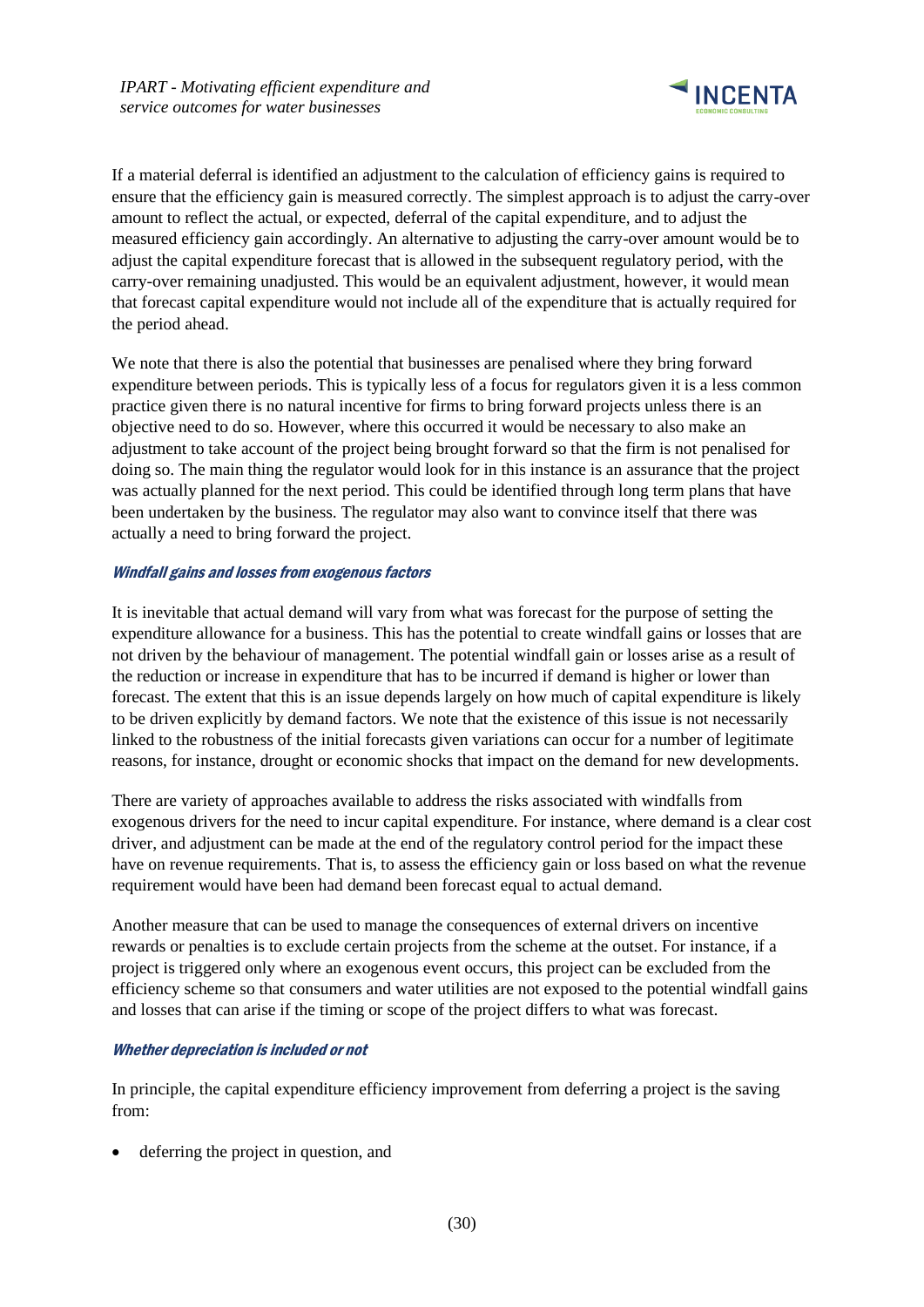If a material deferral is identified an adjustment to the calculation of efficiency gains is required to ensure that the efficiency gain is measured correctly. The simplest approach is to adjust the carry-over amount to reflect the actual, or expected, deferral of the capital expenditure, and to adjust the measured efficiency gain accordingly. An alternative to adjusting the carry-over amount would be to adjust the capital expenditure forecast that is allowed in the subsequent regulatory period, with the carry-over remaining unadjusted. This would be an equivalent adjustment, however, it would mean that forecast capital expenditure would not include all of the expenditure that is actually required for the period ahead.

We note that there is also the potential that businesses are penalised where they bring forward expenditure between periods. This is typically less of a focus for regulators given it is a less common practice given there is no natural incentive for firms to bring forward projects unless there is an objective need to do so. However, where this occurred it would be necessary to also make an adjustment to take account of the project being brought forward so that the firm is not penalised for doing so. The main thing the regulator would look for in this instance is an assurance that the project was actually planned for the next period. This could be identified through long term plans that have been undertaken by the business. The regulator may also want to convince itself that there was actually a need to bring forward the project.

#### *Windfall gains and losses from exogenous factors*

It is inevitable that actual demand will vary from what was forecast for the purpose of setting the expenditure allowance for a business. This has the potential to create windfall gains or losses that are not driven by the behaviour of management. The potential windfall gain or losses arise as a result of the reduction or increase in expenditure that has to be incurred if demand is higher or lower than forecast. The extent that this is an issue depends largely on how much of capital expenditure is likely to be driven explicitly by demand factors. We note that the existence of this issue is not necessarily linked to the robustness of the initial forecasts given variations can occur for a number of legitimate reasons, for instance, drought or economic shocks that impact on the demand for new developments.

There are variety of approaches available to address the risks associated with windfalls from exogenous drivers for the need to incur capital expenditure. For instance, where demand is a clear cost driver, and adjustment can be made at the end of the regulatory control period for the impact these have on revenue requirements. That is, to assess the efficiency gain or loss based on what the revenue requirement would have been had demand been forecast equal to actual demand.

Another measure that can be used to manage the consequences of external drivers on incentive rewards or penalties is to exclude certain projects from the scheme at the outset. For instance, if a project is triggered only where an exogenous event occurs, this project can be excluded from the efficiency scheme so that consumers and water utilities are not exposed to the potential windfall gains and losses that can arise if the timing or scope of the project differs to what was forecast.

#### *Whether depreciation is included or not*

In principle, the capital expenditure efficiency improvement from deferring a project is the saving from:

- deferring the project in question, and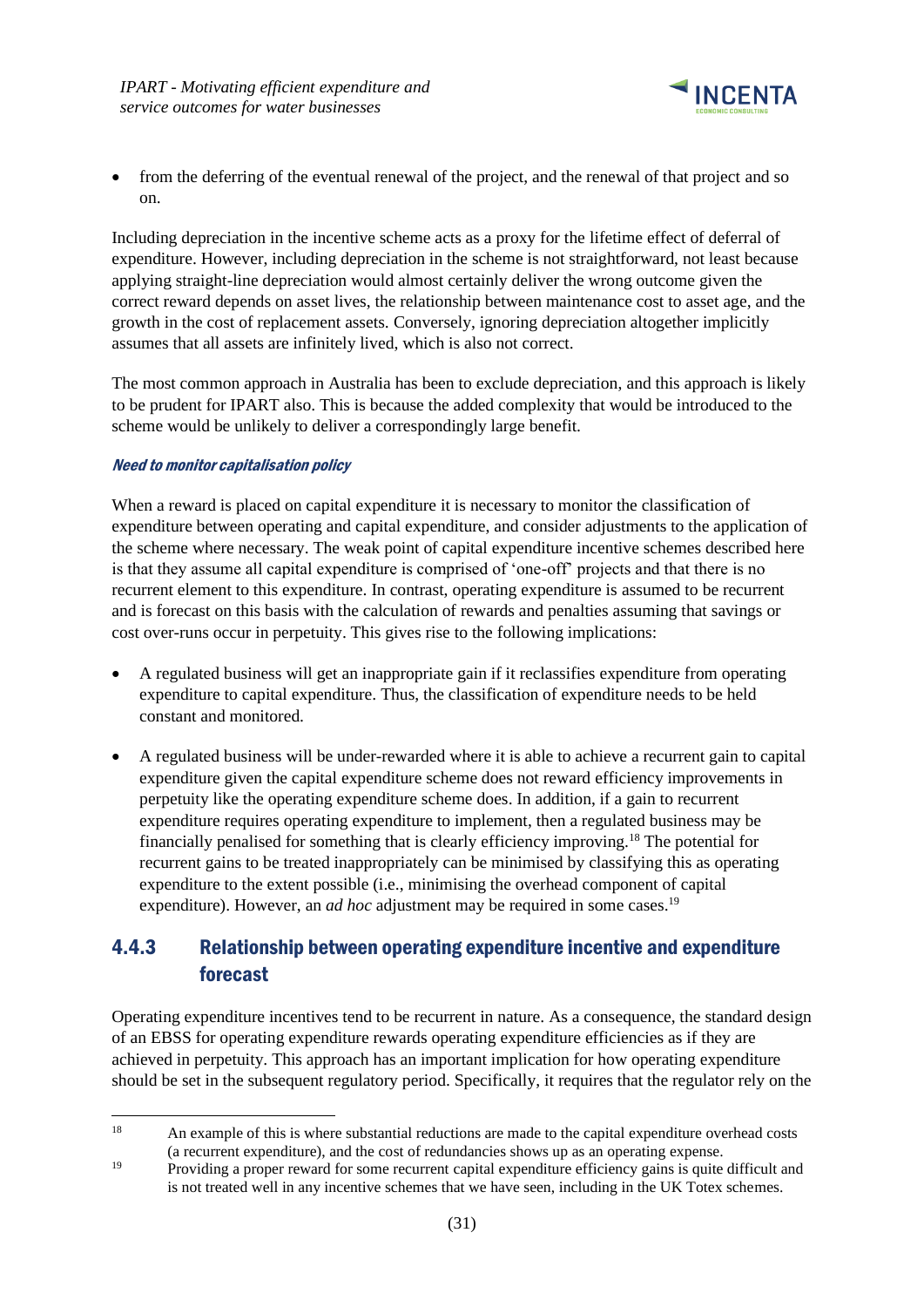- from the deferring of the eventual renewal of the project, and the renewal of that project and so on.

Including depreciation in the incentive scheme acts as a proxy for the lifetime effect of deferral of expenditure. However, including depreciation in the scheme is not straightforward, not least because applying straight-line depreciation would almost certainly deliver the wrong outcome given the correct reward depends on asset lives, the relationship between maintenance cost to asset age, and the growth in the cost of replacement assets. Conversely, ignoring depreciation altogether implicitly assumes that all assets are infinitely lived, which is also not correct.

The most common approach in Australia has been to exclude depreciation, and this approach is likely to be prudent for IPART also. This is because the added complexity that would be introduced to the scheme would be unlikely to deliver a correspondingly large benefit.

***Need to monitor capitalisation policy***

When a reward is placed on capital expenditure it is necessary to monitor the classification of expenditure between operating and capital expenditure, and consider adjustments to the application of the scheme where necessary. The weak point of capital expenditure incentive schemes described here is that they assume all capital expenditure is comprised of 'one-off' projects and that there is no recurrent element to this expenditure. In contrast, operating expenditure is assumed to be recurrent and is forecast on this basis with the calculation of rewards and penalties assuming that savings or cost over-runs occur in perpetuity. This gives rise to the following implications:

- A regulated business will get an inappropriate gain if it reclassifies expenditure from operating expenditure to capital expenditure. Thus, the classification of expenditure needs to be held constant and monitored.
- A regulated business will be under-rewarded where it is able to achieve a recurrent gain to capital expenditure given the capital expenditure scheme does not reward efficiency improvements in perpetuity like the operating expenditure scheme does. In addition, if a gain to recurrent expenditure requires operating expenditure to implement, then a regulated business may be financially penalised for something that is clearly efficiency improving.[18] The potential for recurrent gains to be treated inappropriately can be minimised by classifying this as operating expenditure to the extent possible (i.e., minimising the overhead component of capital expenditure). However, an *ad hoc* adjustment may be required in some cases.[19]

### 4.4.3 Relationship between operating expenditure incentive and expenditure forecast

Operating expenditure incentives tend to be recurrent in nature. As a consequence, the standard design of an EBSS for operating expenditure rewards operating expenditure efficiencies as if they are achieved in perpetuity. This approach has an important implication for how operating expenditure should be set in the subsequent regulatory period. Specifically, it requires that the regulator rely on the

---

[18] An example of this is where substantial reductions are made to the capital expenditure overhead costs (a recurrent expenditure), and the cost of redundancies shows up as an operating expense.

[19] Providing a proper reward for some recurrent capital expenditure efficiency gains is quite difficult and is not treated well in any incentive schemes that we have seen, including in the UK Totex schemes.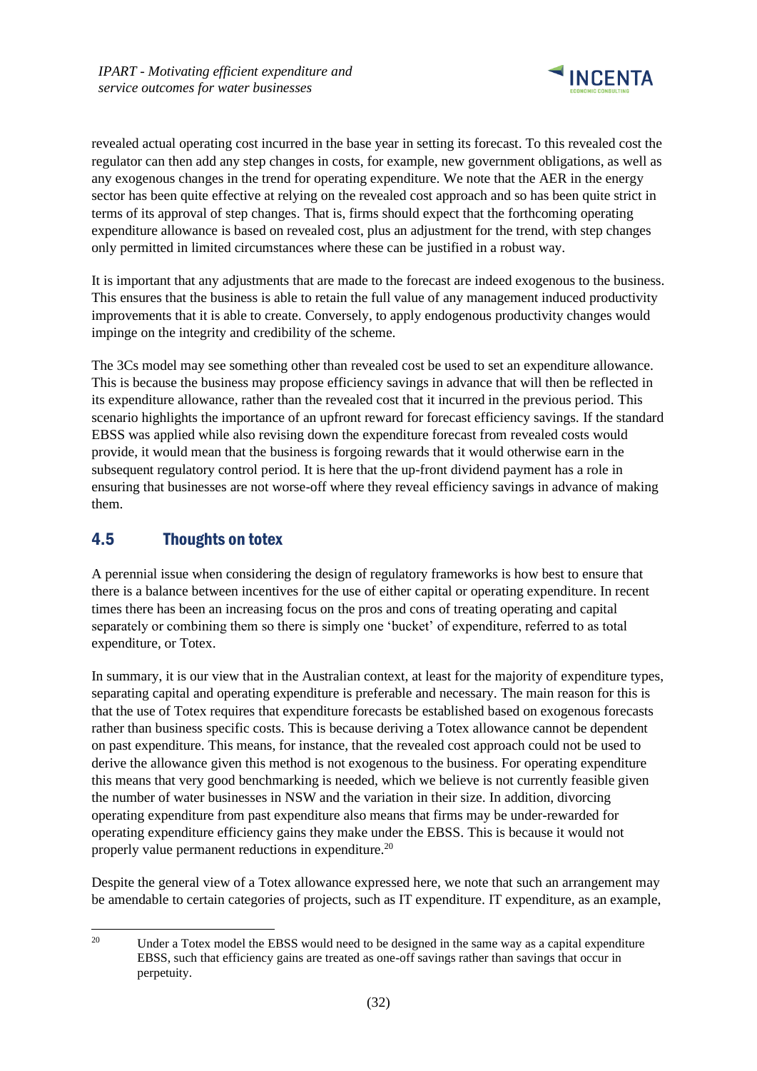revealed actual operating cost incurred in the base year in setting its forecast. To this revealed cost the regulator can then add any step changes in costs, for example, new government obligations, as well as any exogenous changes in the trend for operating expenditure. We note that the AER in the energy sector has been quite effective at relying on the revealed cost approach and so has been quite strict in terms of its approval of step changes. That is, firms should expect that the forthcoming operating expenditure allowance is based on revealed cost, plus an adjustment for the trend, with step changes only permitted in limited circumstances where these can be justified in a robust way.

It is important that any adjustments that are made to the forecast are indeed exogenous to the business. This ensures that the business is able to retain the full value of any management induced productivity improvements that it is able to create. Conversely, to apply endogenous productivity changes would impinge on the integrity and credibility of the scheme.

The 3Cs model may see something other than revealed cost be used to set an expenditure allowance. This is because the business may propose efficiency savings in advance that will then be reflected in its expenditure allowance, rather than the revealed cost that it incurred in the previous period. This scenario highlights the importance of an upfront reward for forecast efficiency savings. If the standard EBSS was applied while also revising down the expenditure forecast from revealed costs would provide, it would mean that the business is forgoing rewards that it would otherwise earn in the subsequent regulatory control period. It is here that the up-front dividend payment has a role in ensuring that businesses are not worse-off where they reveal efficiency savings in advance of making them.

## 4.5 Thoughts on totex

A perennial issue when considering the design of regulatory frameworks is how best to ensure that there is a balance between incentives for the use of either capital or operating expenditure. In recent times there has been an increasing focus on the pros and cons of treating operating and capital separately or combining them so there is simply one 'bucket' of expenditure, referred to as total expenditure, or Totex.

In summary, it is our view that in the Australian context, at least for the majority of expenditure types, separating capital and operating expenditure is preferable and necessary. The main reason for this is that the use of Totex requires that expenditure forecasts be established based on exogenous forecasts rather than business specific costs. This is because deriving a Totex allowance cannot be dependent on past expenditure. This means, for instance, that the revealed cost approach could not be used to derive the allowance given this method is not exogenous to the business. For operating expenditure this means that very good benchmarking is needed, which we believe is not currently feasible given the number of water businesses in NSW and the variation in their size. In addition, divorcing operating expenditure from past expenditure also means that firms may be under-rewarded for operating expenditure efficiency gains they make under the EBSS. This is because it would not properly value permanent reductions in expenditure.[20]

Despite the general view of a Totex allowance expressed here, we note that such an arrangement may be amendable to certain categories of projects, such as IT expenditure. IT expenditure, as an example,

[20] Under a Totex model the EBSS would need to be designed in the same way as a capital expenditure EBSS, such that efficiency gains are treated as one-off savings rather than savings that occur in perpetuity.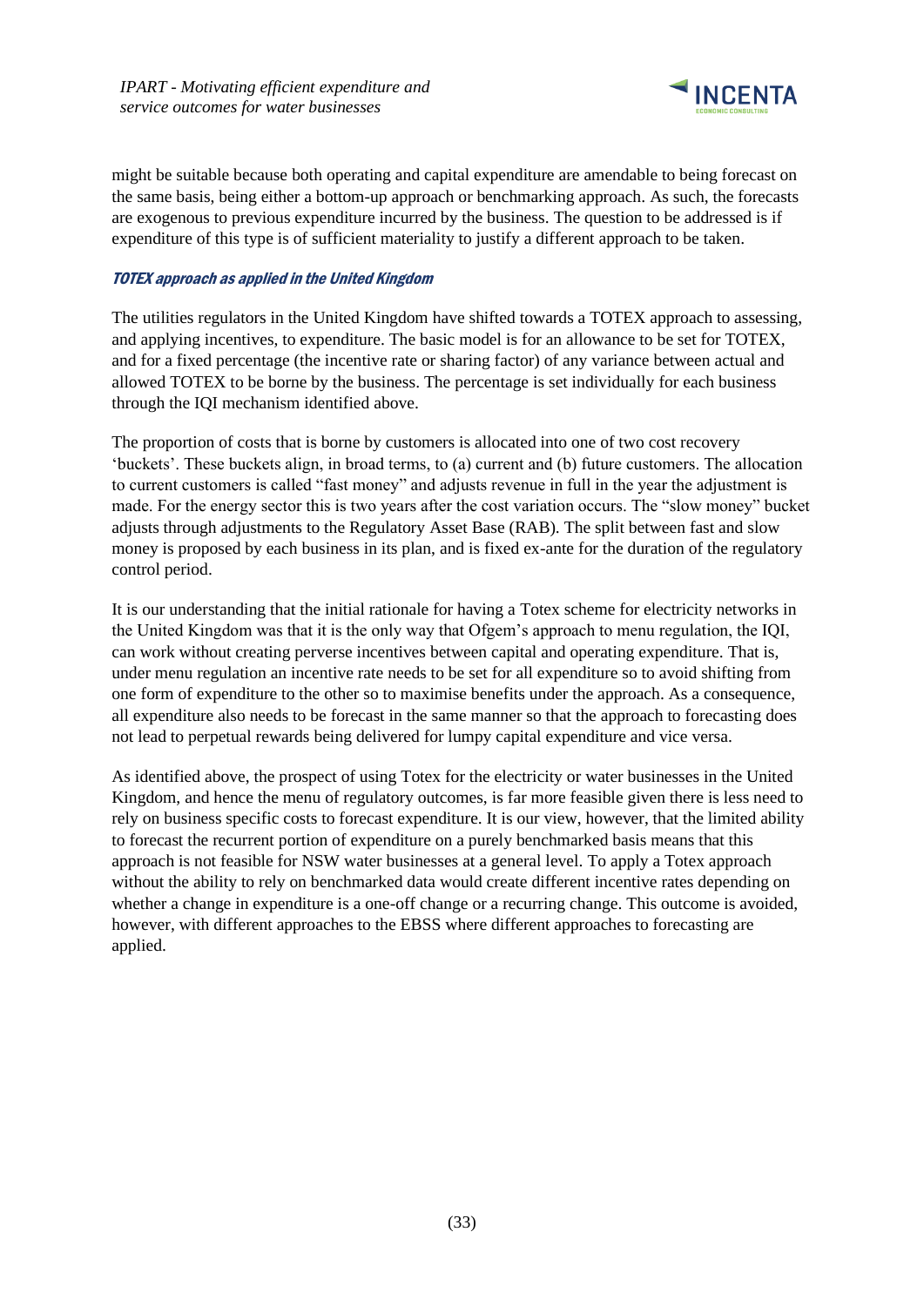might be suitable because both operating and capital expenditure are amendable to being forecast on the same basis, being either a bottom-up approach or benchmarking approach. As such, the forecasts are exogenous to previous expenditure incurred by the business. The question to be addressed is if expenditure of this type is of sufficient materiality to justify a different approach to be taken.

#### *TOTEX approach as applied in the United Kingdom*

The utilities regulators in the United Kingdom have shifted towards a TOTEX approach to assessing, and applying incentives, to expenditure. The basic model is for an allowance to be set for TOTEX, and for a fixed percentage (the incentive rate or sharing factor) of any variance between actual and allowed TOTEX to be borne by the business. The percentage is set individually for each business through the IQI mechanism identified above.

The proportion of costs that is borne by customers is allocated into one of two cost recovery 'buckets'. These buckets align, in broad terms, to (a) current and (b) future customers. The allocation to current customers is called "fast money" and adjusts revenue in full in the year the adjustment is made. For the energy sector this is two years after the cost variation occurs. The "slow money" bucket adjusts through adjustments to the Regulatory Asset Base (RAB). The split between fast and slow money is proposed by each business in its plan, and is fixed ex-ante for the duration of the regulatory control period.

It is our understanding that the initial rationale for having a Totex scheme for electricity networks in the United Kingdom was that it is the only way that Ofgem's approach to menu regulation, the IQI, can work without creating perverse incentives between capital and operating expenditure. That is, under menu regulation an incentive rate needs to be set for all expenditure so to avoid shifting from one form of expenditure to the other so to maximise benefits under the approach. As a consequence, all expenditure also needs to be forecast in the same manner so that the approach to forecasting does not lead to perpetual rewards being delivered for lumpy capital expenditure and vice versa.

As identified above, the prospect of using Totex for the electricity or water businesses in the United Kingdom, and hence the menu of regulatory outcomes, is far more feasible given there is less need to rely on business specific costs to forecast expenditure. It is our view, however, that the limited ability to forecast the recurrent portion of expenditure on a purely benchmarked basis means that this approach is not feasible for NSW water businesses at a general level. To apply a Totex approach without the ability to rely on benchmarked data would create different incentive rates depending on whether a change in expenditure is a one-off change or a recurring change. This outcome is avoided, however, with different approaches to the EBSS where different approaches to forecasting are applied.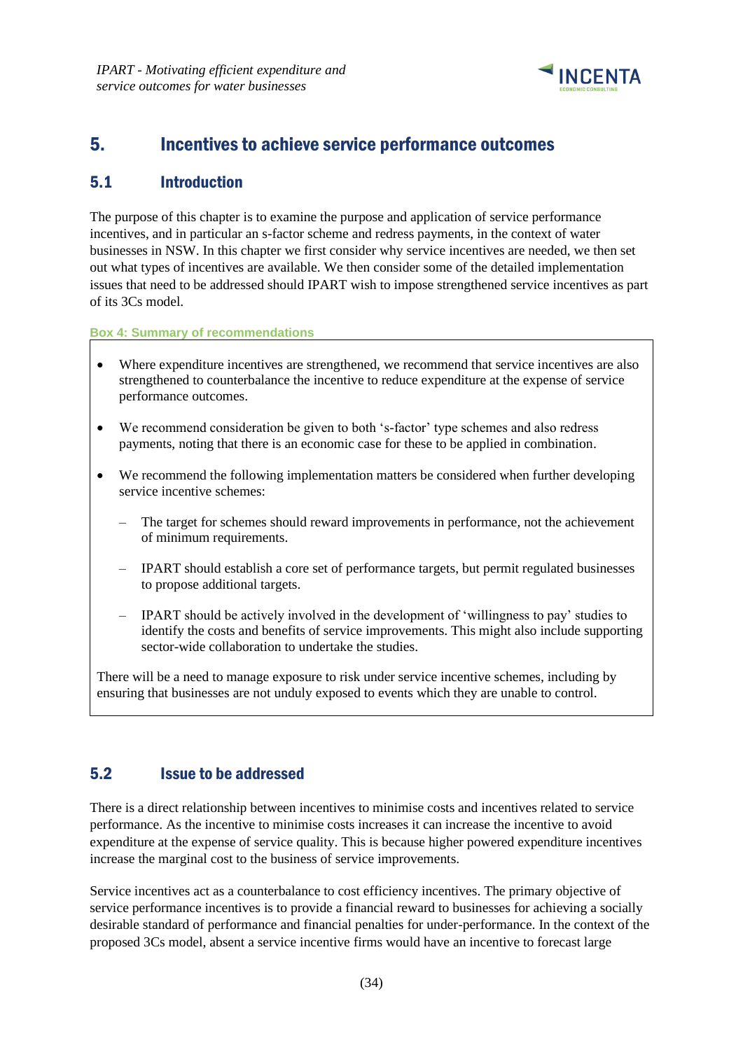## 5. Incentives to achieve service performance outcomes

### 5.1 Introduction

The purpose of this chapter is to examine the purpose and application of service performance incentives, and in particular an s-factor scheme and redress payments, in the context of water businesses in NSW. In this chapter we first consider why service incentives are needed, we then set out what types of incentives are available. We then consider some of the detailed implementation issues that need to be addressed should IPART wish to impose strengthened service incentives as part of its 3Cs model.

**Box 4: Summary of recommendations**

- Where expenditure incentives are strengthened, we recommend that service incentives are also strengthened to counterbalance the incentive to reduce expenditure at the expense of service performance outcomes.
- We recommend consideration be given to both 's-factor' type schemes and also redress payments, noting that there is an economic case for these to be applied in combination.
- We recommend the following implementation matters be considered when further developing service incentive schemes:
  - The target for schemes should reward improvements in performance, not the achievement of minimum requirements.
  - IPART should establish a core set of performance targets, but permit regulated businesses to propose additional targets.
  - IPART should be actively involved in the development of 'willingness to pay' studies to identify the costs and benefits of service improvements. This might also include supporting sector-wide collaboration to undertake the studies.

There will be a need to manage exposure to risk under service incentive schemes, including by ensuring that businesses are not unduly exposed to events which they are unable to control.

### 5.2 Issue to be addressed

There is a direct relationship between incentives to minimise costs and incentives related to service performance. As the incentive to minimise costs increases it can increase the incentive to avoid expenditure at the expense of service quality. This is because higher powered expenditure incentives increase the marginal cost to the business of service improvements.

Service incentives act as a counterbalance to cost efficiency incentives. The primary objective of service performance incentives is to provide a financial reward to businesses for achieving a socially desirable standard of performance and financial penalties for under-performance. In the context of the proposed 3Cs model, absent a service incentive firms would have an incentive to forecast large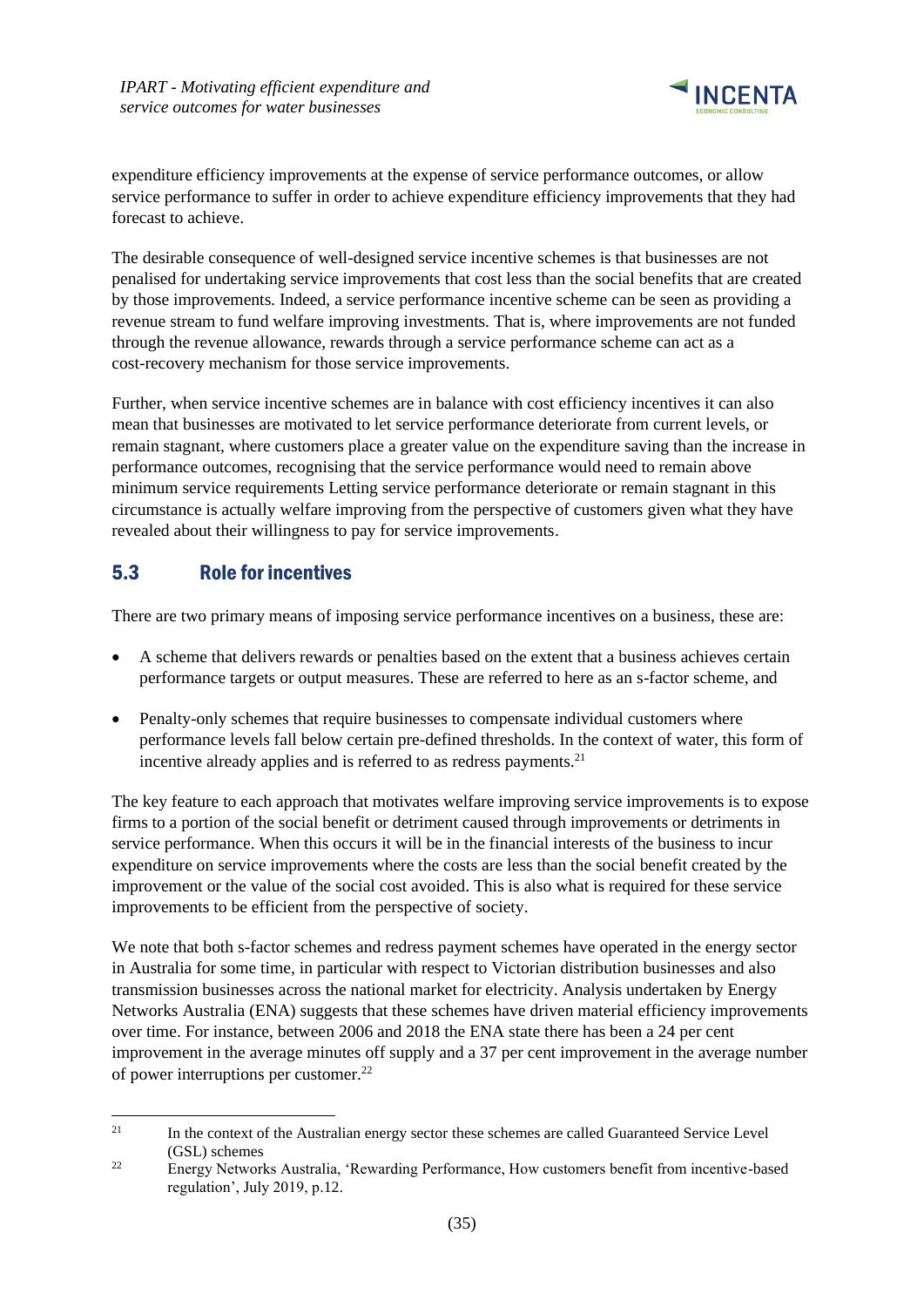expenditure efficiency improvements at the expense of service performance outcomes, or allow service performance to suffer in order to achieve expenditure efficiency improvements that they had forecast to achieve.

The desirable consequence of well-designed service incentive schemes is that businesses are not penalised for undertaking service improvements that cost less than the social benefits that are created by those improvements. Indeed, a service performance incentive scheme can be seen as providing a revenue stream to fund welfare improving investments. That is, where improvements are not funded through the revenue allowance, rewards through a service performance scheme can act as a cost-recovery mechanism for those service improvements.

Further, when service incentive schemes are in balance with cost efficiency incentives it can also mean that businesses are motivated to let service performance deteriorate from current levels, or remain stagnant, where customers place a greater value on the expenditure saving than the increase in performance outcomes, recognising that the service performance would need to remain above minimum service requirements Letting service performance deteriorate or remain stagnant in this circumstance is actually welfare improving from the perspective of customers given what they have revealed about their willingness to pay for service improvements.

## 5.3 Role for incentives

There are two primary means of imposing service performance incentives on a business, these are:

- A scheme that delivers rewards or penalties based on the extent that a business achieves certain performance targets or output measures. These are referred to here as an s-factor scheme, and
- Penalty-only schemes that require businesses to compensate individual customers where performance levels fall below certain pre-defined thresholds. In the context of water, this form of incentive already applies and is referred to as redress payments.[21]

The key feature to each approach that motivates welfare improving service improvements is to expose firms to a portion of the social benefit or detriment caused through improvements or detriments in service performance. When this occurs it will be in the financial interests of the business to incur expenditure on service improvements where the costs are less than the social benefit created by the improvement or the value of the social cost avoided. This is also what is required for these service improvements to be efficient from the perspective of society.

We note that both s-factor schemes and redress payment schemes have operated in the energy sector in Australia for some time, in particular with respect to Victorian distribution businesses and also transmission businesses across the national market for electricity. Analysis undertaken by Energy Networks Australia (ENA) suggests that these schemes have driven material efficiency improvements over time. For instance, between 2006 and 2018 the ENA state there has been a 24 per cent improvement in the average minutes off supply and a 37 per cent improvement in the average number of power interruptions per customer.[22]

---

[21] In the context of the Australian energy sector these schemes are called Guaranteed Service Level (GSL) schemes

[22] Energy Networks Australia, 'Rewarding Performance, How customers benefit from incentive-based regulation', July 2019, p.12.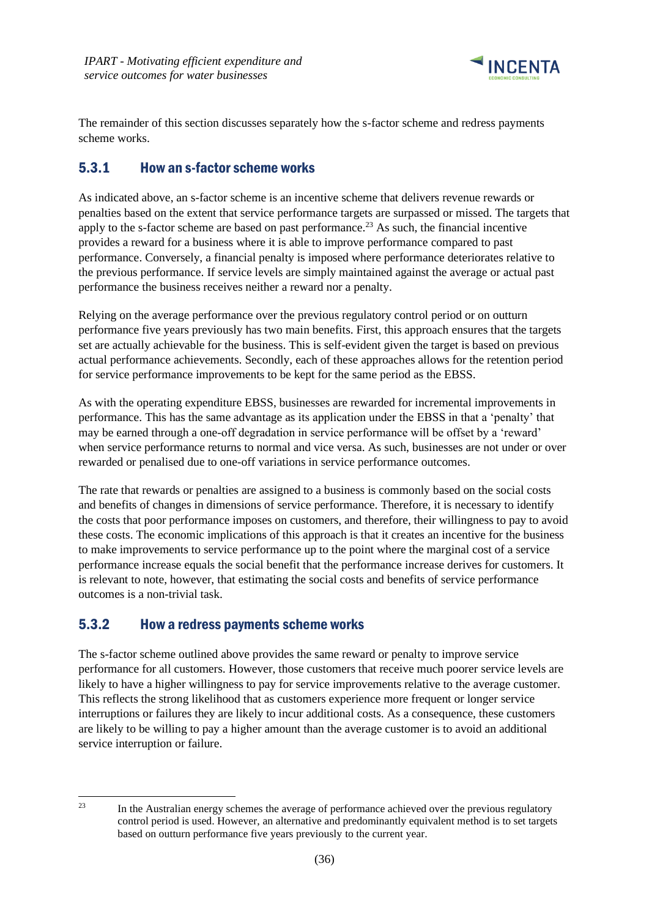The remainder of this section discusses separately how the s-factor scheme and redress payments scheme works.

### 5.3.1 How an s-factor scheme works

As indicated above, an s-factor scheme is an incentive scheme that delivers revenue rewards or penalties based on the extent that service performance targets are surpassed or missed. The targets that apply to the s-factor scheme are based on past performance.[23] As such, the financial incentive provides a reward for a business where it is able to improve performance compared to past performance. Conversely, a financial penalty is imposed where performance deteriorates relative to the previous performance. If service levels are simply maintained against the average or actual past performance the business receives neither a reward nor a penalty.

Relying on the average performance over the previous regulatory control period or on outturn performance five years previously has two main benefits. First, this approach ensures that the targets set are actually achievable for the business. This is self-evident given the target is based on previous actual performance achievements. Secondly, each of these approaches allows for the retention period for service performance improvements to be kept for the same period as the EBSS.

As with the operating expenditure EBSS, businesses are rewarded for incremental improvements in performance. This has the same advantage as its application under the EBSS in that a 'penalty' that may be earned through a one-off degradation in service performance will be offset by a 'reward' when service performance returns to normal and vice versa. As such, businesses are not under or over rewarded or penalised due to one-off variations in service performance outcomes.

The rate that rewards or penalties are assigned to a business is commonly based on the social costs and benefits of changes in dimensions of service performance. Therefore, it is necessary to identify the costs that poor performance imposes on customers, and therefore, their willingness to pay to avoid these costs. The economic implications of this approach is that it creates an incentive for the business to make improvements to service performance up to the point where the marginal cost of a service performance increase equals the social benefit that the performance increase derives for customers. It is relevant to note, however, that estimating the social costs and benefits of service performance outcomes is a non-trivial task.

### 5.3.2 How a redress payments scheme works

The s-factor scheme outlined above provides the same reward or penalty to improve service performance for all customers. However, those customers that receive much poorer service levels are likely to have a higher willingness to pay for service improvements relative to the average customer. This reflects the strong likelihood that as customers experience more frequent or longer service interruptions or failures they are likely to incur additional costs. As a consequence, these customers are likely to be willing to pay a higher amount than the average customer is to avoid an additional service interruption or failure.

---

[23] In the Australian energy schemes the average of performance achieved over the previous regulatory control period is used. However, an alternative and predominantly equivalent method is to set targets based on outturn performance five years previously to the current year.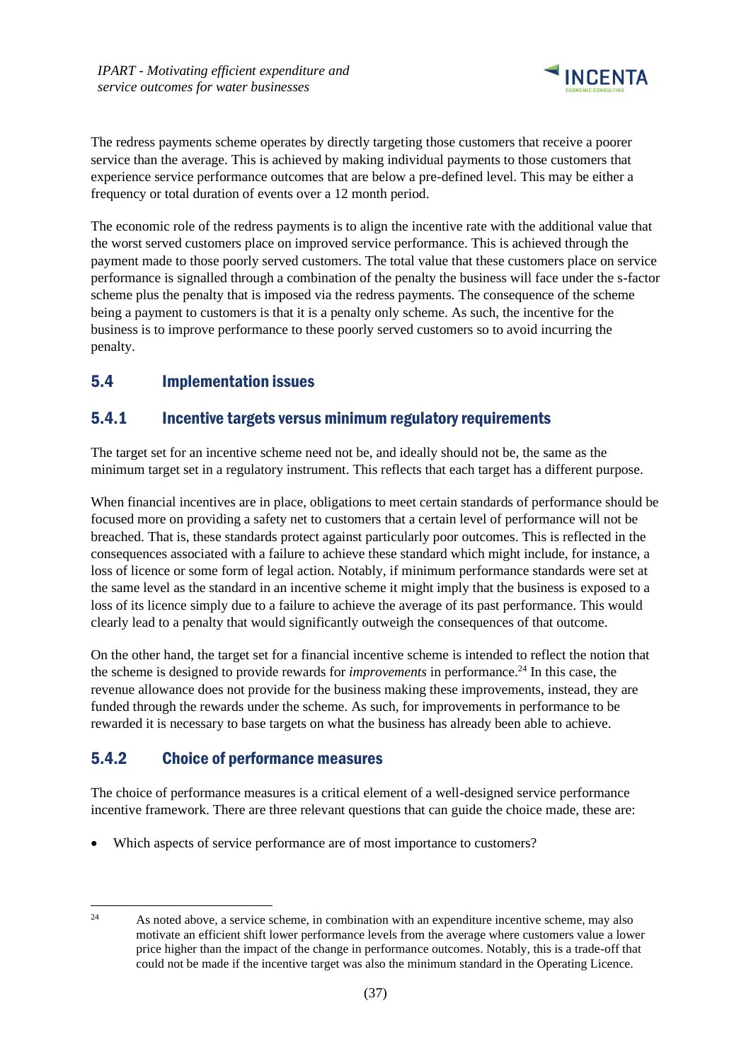The redress payments scheme operates by directly targeting those customers that receive a poorer service than the average. This is achieved by making individual payments to those customers that experience service performance outcomes that are below a pre-defined level. This may be either a frequency or total duration of events over a 12 month period.

The economic role of the redress payments is to align the incentive rate with the additional value that the worst served customers place on improved service performance. This is achieved through the payment made to those poorly served customers. The total value that these customers place on service performance is signalled through a combination of the penalty the business will face under the s-factor scheme plus the penalty that is imposed via the redress payments. The consequence of the scheme being a payment to customers is that it is a penalty only scheme. As such, the incentive for the business is to improve performance to these poorly served customers so to avoid incurring the penalty.

## 5.4 Implementation issues

### 5.4.1 Incentive targets versus minimum regulatory requirements

The target set for an incentive scheme need not be, and ideally should not be, the same as the minimum target set in a regulatory instrument. This reflects that each target has a different purpose.

When financial incentives are in place, obligations to meet certain standards of performance should be focused more on providing a safety net to customers that a certain level of performance will not be breached. That is, these standards protect against particularly poor outcomes. This is reflected in the consequences associated with a failure to achieve these standard which might include, for instance, a loss of licence or some form of legal action. Notably, if minimum performance standards were set at the same level as the standard in an incentive scheme it might imply that the business is exposed to a loss of its licence simply due to a failure to achieve the average of its past performance. This would clearly lead to a penalty that would significantly outweigh the consequences of that outcome.

On the other hand, the target set for a financial incentive scheme is intended to reflect the notion that the scheme is designed to provide rewards for *improvements* in performance.[24] In this case, the revenue allowance does not provide for the business making these improvements, instead, they are funded through the rewards under the scheme. As such, for improvements in performance to be rewarded it is necessary to base targets on what the business has already been able to achieve.

### 5.4.2 Choice of performance measures

The choice of performance measures is a critical element of a well-designed service performance incentive framework. There are three relevant questions that can guide the choice made, these are:

- Which aspects of service performance are of most importance to customers?

[24] As noted above, a service scheme, in combination with an expenditure incentive scheme, may also motivate an efficient shift lower performance levels from the average where customers value a lower price higher than the impact of the change in performance outcomes. Notably, this is a trade-off that could not be made if the incentive target was also the minimum standard in the Operating Licence.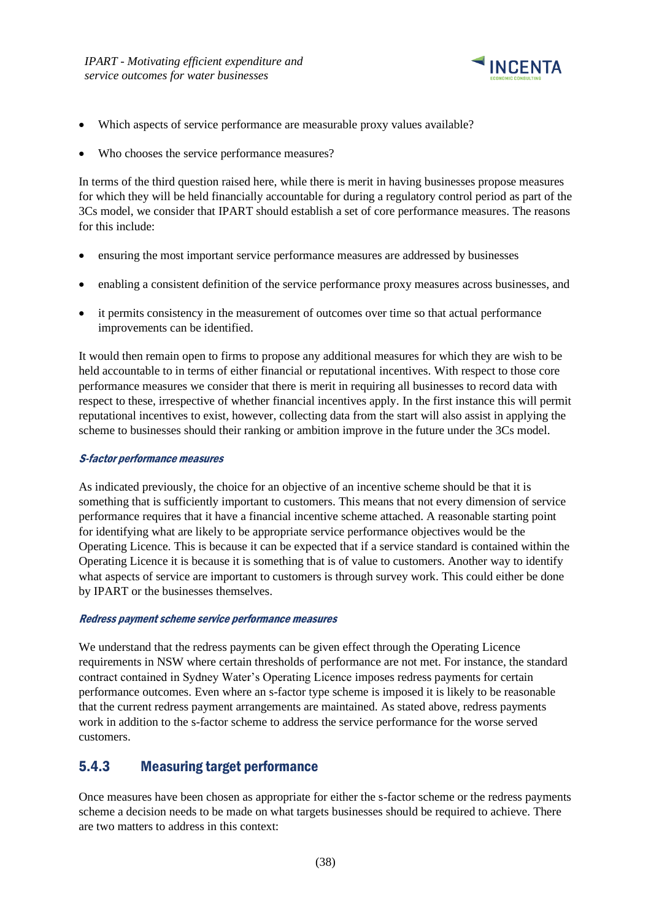- Which aspects of service performance are measurable proxy values available?
- Who chooses the service performance measures?

In terms of the third question raised here, while there is merit in having businesses propose measures for which they will be held financially accountable for during a regulatory control period as part of the 3Cs model, we consider that IPART should establish a set of core performance measures. The reasons for this include:

- ensuring the most important service performance measures are addressed by businesses
- enabling a consistent definition of the service performance proxy measures across businesses, and
- it permits consistency in the measurement of outcomes over time so that actual performance improvements can be identified.

It would then remain open to firms to propose any additional measures for which they are wish to be held accountable to in terms of either financial or reputational incentives. With respect to those core performance measures we consider that there is merit in requiring all businesses to record data with respect to these, irrespective of whether financial incentives apply. In the first instance this will permit reputational incentives to exist, however, collecting data from the start will also assist in applying the scheme to businesses should their ranking or ambition improve in the future under the 3Cs model.

***S-factor performance measures***

As indicated previously, the choice for an objective of an incentive scheme should be that it is something that is sufficiently important to customers. This means that not every dimension of service performance requires that it have a financial incentive scheme attached. A reasonable starting point for identifying what are likely to be appropriate service performance objectives would be the Operating Licence. This is because it can be expected that if a service standard is contained within the Operating Licence it is because it is something that is of value to customers. Another way to identify what aspects of service are important to customers is through survey work. This could either be done by IPART or the businesses themselves.

***Redress payment scheme service performance measures***

We understand that the redress payments can be given effect through the Operating Licence requirements in NSW where certain thresholds of performance are not met. For instance, the standard contract contained in Sydney Water's Operating Licence imposes redress payments for certain performance outcomes. Even where an s-factor type scheme is imposed it is likely to be reasonable that the current redress payment arrangements are maintained. As stated above, redress payments work in addition to the s-factor scheme to address the service performance for the worse served customers.

### 5.4.3 Measuring target performance

Once measures have been chosen as appropriate for either the s-factor scheme or the redress payments scheme a decision needs to be made on what targets businesses should be required to achieve. There are two matters to address in this context: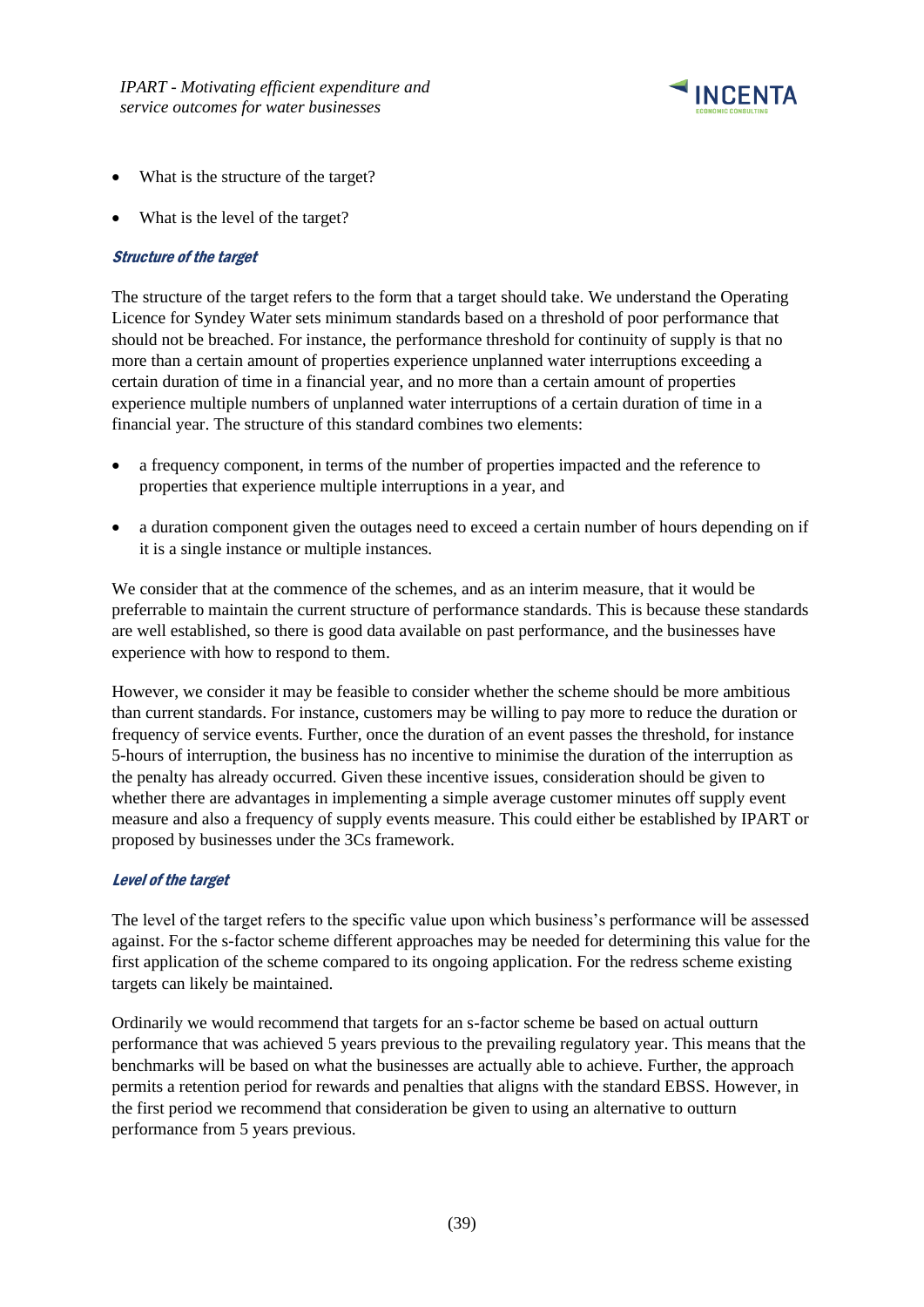- What is the structure of the target?
- What is the level of the target?

### *Structure of the target*

The structure of the target refers to the form that a target should take. We understand the Operating Licence for Syndey Water sets minimum standards based on a threshold of poor performance that should not be breached. For instance, the performance threshold for continuity of supply is that no more than a certain amount of properties experience unplanned water interruptions exceeding a certain duration of time in a financial year, and no more than a certain amount of properties experience multiple numbers of unplanned water interruptions of a certain duration of time in a financial year. The structure of this standard combines two elements:

- a frequency component, in terms of the number of properties impacted and the reference to properties that experience multiple interruptions in a year, and
- a duration component given the outages need to exceed a certain number of hours depending on if it is a single instance or multiple instances.

We consider that at the commence of the schemes, and as an interim measure, that it would be preferrable to maintain the current structure of performance standards. This is because these standards are well established, so there is good data available on past performance, and the businesses have experience with how to respond to them.

However, we consider it may be feasible to consider whether the scheme should be more ambitious than current standards. For instance, customers may be willing to pay more to reduce the duration or frequency of service events. Further, once the duration of an event passes the threshold, for instance 5-hours of interruption, the business has no incentive to minimise the duration of the interruption as the penalty has already occurred. Given these incentive issues, consideration should be given to whether there are advantages in implementing a simple average customer minutes off supply event measure and also a frequency of supply events measure. This could either be established by IPART or proposed by businesses under the 3Cs framework.

### *Level of the target*

The level of the target refers to the specific value upon which business's performance will be assessed against. For the s-factor scheme different approaches may be needed for determining this value for the first application of the scheme compared to its ongoing application. For the redress scheme existing targets can likely be maintained.

Ordinarily we would recommend that targets for an s-factor scheme be based on actual outturn performance that was achieved 5 years previous to the prevailing regulatory year. This means that the benchmarks will be based on what the businesses are actually able to achieve. Further, the approach permits a retention period for rewards and penalties that aligns with the standard EBSS. However, in the first period we recommend that consideration be given to using an alternative to outturn performance from 5 years previous.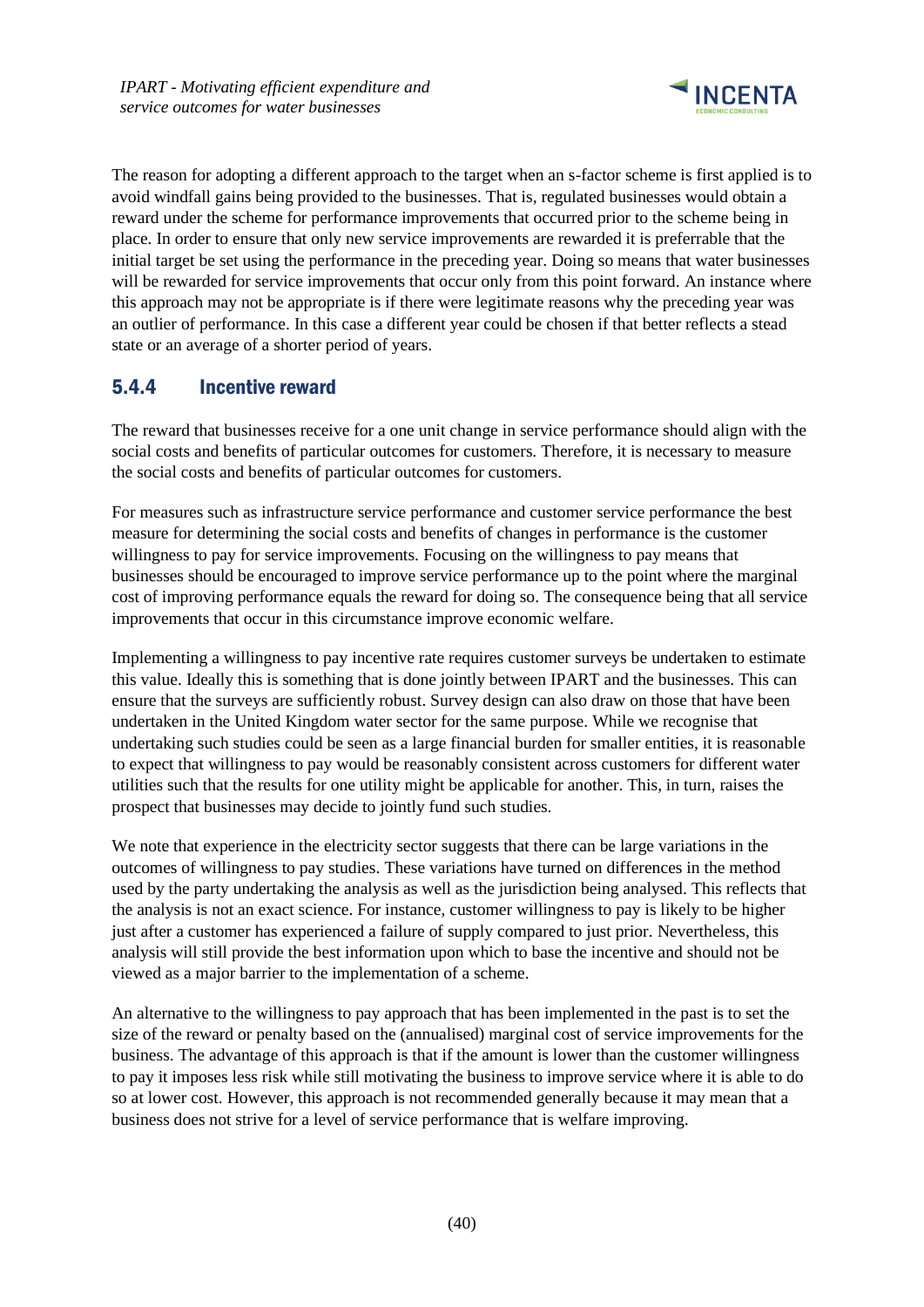The reason for adopting a different approach to the target when an s-factor scheme is first applied is to avoid windfall gains being provided to the businesses. That is, regulated businesses would obtain a reward under the scheme for performance improvements that occurred prior to the scheme being in place. In order to ensure that only new service improvements are rewarded it is preferrable that the initial target be set using the performance in the preceding year. Doing so means that water businesses will be rewarded for service improvements that occur only from this point forward. An instance where this approach may not be appropriate is if there were legitimate reasons why the preceding year was an outlier of performance. In this case a different year could be chosen if that better reflects a stead state or an average of a shorter period of years.

### 5.4.4 Incentive reward

The reward that businesses receive for a one unit change in service performance should align with the social costs and benefits of particular outcomes for customers. Therefore, it is necessary to measure the social costs and benefits of particular outcomes for customers.

For measures such as infrastructure service performance and customer service performance the best measure for determining the social costs and benefits of changes in performance is the customer willingness to pay for service improvements. Focusing on the willingness to pay means that businesses should be encouraged to improve service performance up to the point where the marginal cost of improving performance equals the reward for doing so. The consequence being that all service improvements that occur in this circumstance improve economic welfare.

Implementing a willingness to pay incentive rate requires customer surveys be undertaken to estimate this value. Ideally this is something that is done jointly between IPART and the businesses. This can ensure that the surveys are sufficiently robust. Survey design can also draw on those that have been undertaken in the United Kingdom water sector for the same purpose. While we recognise that undertaking such studies could be seen as a large financial burden for smaller entities, it is reasonable to expect that willingness to pay would be reasonably consistent across customers for different water utilities such that the results for one utility might be applicable for another. This, in turn, raises the prospect that businesses may decide to jointly fund such studies.

We note that experience in the electricity sector suggests that there can be large variations in the outcomes of willingness to pay studies. These variations have turned on differences in the method used by the party undertaking the analysis as well as the jurisdiction being analysed. This reflects that the analysis is not an exact science. For instance, customer willingness to pay is likely to be higher just after a customer has experienced a failure of supply compared to just prior. Nevertheless, this analysis will still provide the best information upon which to base the incentive and should not be viewed as a major barrier to the implementation of a scheme.

An alternative to the willingness to pay approach that has been implemented in the past is to set the size of the reward or penalty based on the (annualised) marginal cost of service improvements for the business. The advantage of this approach is that if the amount is lower than the customer willingness to pay it imposes less risk while still motivating the business to improve service where it is able to do so at lower cost. However, this approach is not recommended generally because it may mean that a business does not strive for a level of service performance that is welfare improving.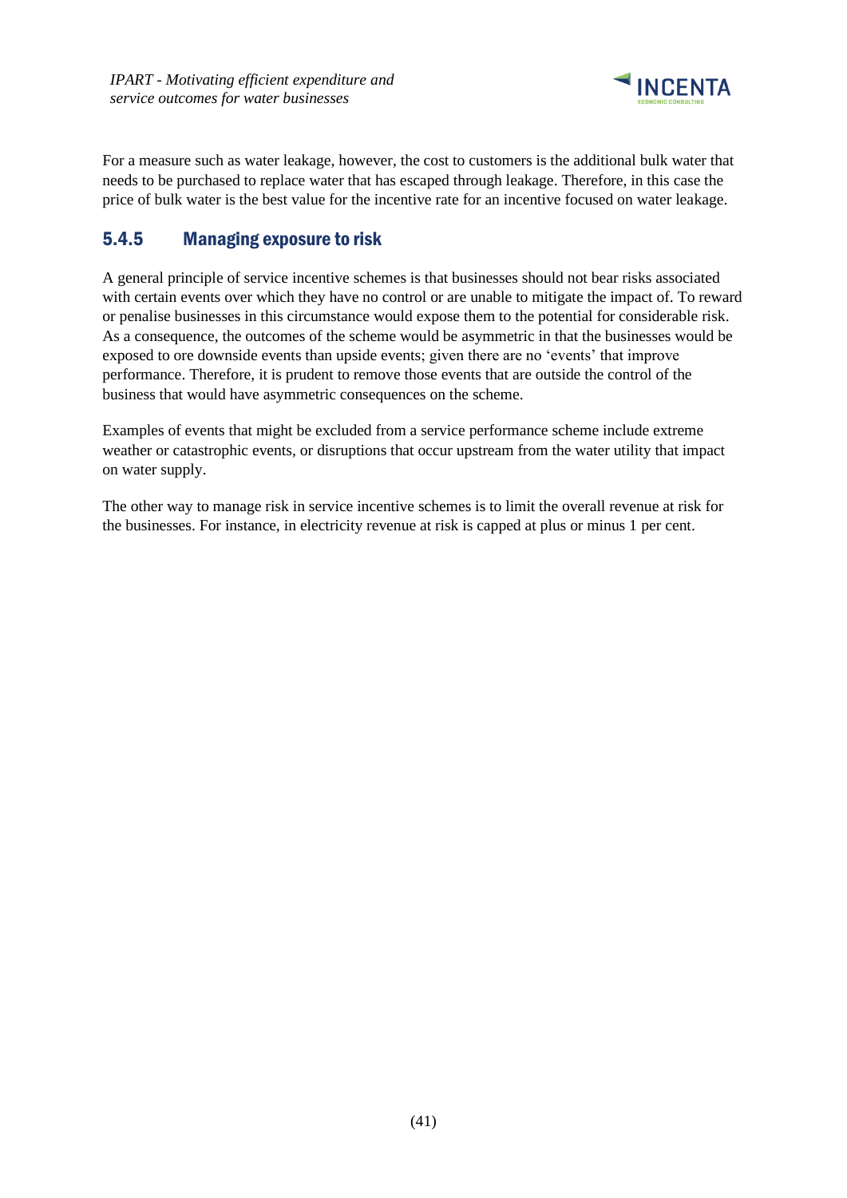For a measure such as water leakage, however, the cost to customers is the additional bulk water that needs to be purchased to replace water that has escaped through leakage. Therefore, in this case the price of bulk water is the best value for the incentive rate for an incentive focused on water leakage.

### 5.4.5 Managing exposure to risk

A general principle of service incentive schemes is that businesses should not bear risks associated with certain events over which they have no control or are unable to mitigate the impact of. To reward or penalise businesses in this circumstance would expose them to the potential for considerable risk. As a consequence, the outcomes of the scheme would be asymmetric in that the businesses would be exposed to ore downside events than upside events; given there are no 'events' that improve performance. Therefore, it is prudent to remove those events that are outside the control of the business that would have asymmetric consequences on the scheme.

Examples of events that might be excluded from a service performance scheme include extreme weather or catastrophic events, or disruptions that occur upstream from the water utility that impact on water supply.

The other way to manage risk in service incentive schemes is to limit the overall revenue at risk for the businesses. For instance, in electricity revenue at risk is capped at plus or minus 1 per cent.